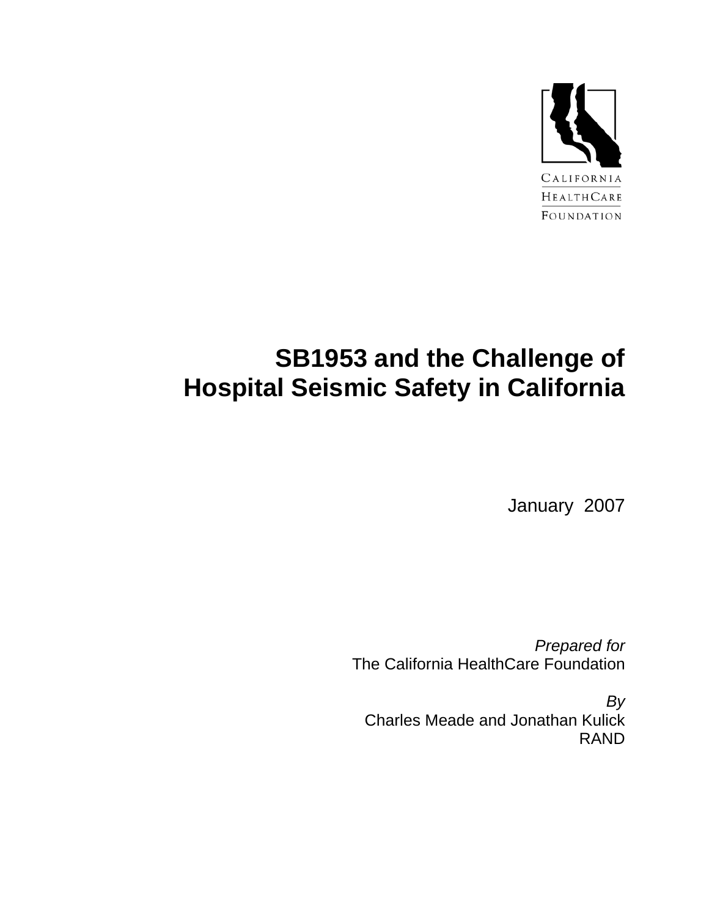CALIFORNIA HEALTHCARE FOUNDATION

# SB1953 and the Challenge of Hospital Seismic Safety in California

January 2007

*Prepared for*
The California HealthCare Foundation

*By*
Charles Meade and Jonathan Kulick
RAND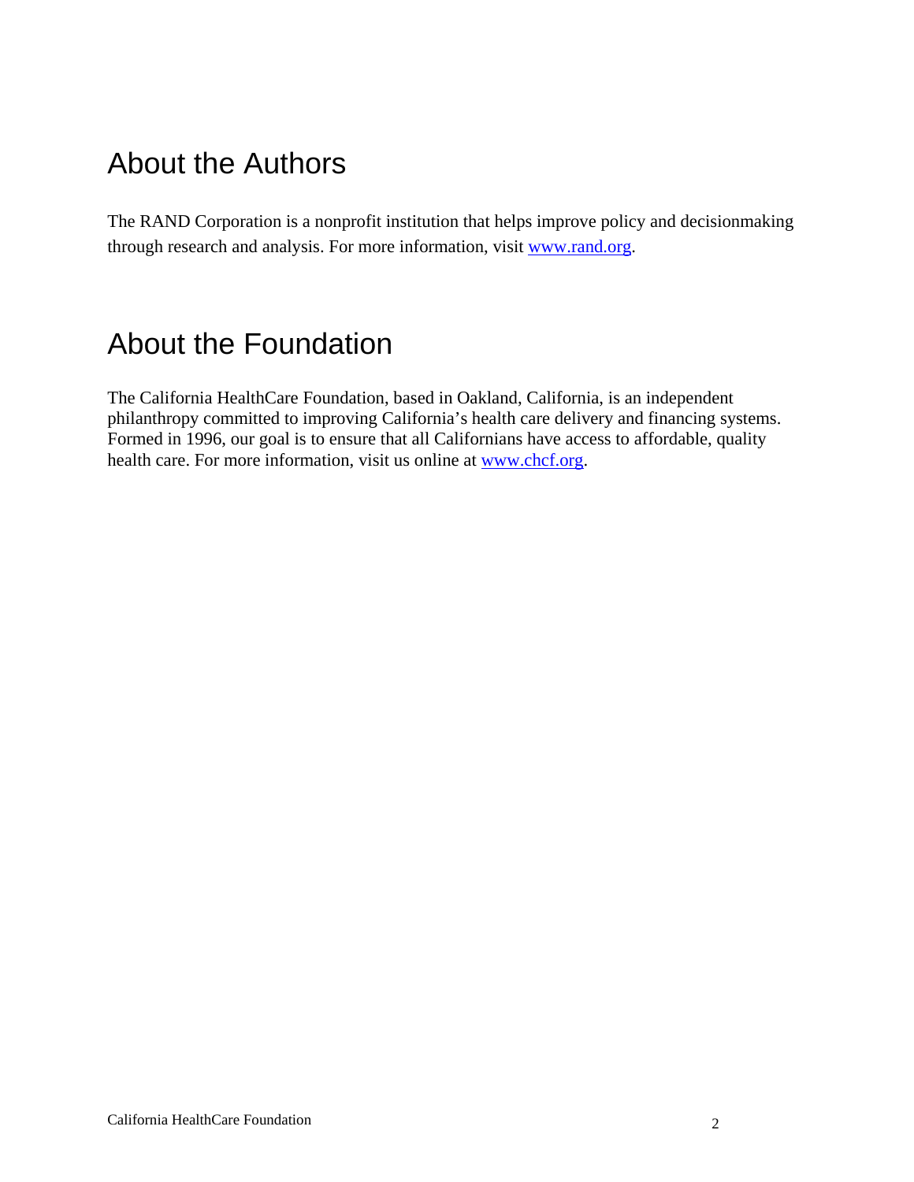## About the Authors

The RAND Corporation is a nonprofit institution that helps improve policy and decisionmaking through research and analysis. For more information, visit www.rand.org.

## About the Foundation

The California HealthCare Foundation, based in Oakland, California, is an independent philanthropy committed to improving California's health care delivery and financing systems. Formed in 1996, our goal is to ensure that all Californians have access to affordable, quality health care. For more information, visit us online at www.chcf.org.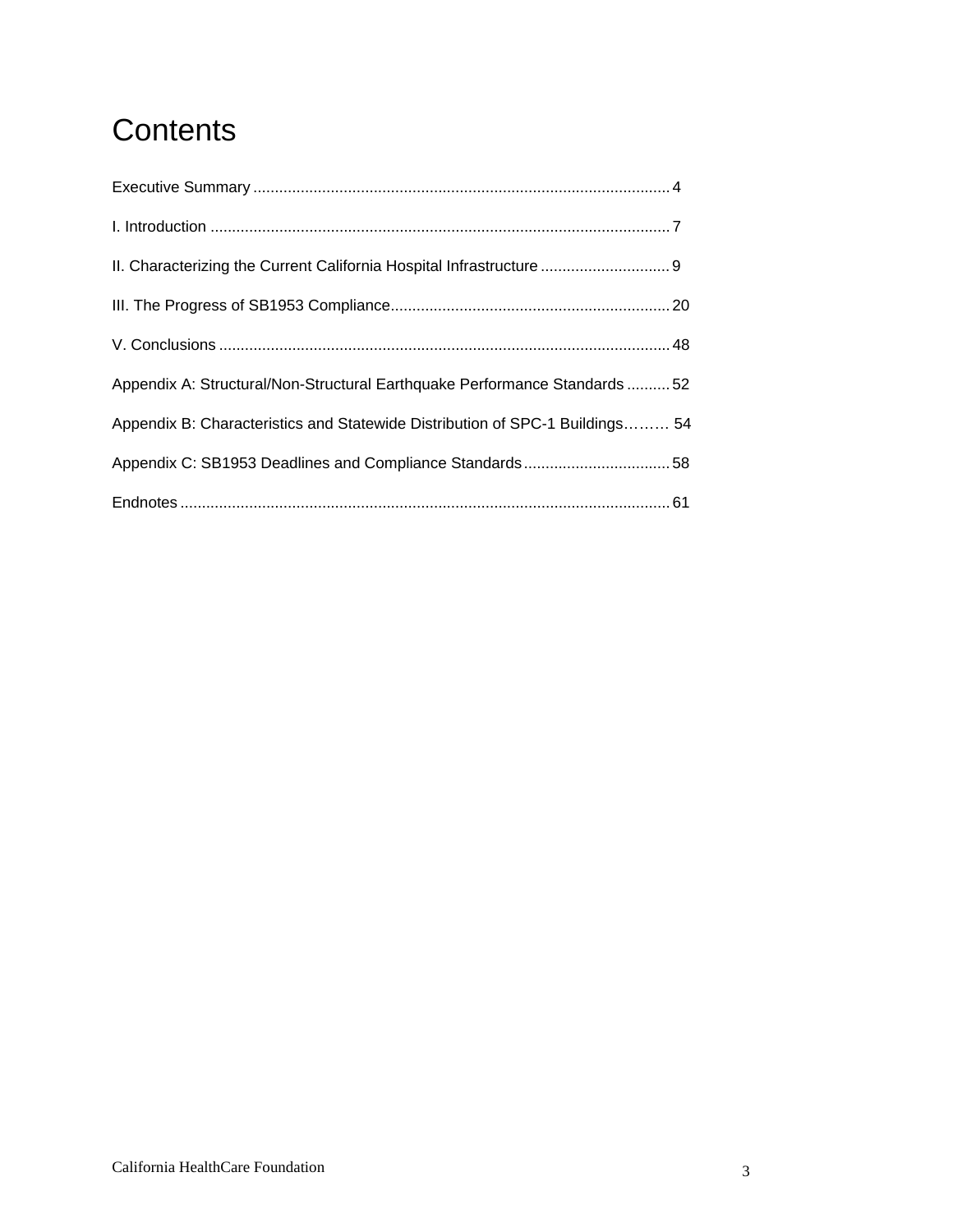# Contents

Executive Summary ................................................................................................ 4

I. Introduction ........................................................................................................ 7

II. Characterizing the Current California Hospital Infrastructure .............................. 9

III. The Progress of SB1953 Compliance................................................................. 20

V. Conclusions ........................................................................................................ 48

Appendix A: Structural/Non-Structural Earthquake Performance Standards .......... 52

Appendix B: Characteristics and Statewide Distribution of SPC-1 Buildings……… 54

Appendix C: SB1953 Deadlines and Compliance Standards .................................. 58

Endnotes ................................................................................................................. 61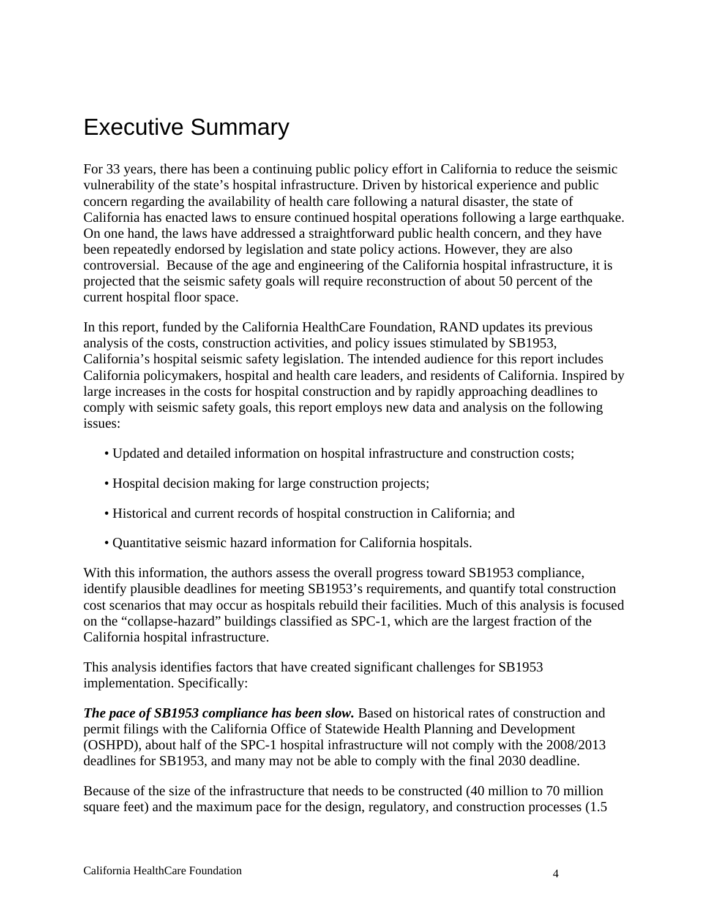# Executive Summary

For 33 years, there has been a continuing public policy effort in California to reduce the seismic vulnerability of the state's hospital infrastructure. Driven by historical experience and public concern regarding the availability of health care following a natural disaster, the state of California has enacted laws to ensure continued hospital operations following a large earthquake. On one hand, the laws have addressed a straightforward public health concern, and they have been repeatedly endorsed by legislation and state policy actions. However, they are also controversial. Because of the age and engineering of the California hospital infrastructure, it is projected that the seismic safety goals will require reconstruction of about 50 percent of the current hospital floor space.

In this report, funded by the California HealthCare Foundation, RAND updates its previous analysis of the costs, construction activities, and policy issues stimulated by SB1953, California's hospital seismic safety legislation. The intended audience for this report includes California policymakers, hospital and health care leaders, and residents of California. Inspired by large increases in the costs for hospital construction and by rapidly approaching deadlines to comply with seismic safety goals, this report employs new data and analysis on the following issues:

- Updated and detailed information on hospital infrastructure and construction costs;
- Hospital decision making for large construction projects;
- Historical and current records of hospital construction in California; and
- Quantitative seismic hazard information for California hospitals.

With this information, the authors assess the overall progress toward SB1953 compliance, identify plausible deadlines for meeting SB1953's requirements, and quantify total construction cost scenarios that may occur as hospitals rebuild their facilities. Much of this analysis is focused on the "collapse-hazard" buildings classified as SPC-1, which are the largest fraction of the California hospital infrastructure.

This analysis identifies factors that have created significant challenges for SB1953 implementation. Specifically:

***The pace of SB1953 compliance has been slow.*** Based on historical rates of construction and permit filings with the California Office of Statewide Health Planning and Development (OSHPD), about half of the SPC-1 hospital infrastructure will not comply with the 2008/2013 deadlines for SB1953, and many may not be able to comply with the final 2030 deadline.

Because of the size of the infrastructure that needs to be constructed (40 million to 70 million square feet) and the maximum pace for the design, regulatory, and construction processes (1.5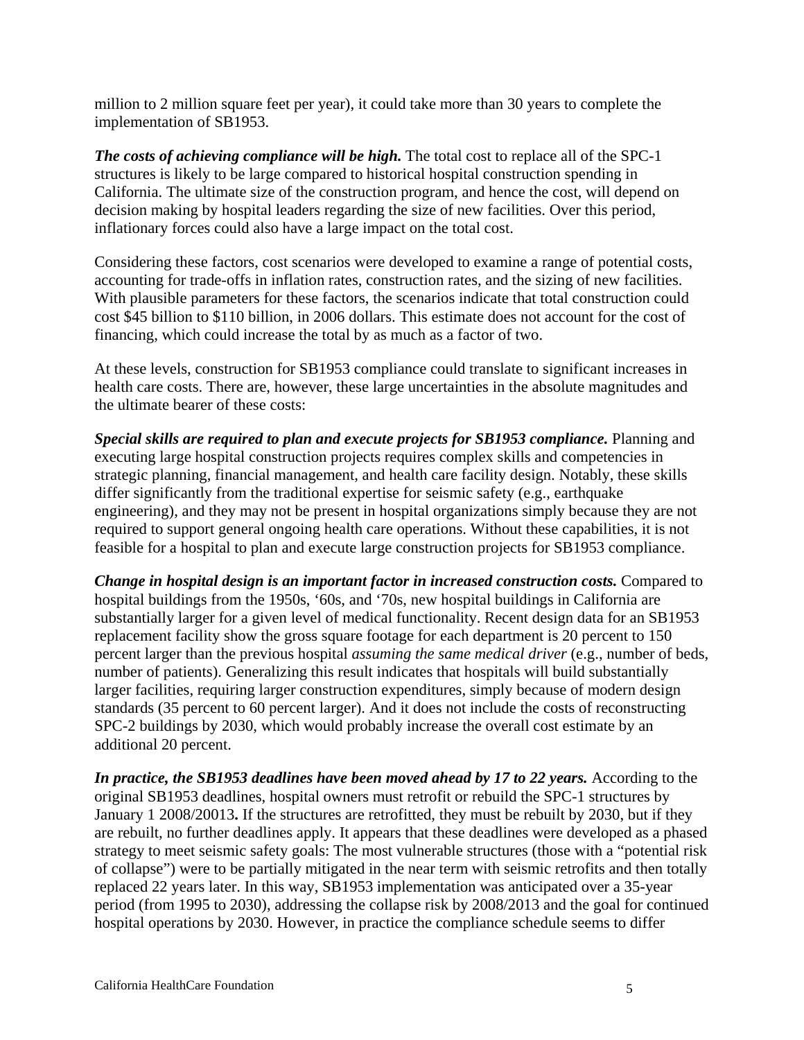million to 2 million square feet per year), it could take more than 30 years to complete the implementation of SB1953.

***The costs of achieving compliance will be high.*** The total cost to replace all of the SPC-1 structures is likely to be large compared to historical hospital construction spending in California. The ultimate size of the construction program, and hence the cost, will depend on decision making by hospital leaders regarding the size of new facilities. Over this period, inflationary forces could also have a large impact on the total cost.

Considering these factors, cost scenarios were developed to examine a range of potential costs, accounting for trade-offs in inflation rates, construction rates, and the sizing of new facilities. With plausible parameters for these factors, the scenarios indicate that total construction could cost $45 billion to $110 billion, in 2006 dollars. This estimate does not account for the cost of financing, which could increase the total by as much as a factor of two.

At these levels, construction for SB1953 compliance could translate to significant increases in health care costs. There are, however, these large uncertainties in the absolute magnitudes and the ultimate bearer of these costs:

***Special skills are required to plan and execute projects for SB1953 compliance.*** Planning and executing large hospital construction projects requires complex skills and competencies in strategic planning, financial management, and health care facility design. Notably, these skills differ significantly from the traditional expertise for seismic safety (e.g., earthquake engineering), and they may not be present in hospital organizations simply because they are not required to support general ongoing health care operations. Without these capabilities, it is not feasible for a hospital to plan and execute large construction projects for SB1953 compliance.

***Change in hospital design is an important factor in increased construction costs.*** Compared to hospital buildings from the 1950s, '60s, and '70s, new hospital buildings in California are substantially larger for a given level of medical functionality. Recent design data for an SB1953 replacement facility show the gross square footage for each department is 20 percent to 150 percent larger than the previous hospital *assuming the same medical driver* (e.g., number of beds, number of patients). Generalizing this result indicates that hospitals will build substantially larger facilities, requiring larger construction expenditures, simply because of modern design standards (35 percent to 60 percent larger). And it does not include the costs of reconstructing SPC-2 buildings by 2030, which would probably increase the overall cost estimate by an additional 20 percent.

***In practice, the SB1953 deadlines have been moved ahead by 17 to 22 years.*** According to the original SB1953 deadlines, hospital owners must retrofit or rebuild the SPC-1 structures by January 1 2008/20013**.** If the structures are retrofitted, they must be rebuilt by 2030, but if they are rebuilt, no further deadlines apply. It appears that these deadlines were developed as a phased strategy to meet seismic safety goals: The most vulnerable structures (those with a "potential risk of collapse") were to be partially mitigated in the near term with seismic retrofits and then totally replaced 22 years later. In this way, SB1953 implementation was anticipated over a 35-year period (from 1995 to 2030), addressing the collapse risk by 2008/2013 and the goal for continued hospital operations by 2030. However, in practice the compliance schedule seems to differ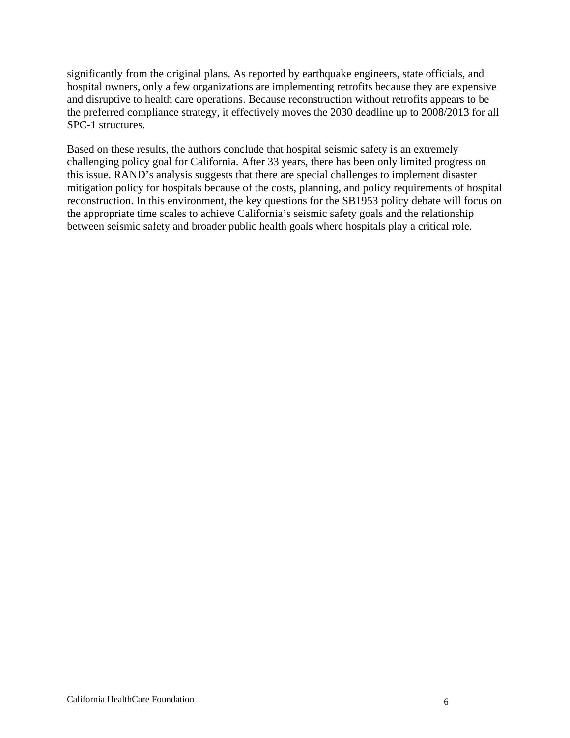significantly from the original plans. As reported by earthquake engineers, state officials, and hospital owners, only a few organizations are implementing retrofits because they are expensive and disruptive to health care operations. Because reconstruction without retrofits appears to be the preferred compliance strategy, it effectively moves the 2030 deadline up to 2008/2013 for all SPC-1 structures.

Based on these results, the authors conclude that hospital seismic safety is an extremely challenging policy goal for California. After 33 years, there has been only limited progress on this issue. RAND's analysis suggests that there are special challenges to implement disaster mitigation policy for hospitals because of the costs, planning, and policy requirements of hospital reconstruction. In this environment, the key questions for the SB1953 policy debate will focus on the appropriate time scales to achieve California's seismic safety goals and the relationship between seismic safety and broader public health goals where hospitals play a critical role.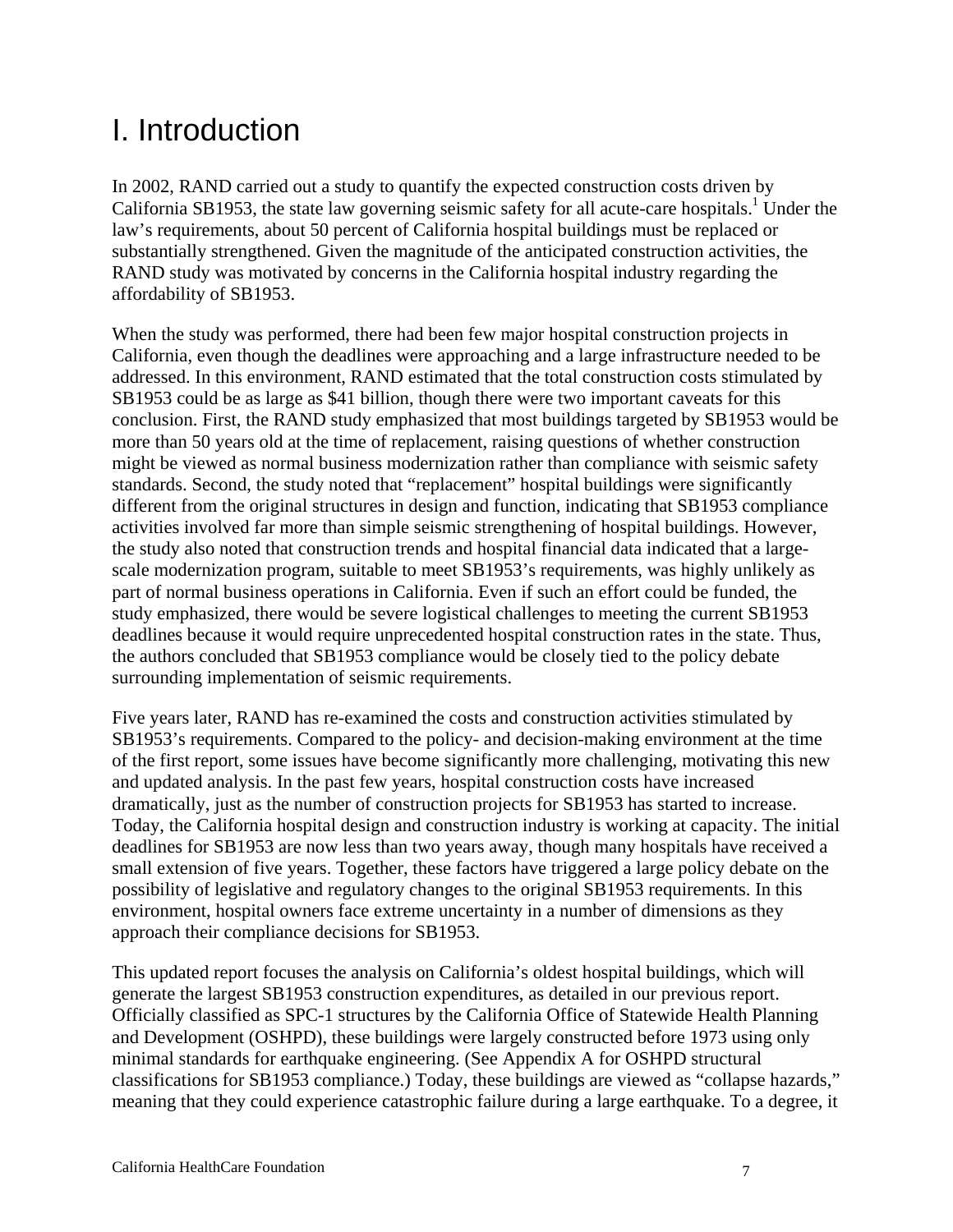# I. Introduction

In 2002, RAND carried out a study to quantify the expected construction costs driven by California SB1953, the state law governing seismic safety for all acute-care hospitals.[1] Under the law's requirements, about 50 percent of California hospital buildings must be replaced or substantially strengthened. Given the magnitude of the anticipated construction activities, the RAND study was motivated by concerns in the California hospital industry regarding the affordability of SB1953.

When the study was performed, there had been few major hospital construction projects in California, even though the deadlines were approaching and a large infrastructure needed to be addressed. In this environment, RAND estimated that the total construction costs stimulated by SB1953 could be as large as $41 billion, though there were two important caveats for this conclusion. First, the RAND study emphasized that most buildings targeted by SB1953 would be more than 50 years old at the time of replacement, raising questions of whether construction might be viewed as normal business modernization rather than compliance with seismic safety standards. Second, the study noted that "replacement" hospital buildings were significantly different from the original structures in design and function, indicating that SB1953 compliance activities involved far more than simple seismic strengthening of hospital buildings. However, the study also noted that construction trends and hospital financial data indicated that a large-scale modernization program, suitable to meet SB1953's requirements, was highly unlikely as part of normal business operations in California. Even if such an effort could be funded, the study emphasized, there would be severe logistical challenges to meeting the current SB1953 deadlines because it would require unprecedented hospital construction rates in the state. Thus, the authors concluded that SB1953 compliance would be closely tied to the policy debate surrounding implementation of seismic requirements.

Five years later, RAND has re-examined the costs and construction activities stimulated by SB1953's requirements. Compared to the policy- and decision-making environment at the time of the first report, some issues have become significantly more challenging, motivating this new and updated analysis. In the past few years, hospital construction costs have increased dramatically, just as the number of construction projects for SB1953 has started to increase. Today, the California hospital design and construction industry is working at capacity. The initial deadlines for SB1953 are now less than two years away, though many hospitals have received a small extension of five years. Together, these factors have triggered a large policy debate on the possibility of legislative and regulatory changes to the original SB1953 requirements. In this environment, hospital owners face extreme uncertainty in a number of dimensions as they approach their compliance decisions for SB1953.

This updated report focuses the analysis on California's oldest hospital buildings, which will generate the largest SB1953 construction expenditures, as detailed in our previous report. Officially classified as SPC-1 structures by the California Office of Statewide Health Planning and Development (OSHPD), these buildings were largely constructed before 1973 using only minimal standards for earthquake engineering. (See Appendix A for OSHPD structural classifications for SB1953 compliance.) Today, these buildings are viewed as "collapse hazards," meaning that they could experience catastrophic failure during a large earthquake. To a degree, it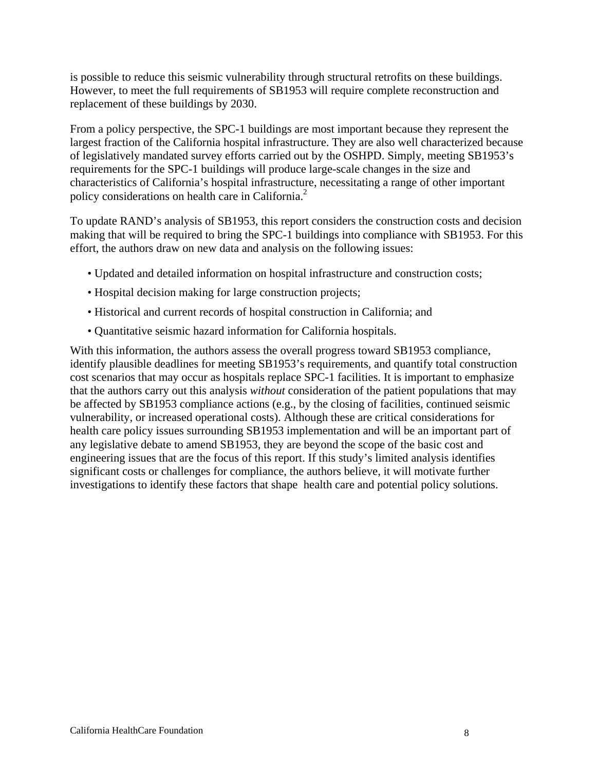is possible to reduce this seismic vulnerability through structural retrofits on these buildings. However, to meet the full requirements of SB1953 will require complete reconstruction and replacement of these buildings by 2030.

From a policy perspective, the SPC-1 buildings are most important because they represent the largest fraction of the California hospital infrastructure. They are also well characterized because of legislatively mandated survey efforts carried out by the OSHPD. Simply, meeting SB1953's requirements for the SPC-1 buildings will produce large-scale changes in the size and characteristics of California's hospital infrastructure, necessitating a range of other important policy considerations on health care in California.[2]

To update RAND's analysis of SB1953, this report considers the construction costs and decision making that will be required to bring the SPC-1 buildings into compliance with SB1953. For this effort, the authors draw on new data and analysis on the following issues:

- Updated and detailed information on hospital infrastructure and construction costs;
- Hospital decision making for large construction projects;
- Historical and current records of hospital construction in California; and
- Quantitative seismic hazard information for California hospitals.

With this information, the authors assess the overall progress toward SB1953 compliance, identify plausible deadlines for meeting SB1953's requirements, and quantify total construction cost scenarios that may occur as hospitals replace SPC-1 facilities. It is important to emphasize that the authors carry out this analysis *without* consideration of the patient populations that may be affected by SB1953 compliance actions (e.g., by the closing of facilities, continued seismic vulnerability, or increased operational costs). Although these are critical considerations for health care policy issues surrounding SB1953 implementation and will be an important part of any legislative debate to amend SB1953, they are beyond the scope of the basic cost and engineering issues that are the focus of this report. If this study's limited analysis identifies significant costs or challenges for compliance, the authors believe, it will motivate further investigations to identify these factors that shape health care and potential policy solutions.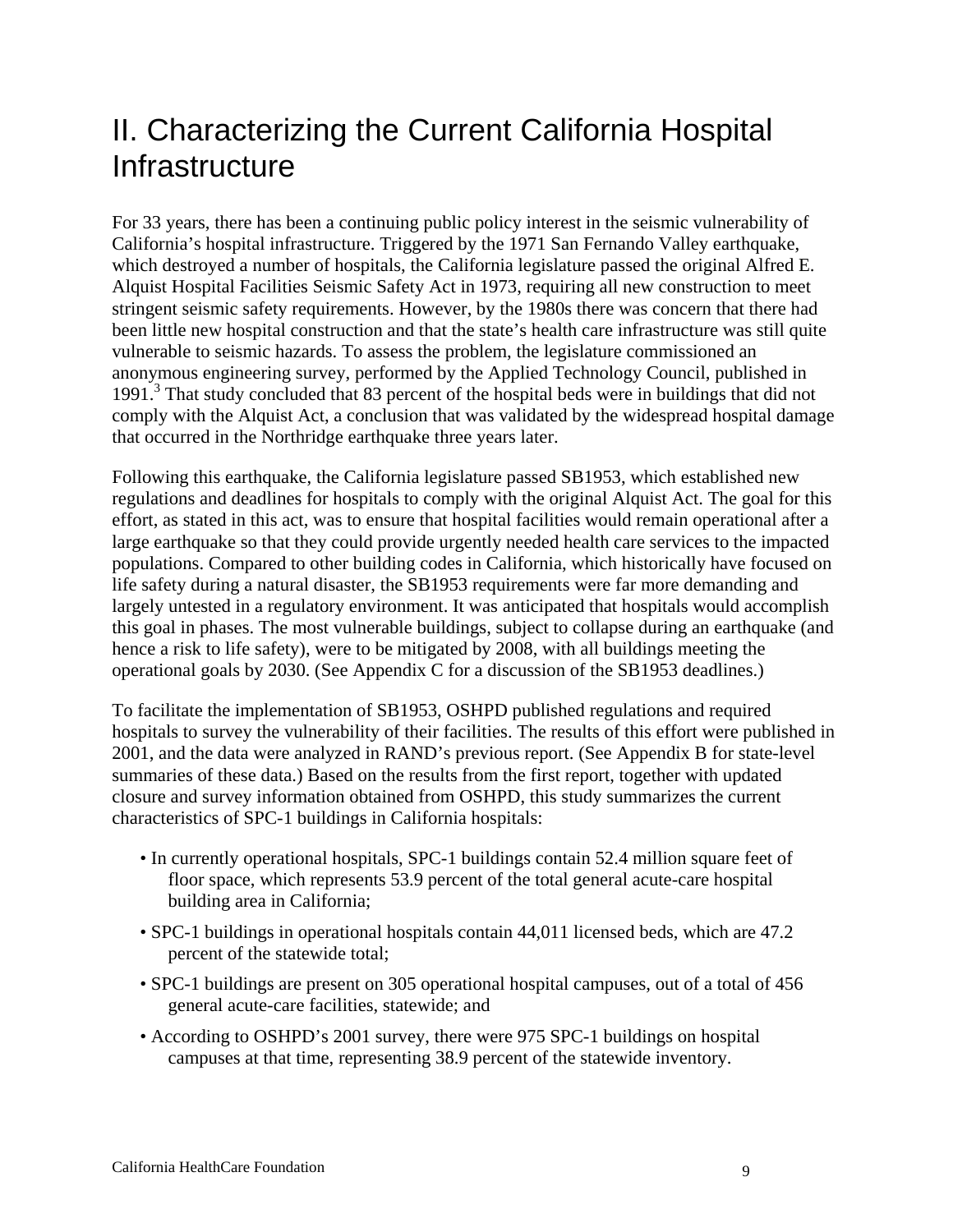# II. Characterizing the Current California Hospital Infrastructure

For 33 years, there has been a continuing public policy interest in the seismic vulnerability of California's hospital infrastructure. Triggered by the 1971 San Fernando Valley earthquake, which destroyed a number of hospitals, the California legislature passed the original Alfred E. Alquist Hospital Facilities Seismic Safety Act in 1973, requiring all new construction to meet stringent seismic safety requirements. However, by the 1980s there was concern that there had been little new hospital construction and that the state's health care infrastructure was still quite vulnerable to seismic hazards. To assess the problem, the legislature commissioned an anonymous engineering survey, performed by the Applied Technology Council, published in 1991.[3] That study concluded that 83 percent of the hospital beds were in buildings that did not comply with the Alquist Act, a conclusion that was validated by the widespread hospital damage that occurred in the Northridge earthquake three years later.

Following this earthquake, the California legislature passed SB1953, which established new regulations and deadlines for hospitals to comply with the original Alquist Act. The goal for this effort, as stated in this act, was to ensure that hospital facilities would remain operational after a large earthquake so that they could provide urgently needed health care services to the impacted populations. Compared to other building codes in California, which historically have focused on life safety during a natural disaster, the SB1953 requirements were far more demanding and largely untested in a regulatory environment. It was anticipated that hospitals would accomplish this goal in phases. The most vulnerable buildings, subject to collapse during an earthquake (and hence a risk to life safety), were to be mitigated by 2008, with all buildings meeting the operational goals by 2030. (See Appendix C for a discussion of the SB1953 deadlines.)

To facilitate the implementation of SB1953, OSHPD published regulations and required hospitals to survey the vulnerability of their facilities. The results of this effort were published in 2001, and the data were analyzed in RAND's previous report. (See Appendix B for state-level summaries of these data.) Based on the results from the first report, together with updated closure and survey information obtained from OSHPD, this study summarizes the current characteristics of SPC-1 buildings in California hospitals:

- In currently operational hospitals, SPC-1 buildings contain 52.4 million square feet of floor space, which represents 53.9 percent of the total general acute-care hospital building area in California;
- SPC-1 buildings in operational hospitals contain 44,011 licensed beds, which are 47.2 percent of the statewide total;
- SPC-1 buildings are present on 305 operational hospital campuses, out of a total of 456 general acute-care facilities, statewide; and
- According to OSHPD's 2001 survey, there were 975 SPC-1 buildings on hospital campuses at that time, representing 38.9 percent of the statewide inventory.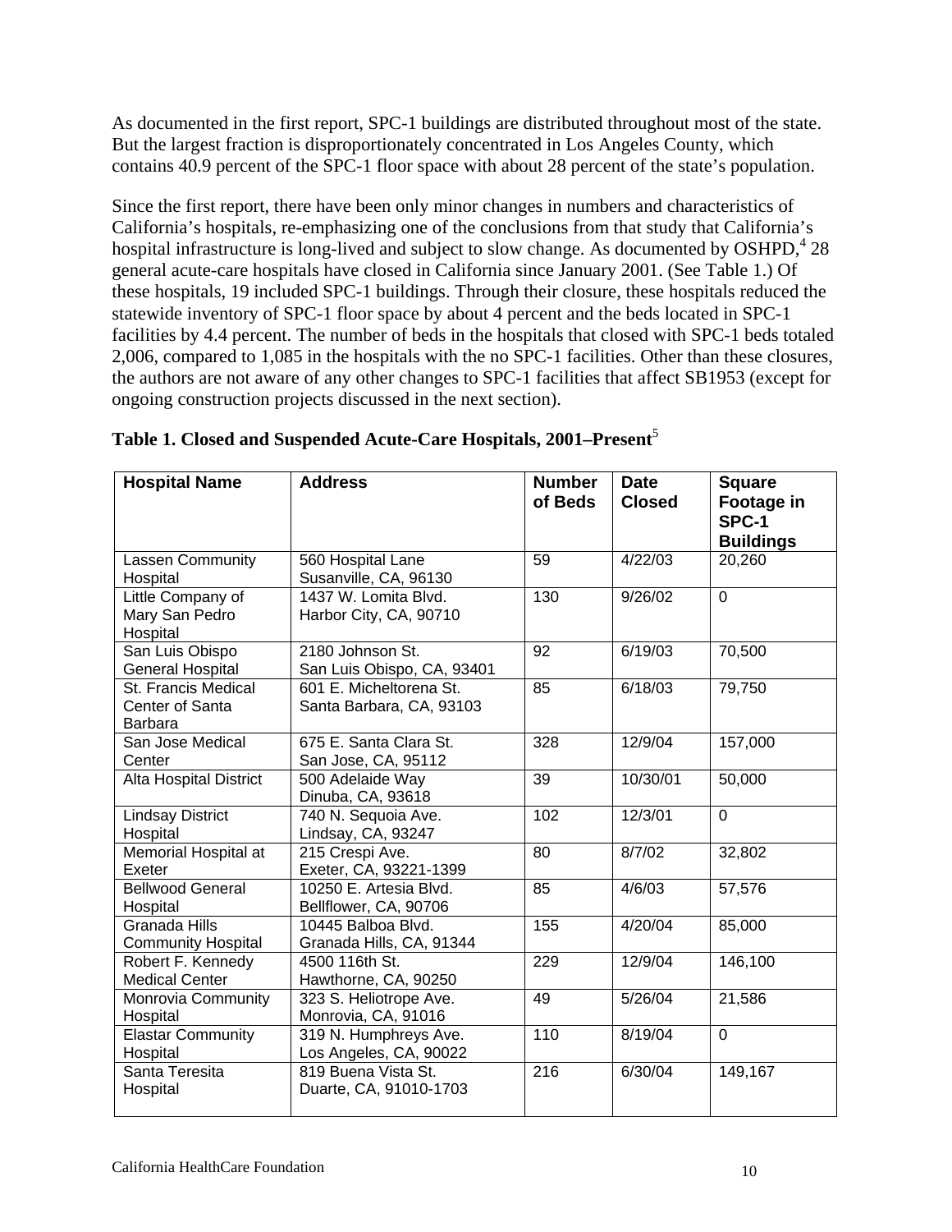As documented in the first report, SPC-1 buildings are distributed throughout most of the state. But the largest fraction is disproportionately concentrated in Los Angeles County, which contains 40.9 percent of the SPC-1 floor space with about 28 percent of the state's population.

Since the first report, there have been only minor changes in numbers and characteristics of California's hospitals, re-emphasizing one of the conclusions from that study that California's hospital infrastructure is long-lived and subject to slow change. As documented by OSHPD,[4] 28 general acute-care hospitals have closed in California since January 2001. (See Table 1.) Of these hospitals, 19 included SPC-1 buildings. Through their closure, these hospitals reduced the statewide inventory of SPC-1 floor space by about 4 percent and the beds located in SPC-1 facilities by 4.4 percent. The number of beds in the hospitals that closed with SPC-1 beds totaled 2,006, compared to 1,085 in the hospitals with the no SPC-1 facilities. Other than these closures, the authors are not aware of any other changes to SPC-1 facilities that affect SB1953 (except for ongoing construction projects discussed in the next section).

**Table 1. Closed and Suspended Acute-Care Hospitals, 2001–Present**[5]

| Hospital Name | Address | Number of Beds | Date Closed | Square Footage in SPC-1 Buildings |
|---|---|---|---|---|
| Lassen Community Hospital | 560 Hospital Lane Susanville, CA, 96130 | 59 | 4/22/03 | 20,260 |
| Little Company of Mary San Pedro Hospital | 1437 W. Lomita Blvd. Harbor City, CA, 90710 | 130 | 9/26/02 | 0 |
| San Luis Obispo General Hospital | 2180 Johnson St. San Luis Obispo, CA, 93401 | 92 | 6/19/03 | 70,500 |
| St. Francis Medical Center of Santa Barbara | 601 E. Micheltorena St. Santa Barbara, CA, 93103 | 85 | 6/18/03 | 79,750 |
| San Jose Medical Center | 675 E. Santa Clara St. San Jose, CA, 95112 | 328 | 12/9/04 | 157,000 |
| Alta Hospital District | 500 Adelaide Way Dinuba, CA, 93618 | 39 | 10/30/01 | 50,000 |
| Lindsay District Hospital | 740 N. Sequoia Ave. Lindsay, CA, 93247 | 102 | 12/3/01 | 0 |
| Memorial Hospital at Exeter | 215 Crespi Ave. Exeter, CA, 93221-1399 | 80 | 8/7/02 | 32,802 |
| Bellwood General Hospital | 10250 E. Artesia Blvd. Bellflower, CA, 90706 | 85 | 4/6/03 | 57,576 |
| Granada Hills Community Hospital | 10445 Balboa Blvd. Granada Hills, CA, 91344 | 155 | 4/20/04 | 85,000 |
| Robert F. Kennedy Medical Center | 4500 116th St. Hawthorne, CA, 90250 | 229 | 12/9/04 | 146,100 |
| Monrovia Community Hospital | 323 S. Heliotrope Ave. Monrovia, CA, 91016 | 49 | 5/26/04 | 21,586 |
| Elastar Community Hospital | 319 N. Humphreys Ave. Los Angeles, CA, 90022 | 110 | 8/19/04 | 0 |
| Santa Teresita Hospital | 819 Buena Vista St. Duarte, CA, 91010-1703 | 216 | 6/30/04 | 149,167 |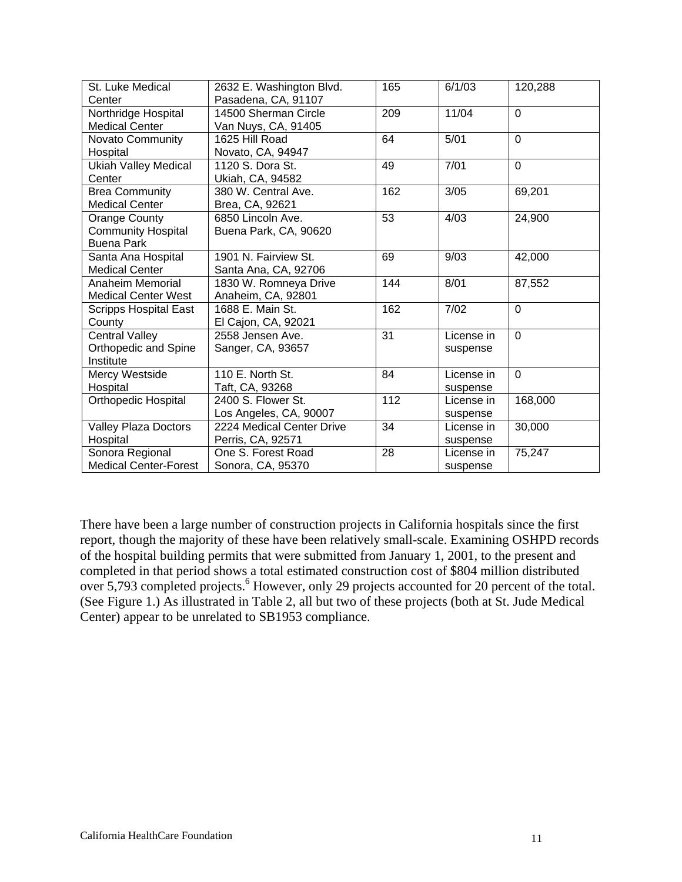| St. Luke Medical Center | 2632 E. Washington Blvd. Pasadena, CA, 91107 | 165 | 6/1/03 | 120,288 |
|---|---|---|---|---|
| Northridge Hospital Medical Center | 14500 Sherman Circle Van Nuys, CA, 91405 | 209 | 11/04 | 0 |
| Novato Community Hospital | 1625 Hill Road Novato, CA, 94947 | 64 | 5/01 | 0 |
| Ukiah Valley Medical Center | 1120 S. Dora St. Ukiah, CA, 94582 | 49 | 7/01 | 0 |
| Brea Community Medical Center | 380 W. Central Ave. Brea, CA, 92621 | 162 | 3/05 | 69,201 |
| Orange County Community Hospital Buena Park | 6850 Lincoln Ave. Buena Park, CA, 90620 | 53 | 4/03 | 24,900 |
| Santa Ana Hospital Medical Center | 1901 N. Fairview St. Santa Ana, CA, 92706 | 69 | 9/03 | 42,000 |
| Anaheim Memorial Medical Center West | 1830 W. Romneya Drive Anaheim, CA, 92801 | 144 | 8/01 | 87,552 |
| Scripps Hospital East County | 1688 E. Main St. El Cajon, CA, 92021 | 162 | 7/02 | 0 |
| Central Valley Orthopedic and Spine Institute | 2558 Jensen Ave. Sanger, CA, 93657 | 31 | License in suspense | 0 |
| Mercy Westside Hospital | 110 E. North St. Taft, CA, 93268 | 84 | License in suspense | 0 |
| Orthopedic Hospital | 2400 S. Flower St. Los Angeles, CA, 90007 | 112 | License in suspense | 168,000 |
| Valley Plaza Doctors Hospital | 2224 Medical Center Drive Perris, CA, 92571 | 34 | License in suspense | 30,000 |
| Sonora Regional Medical Center-Forest | One S. Forest Road Sonora, CA, 95370 | 28 | License in suspense | 75,247 |

There have been a large number of construction projects in California hospitals since the first report, though the majority of these have been relatively small-scale. Examining OSHPD records of the hospital building permits that were submitted from January 1, 2001, to the present and completed in that period shows a total estimated construction cost of $804 million distributed over 5,793 completed projects.[6] However, only 29 projects accounted for 20 percent of the total. (See Figure 1.) As illustrated in Table 2, all but two of these projects (both at St. Jude Medical Center) appear to be unrelated to SB1953 compliance.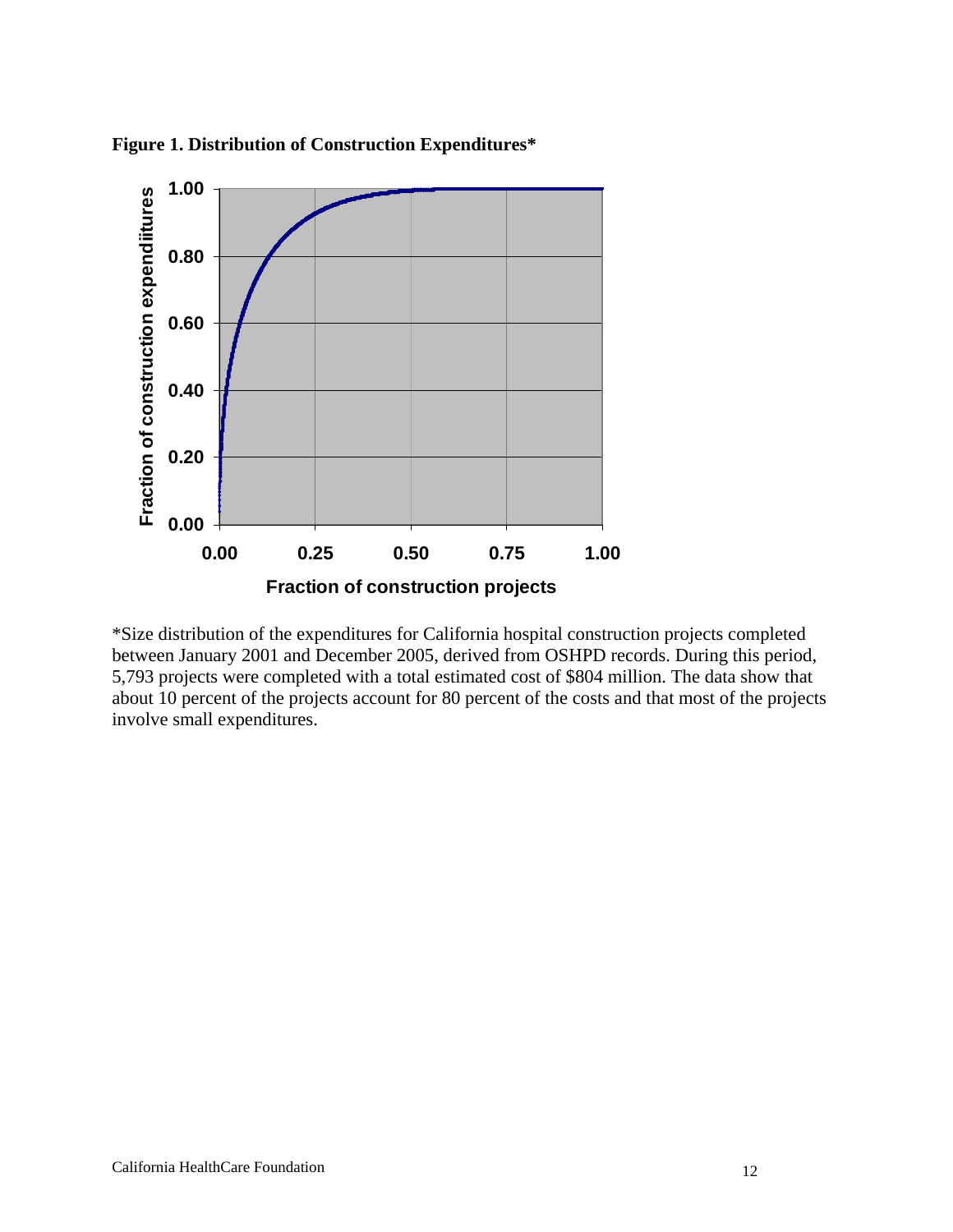**Figure 1. Distribution of Construction Expenditures***

*Size distribution of the expenditures for California hospital construction projects completed between January 2001 and December 2005, derived from OSHPD records. During this period, 5,793 projects were completed with a total estimated cost of $804 million. The data show that about 10 percent of the projects account for 80 percent of the costs and that most of the projects involve small expenditures.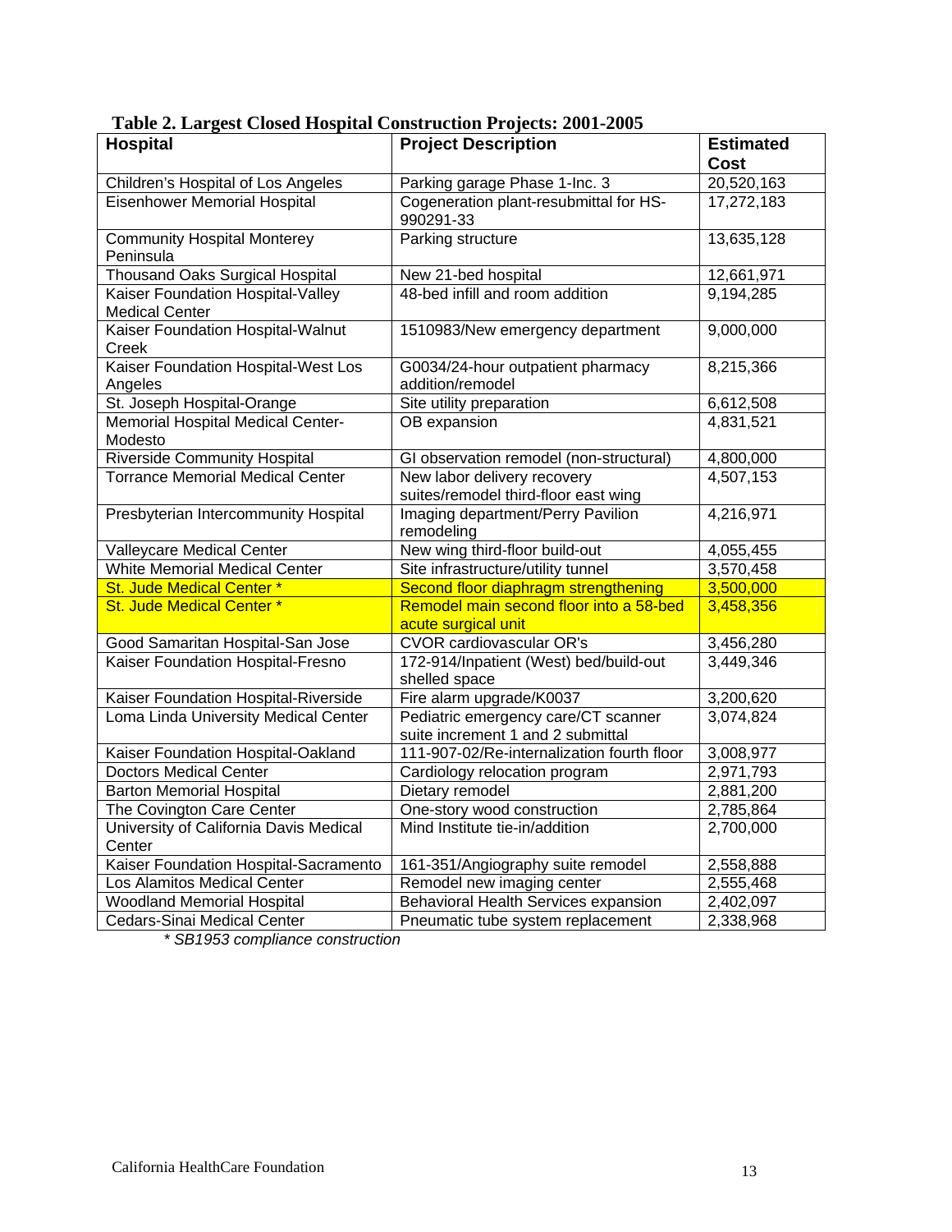**Table 2. Largest Closed Hospital Construction Projects: 2001-2005**

| Hospital | Project Description | Estimated Cost |
|---|---|---|
| Children's Hospital of Los Angeles | Parking garage Phase 1-Inc. 3 | 20,520,163 |
| Eisenhower Memorial Hospital | Cogeneration plant-resubmittal for HS-990291-33 | 17,272,183 |
| Community Hospital Monterey Peninsula | Parking structure | 13,635,128 |
| Thousand Oaks Surgical Hospital | New 21-bed hospital | 12,661,971 |
| Kaiser Foundation Hospital-Valley Medical Center | 48-bed infill and room addition | 9,194,285 |
| Kaiser Foundation Hospital-Walnut Creek | 1510983/New emergency department | 9,000,000 |
| Kaiser Foundation Hospital-West Los Angeles | G0034/24-hour outpatient pharmacy addition/remodel | 8,215,366 |
| St. Joseph Hospital-Orange | Site utility preparation | 6,612,508 |
| Memorial Hospital Medical Center-Modesto | OB expansion | 4,831,521 |
| Riverside Community Hospital | GI observation remodel (non-structural) | 4,800,000 |
| Torrance Memorial Medical Center | New labor delivery recovery suites/remodel third-floor east wing | 4,507,153 |
| Presbyterian Intercommunity Hospital | Imaging department/Perry Pavilion remodeling | 4,216,971 |
| Valleycare Medical Center | New wing third-floor build-out | 4,055,455 |
| White Memorial Medical Center | Site infrastructure/utility tunnel | 3,570,458 |
| St. Jude Medical Center * | Second floor diaphragm strengthening | 3,500,000 |
| St. Jude Medical Center * | Remodel main second floor into a 58-bed acute surgical unit | 3,458,356 |
| Good Samaritan Hospital-San Jose | CVOR cardiovascular OR's | 3,456,280 |
| Kaiser Foundation Hospital-Fresno | 172-914/Inpatient (West) bed/build-out shelled space | 3,449,346 |
| Kaiser Foundation Hospital-Riverside | Fire alarm upgrade/K0037 | 3,200,620 |
| Loma Linda University Medical Center | Pediatric emergency care/CT scanner suite increment 1 and 2 submittal | 3,074,824 |
| Kaiser Foundation Hospital-Oakland | 111-907-02/Re-internalization fourth floor | 3,008,977 |
| Doctors Medical Center | Cardiology relocation program | 2,971,793 |
| Barton Memorial Hospital | Dietary remodel | 2,881,200 |
| The Covington Care Center | One-story wood construction | 2,785,864 |
| University of California Davis Medical Center | Mind Institute tie-in/addition | 2,700,000 |
| Kaiser Foundation Hospital-Sacramento | 161-351/Angiography suite remodel | 2,558,888 |
| Los Alamitos Medical Center | Remodel new imaging center | 2,555,468 |
| Woodland Memorial Hospital | Behavioral Health Services expansion | 2,402,097 |
| Cedars-Sinai Medical Center | Pneumatic tube system replacement | 2,338,968 |

*\* SB1953 compliance construction*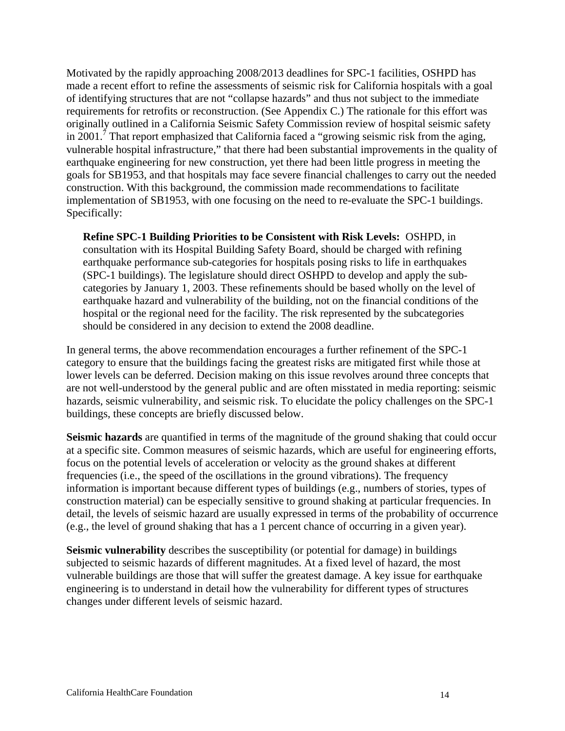Motivated by the rapidly approaching 2008/2013 deadlines for SPC-1 facilities, OSHPD has made a recent effort to refine the assessments of seismic risk for California hospitals with a goal of identifying structures that are not "collapse hazards" and thus not subject to the immediate requirements for retrofits or reconstruction. (See Appendix C.) The rationale for this effort was originally outlined in a California Seismic Safety Commission review of hospital seismic safety in 2001.[7] That report emphasized that California faced a "growing seismic risk from the aging, vulnerable hospital infrastructure," that there had been substantial improvements in the quality of earthquake engineering for new construction, yet there had been little progress in meeting the goals for SB1953, and that hospitals may face severe financial challenges to carry out the needed construction. With this background, the commission made recommendations to facilitate implementation of SB1953, with one focusing on the need to re-evaluate the SPC-1 buildings. Specifically:

> **Refine SPC-1 Building Priorities to be Consistent with Risk Levels:** OSHPD, in consultation with its Hospital Building Safety Board, should be charged with refining earthquake performance sub-categories for hospitals posing risks to life in earthquakes (SPC-1 buildings). The legislature should direct OSHPD to develop and apply the sub-categories by January 1, 2003. These refinements should be based wholly on the level of earthquake hazard and vulnerability of the building, not on the financial conditions of the hospital or the regional need for the facility. The risk represented by the subcategories should be considered in any decision to extend the 2008 deadline.

In general terms, the above recommendation encourages a further refinement of the SPC-1 category to ensure that the buildings facing the greatest risks are mitigated first while those at lower levels can be deferred. Decision making on this issue revolves around three concepts that are not well-understood by the general public and are often misstated in media reporting: seismic hazards, seismic vulnerability, and seismic risk. To elucidate the policy challenges on the SPC-1 buildings, these concepts are briefly discussed below.

**Seismic hazards** are quantified in terms of the magnitude of the ground shaking that could occur at a specific site. Common measures of seismic hazards, which are useful for engineering efforts, focus on the potential levels of acceleration or velocity as the ground shakes at different frequencies (i.e., the speed of the oscillations in the ground vibrations). The frequency information is important because different types of buildings (e.g., numbers of stories, types of construction material) can be especially sensitive to ground shaking at particular frequencies. In detail, the levels of seismic hazard are usually expressed in terms of the probability of occurrence (e.g., the level of ground shaking that has a 1 percent chance of occurring in a given year).

**Seismic vulnerability** describes the susceptibility (or potential for damage) in buildings subjected to seismic hazards of different magnitudes. At a fixed level of hazard, the most vulnerable buildings are those that will suffer the greatest damage. A key issue for earthquake engineering is to understand in detail how the vulnerability for different types of structures changes under different levels of seismic hazard.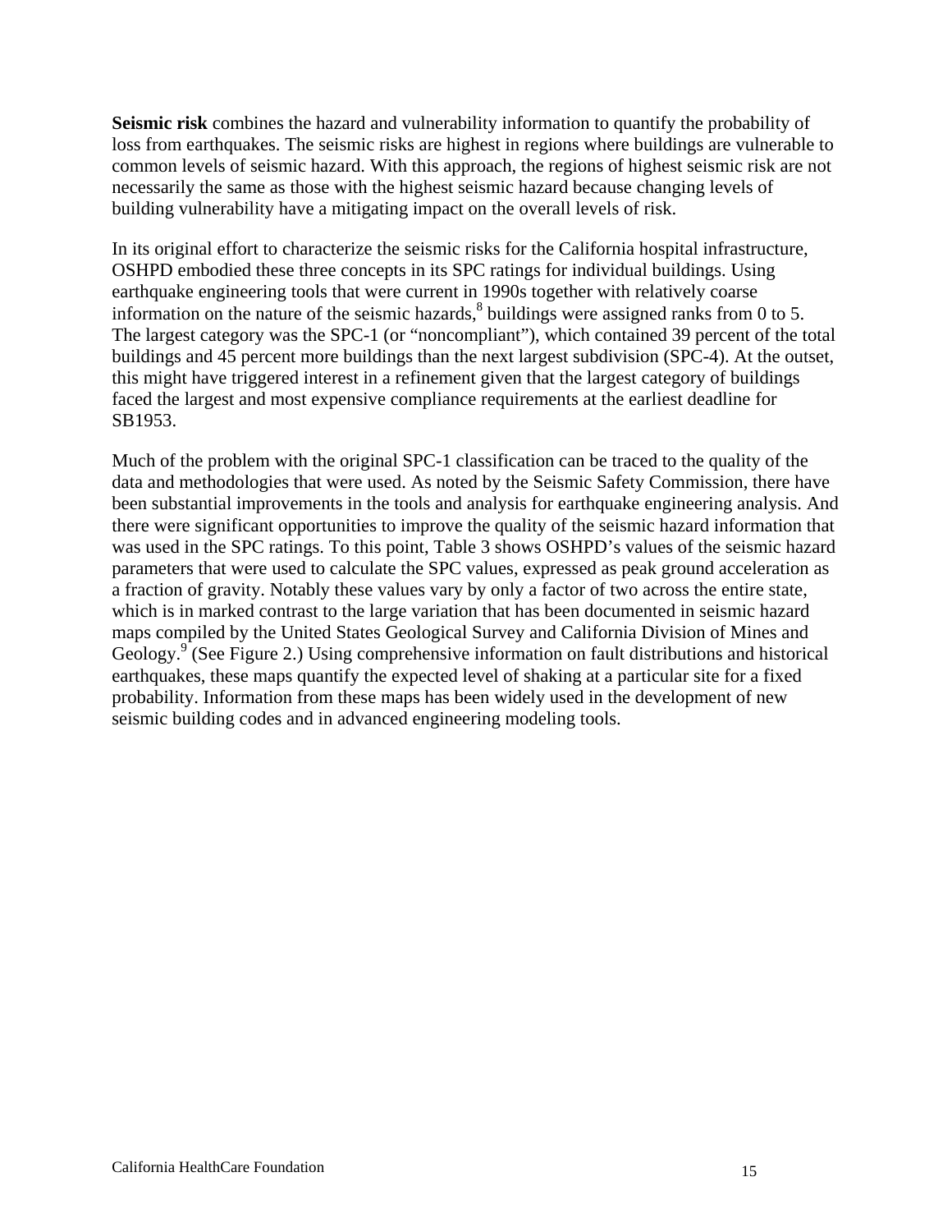**Seismic risk** combines the hazard and vulnerability information to quantify the probability of loss from earthquakes. The seismic risks are highest in regions where buildings are vulnerable to common levels of seismic hazard. With this approach, the regions of highest seismic risk are not necessarily the same as those with the highest seismic hazard because changing levels of building vulnerability have a mitigating impact on the overall levels of risk.

In its original effort to characterize the seismic risks for the California hospital infrastructure, OSHPD embodied these three concepts in its SPC ratings for individual buildings. Using earthquake engineering tools that were current in 1990s together with relatively coarse information on the nature of the seismic hazards,[8] buildings were assigned ranks from 0 to 5. The largest category was the SPC-1 (or "noncompliant"), which contained 39 percent of the total buildings and 45 percent more buildings than the next largest subdivision (SPC-4). At the outset, this might have triggered interest in a refinement given that the largest category of buildings faced the largest and most expensive compliance requirements at the earliest deadline for SB1953.

Much of the problem with the original SPC-1 classification can be traced to the quality of the data and methodologies that were used. As noted by the Seismic Safety Commission, there have been substantial improvements in the tools and analysis for earthquake engineering analysis. And there were significant opportunities to improve the quality of the seismic hazard information that was used in the SPC ratings. To this point, Table 3 shows OSHPD's values of the seismic hazard parameters that were used to calculate the SPC values, expressed as peak ground acceleration as a fraction of gravity. Notably these values vary by only a factor of two across the entire state, which is in marked contrast to the large variation that has been documented in seismic hazard maps compiled by the United States Geological Survey and California Division of Mines and Geology.[9] (See Figure 2.) Using comprehensive information on fault distributions and historical earthquakes, these maps quantify the expected level of shaking at a particular site for a fixed probability. Information from these maps has been widely used in the development of new seismic building codes and in advanced engineering modeling tools.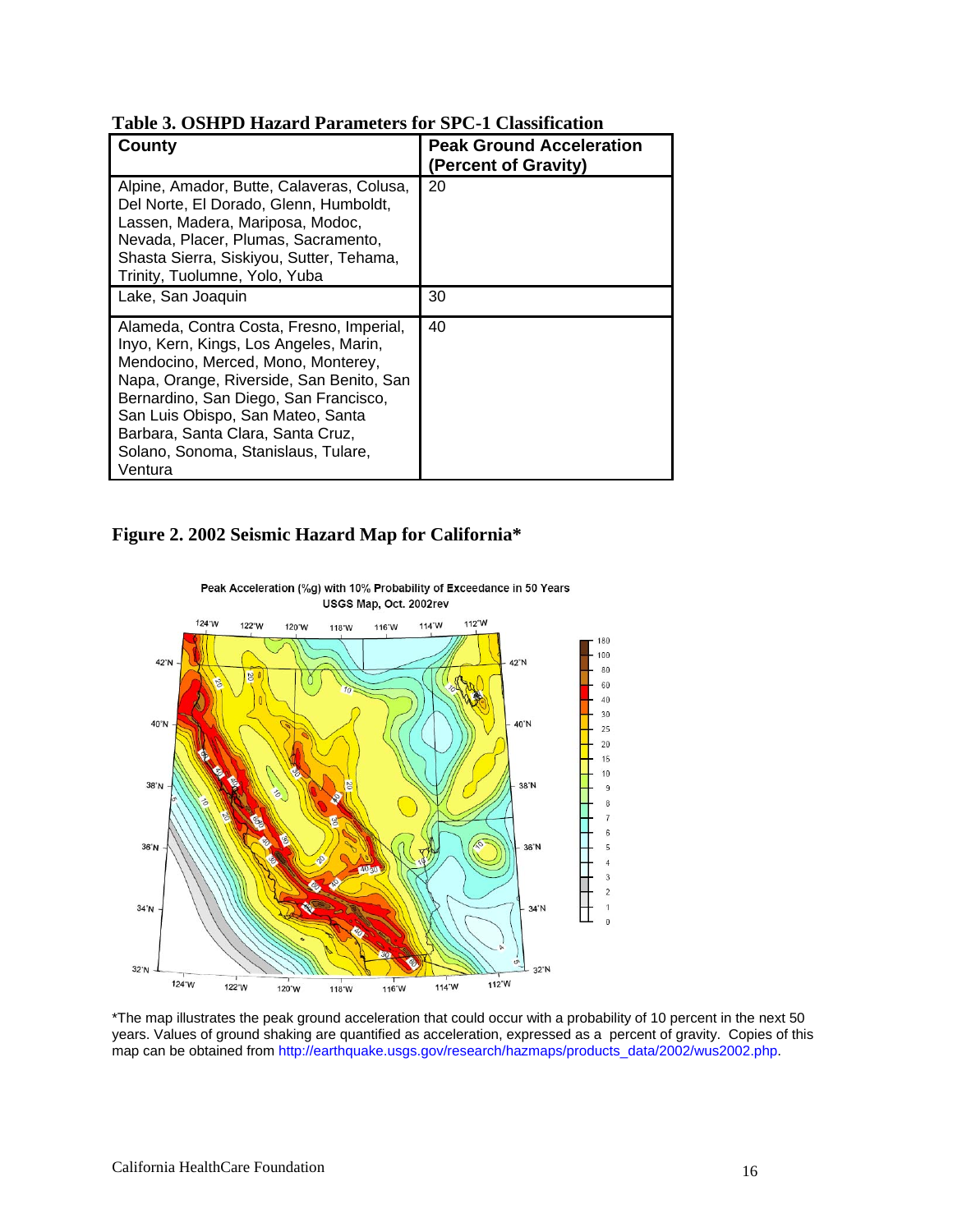**Table 3. OSHPD Hazard Parameters for SPC-1 Classification**

| County | Peak Ground Acceleration (Percent of Gravity) |
|---|---|
| Alpine, Amador, Butte, Calaveras, Colusa, Del Norte, El Dorado, Glenn, Humboldt, Lassen, Madera, Mariposa, Modoc, Nevada, Placer, Plumas, Sacramento, Shasta Sierra, Siskiyou, Sutter, Tehama, Trinity, Tuolumne, Yolo, Yuba | 20 |
| Lake, San Joaquin | 30 |
| Alameda, Contra Costa, Fresno, Imperial, Inyo, Kern, Kings, Los Angeles, Marin, Mendocino, Merced, Mono, Monterey, Napa, Orange, Riverside, San Benito, San Bernardino, San Diego, San Francisco, San Luis Obispo, San Mateo, Santa Barbara, Santa Clara, Santa Cruz, Solano, Sonoma, Stanislaus, Tulare, Ventura | 40 |

**Figure 2. 2002 Seismic Hazard Map for California***

*The map illustrates the peak ground acceleration that could occur with a probability of 10 percent in the next 50 years. Values of ground shaking are quantified as acceleration, expressed as a percent of gravity. Copies of this map can be obtained from http://earthquake.usgs.gov/research/hazmaps/products_data/2002/wus2002.php.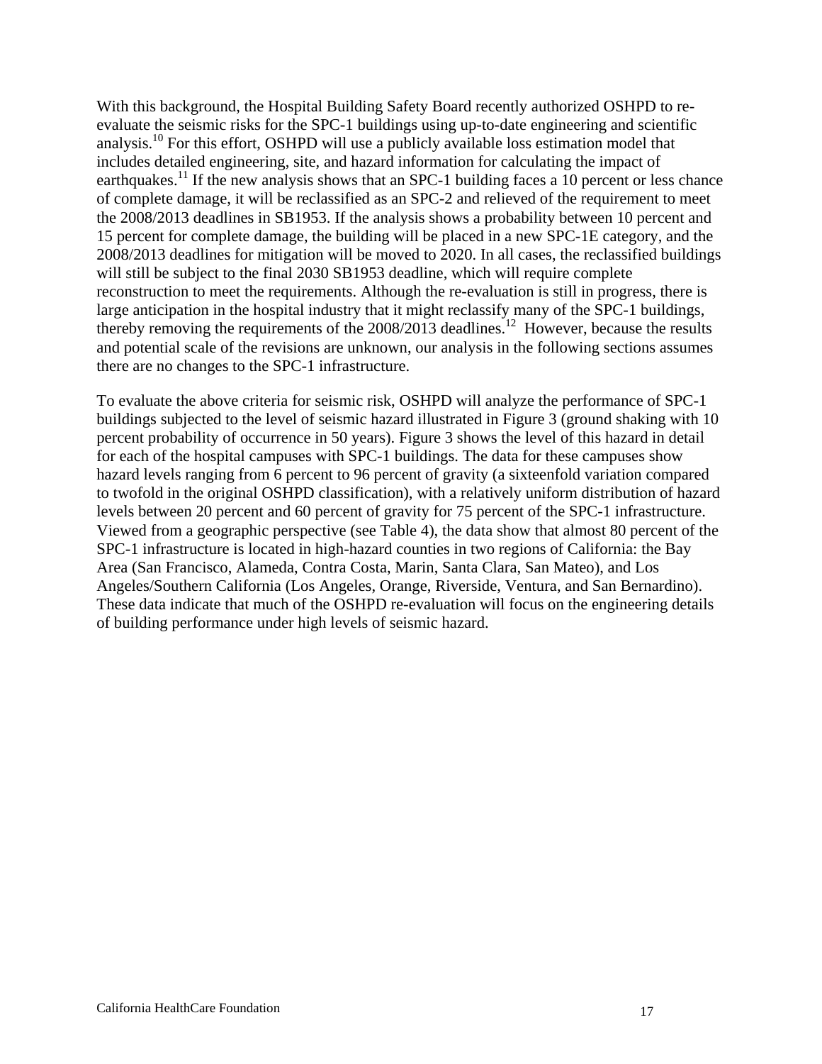With this background, the Hospital Building Safety Board recently authorized OSHPD to re-evaluate the seismic risks for the SPC-1 buildings using up-to-date engineering and scientific analysis.[10] For this effort, OSHPD will use a publicly available loss estimation model that includes detailed engineering, site, and hazard information for calculating the impact of earthquakes.[11] If the new analysis shows that an SPC-1 building faces a 10 percent or less chance of complete damage, it will be reclassified as an SPC-2 and relieved of the requirement to meet the 2008/2013 deadlines in SB1953. If the analysis shows a probability between 10 percent and 15 percent for complete damage, the building will be placed in a new SPC-1E category, and the 2008/2013 deadlines for mitigation will be moved to 2020. In all cases, the reclassified buildings will still be subject to the final 2030 SB1953 deadline, which will require complete reconstruction to meet the requirements. Although the re-evaluation is still in progress, there is large anticipation in the hospital industry that it might reclassify many of the SPC-1 buildings, thereby removing the requirements of the 2008/2013 deadlines.[12] However, because the results and potential scale of the revisions are unknown, our analysis in the following sections assumes there are no changes to the SPC-1 infrastructure.

To evaluate the above criteria for seismic risk, OSHPD will analyze the performance of SPC-1 buildings subjected to the level of seismic hazard illustrated in Figure 3 (ground shaking with 10 percent probability of occurrence in 50 years). Figure 3 shows the level of this hazard in detail for each of the hospital campuses with SPC-1 buildings. The data for these campuses show hazard levels ranging from 6 percent to 96 percent of gravity (a sixteenfold variation compared to twofold in the original OSHPD classification), with a relatively uniform distribution of hazard levels between 20 percent and 60 percent of gravity for 75 percent of the SPC-1 infrastructure. Viewed from a geographic perspective (see Table 4), the data show that almost 80 percent of the SPC-1 infrastructure is located in high-hazard counties in two regions of California: the Bay Area (San Francisco, Alameda, Contra Costa, Marin, Santa Clara, San Mateo), and Los Angeles/Southern California (Los Angeles, Orange, Riverside, Ventura, and San Bernardino). These data indicate that much of the OSHPD re-evaluation will focus on the engineering details of building performance under high levels of seismic hazard.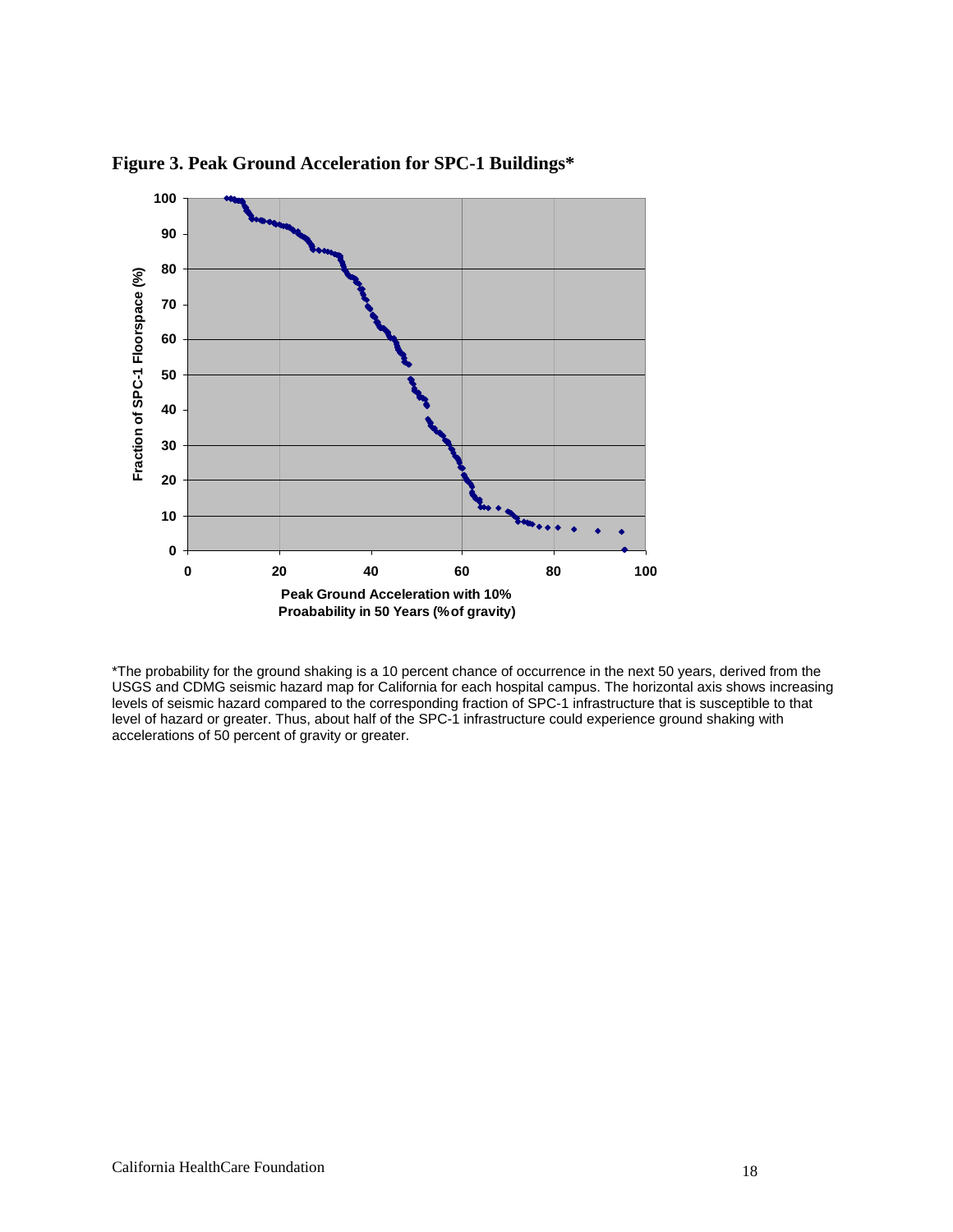**Figure 3. Peak Ground Acceleration for SPC-1 Buildings***

\*The probability for the ground shaking is a 10 percent chance of occurrence in the next 50 years, derived from the USGS and CDMG seismic hazard map for California for each hospital campus. The horizontal axis shows increasing levels of seismic hazard compared to the corresponding fraction of SPC-1 infrastructure that is susceptible to that level of hazard or greater. Thus, about half of the SPC-1 infrastructure could experience ground shaking with accelerations of 50 percent of gravity or greater.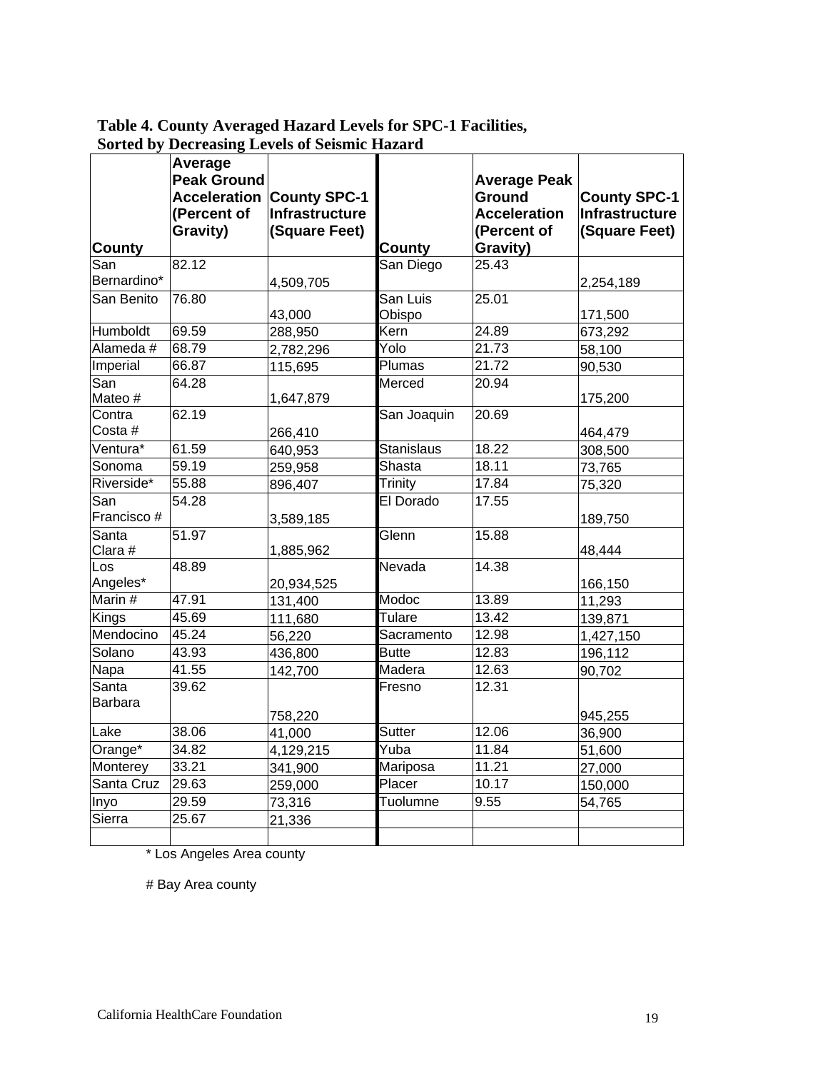**Table 4. County Averaged Hazard Levels for SPC-1 Facilities, Sorted by Decreasing Levels of Seismic Hazard**

| County | Average Peak Ground Acceleration (Percent of Gravity) | County SPC-1 Infrastructure (Square Feet) | County | Average Peak Ground Acceleration (Percent of Gravity) | County SPC-1 Infrastructure (Square Feet) |
|---|---|---|---|---|---|
| San Bernardino* | 82.12 | 4,509,705 | San Diego | 25.43 | 2,254,189 |
| San Benito | 76.80 | 43,000 | San Luis Obispo | 25.01 | 171,500 |
| Humboldt | 69.59 | 288,950 | Kern | 24.89 | 673,292 |
| Alameda # | 68.79 | 2,782,296 | Yolo | 21.73 | 58,100 |
| Imperial | 66.87 | 115,695 | Plumas | 21.72 | 90,530 |
| San Mateo # | 64.28 | 1,647,879 | Merced | 20.94 | 175,200 |
| Contra Costa # | 62.19 | 266,410 | San Joaquin | 20.69 | 464,479 |
| Ventura* | 61.59 | 640,953 | Stanislaus | 18.22 | 308,500 |
| Sonoma | 59.19 | 259,958 | Shasta | 18.11 | 73,765 |
| Riverside* | 55.88 | 896,407 | Trinity | 17.84 | 75,320 |
| San Francisco # | 54.28 | 3,589,185 | El Dorado | 17.55 | 189,750 |
| Santa Clara # | 51.97 | 1,885,962 | Glenn | 15.88 | 48,444 |
| Los Angeles* | 48.89 | 20,934,525 | Nevada | 14.38 | 166,150 |
| Marin # | 47.91 | 131,400 | Modoc | 13.89 | 11,293 |
| Kings | 45.69 | 111,680 | Tulare | 13.42 | 139,871 |
| Mendocino | 45.24 | 56,220 | Sacramento | 12.98 | 1,427,150 |
| Solano | 43.93 | 436,800 | Butte | 12.83 | 196,112 |
| Napa | 41.55 | 142,700 | Madera | 12.63 | 90,702 |
| Santa Barbara | 39.62 | 758,220 | Fresno | 12.31 | 945,255 |
| Lake | 38.06 | 41,000 | Sutter | 12.06 | 36,900 |
| Orange* | 34.82 | 4,129,215 | Yuba | 11.84 | 51,600 |
| Monterey | 33.21 | 341,900 | Mariposa | 11.21 | 27,000 |
| Santa Cruz | 29.63 | 259,000 | Placer | 10.17 | 150,000 |
| Inyo | 29.59 | 73,316 | Tuolumne | 9.55 | 54,765 |
| Sierra | 25.67 | 21,336 | | | |
| | | | | | |

\* Los Angeles Area county

\# Bay Area county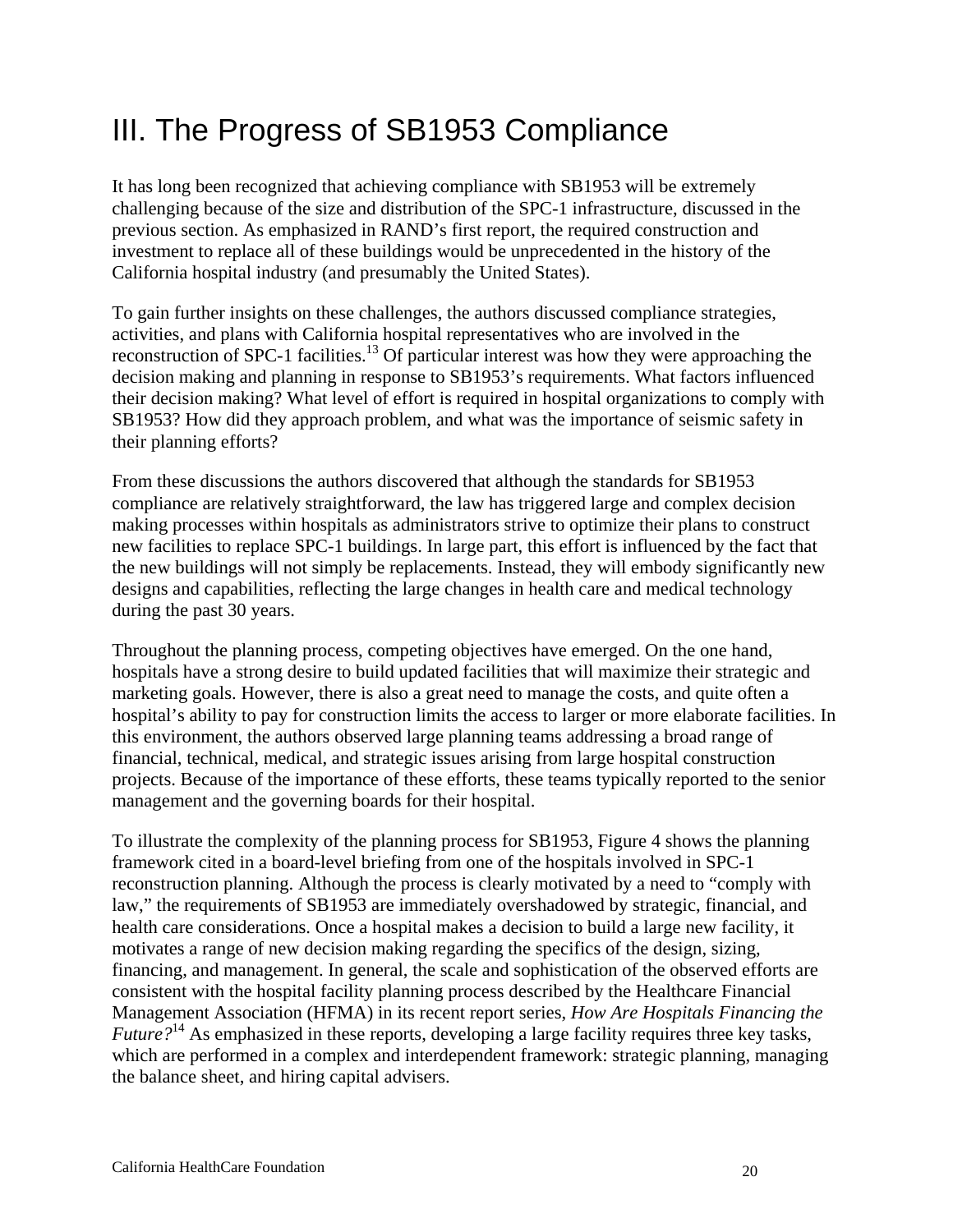# III. The Progress of SB1953 Compliance

It has long been recognized that achieving compliance with SB1953 will be extremely challenging because of the size and distribution of the SPC-1 infrastructure, discussed in the previous section. As emphasized in RAND's first report, the required construction and investment to replace all of these buildings would be unprecedented in the history of the California hospital industry (and presumably the United States).

To gain further insights on these challenges, the authors discussed compliance strategies, activities, and plans with California hospital representatives who are involved in the reconstruction of SPC-1 facilities.[13] Of particular interest was how they were approaching the decision making and planning in response to SB1953's requirements. What factors influenced their decision making? What level of effort is required in hospital organizations to comply with SB1953? How did they approach problem, and what was the importance of seismic safety in their planning efforts?

From these discussions the authors discovered that although the standards for SB1953 compliance are relatively straightforward, the law has triggered large and complex decision making processes within hospitals as administrators strive to optimize their plans to construct new facilities to replace SPC-1 buildings. In large part, this effort is influenced by the fact that the new buildings will not simply be replacements. Instead, they will embody significantly new designs and capabilities, reflecting the large changes in health care and medical technology during the past 30 years.

Throughout the planning process, competing objectives have emerged. On the one hand, hospitals have a strong desire to build updated facilities that will maximize their strategic and marketing goals. However, there is also a great need to manage the costs, and quite often a hospital's ability to pay for construction limits the access to larger or more elaborate facilities. In this environment, the authors observed large planning teams addressing a broad range of financial, technical, medical, and strategic issues arising from large hospital construction projects. Because of the importance of these efforts, these teams typically reported to the senior management and the governing boards for their hospital.

To illustrate the complexity of the planning process for SB1953, Figure 4 shows the planning framework cited in a board-level briefing from one of the hospitals involved in SPC-1 reconstruction planning. Although the process is clearly motivated by a need to "comply with law," the requirements of SB1953 are immediately overshadowed by strategic, financial, and health care considerations. Once a hospital makes a decision to build a large new facility, it motivates a range of new decision making regarding the specifics of the design, sizing, financing, and management. In general, the scale and sophistication of the observed efforts are consistent with the hospital facility planning process described by the Healthcare Financial Management Association (HFMA) in its recent report series, *How Are Hospitals Financing the Future?*[14] As emphasized in these reports, developing a large facility requires three key tasks, which are performed in a complex and interdependent framework: strategic planning, managing the balance sheet, and hiring capital advisers.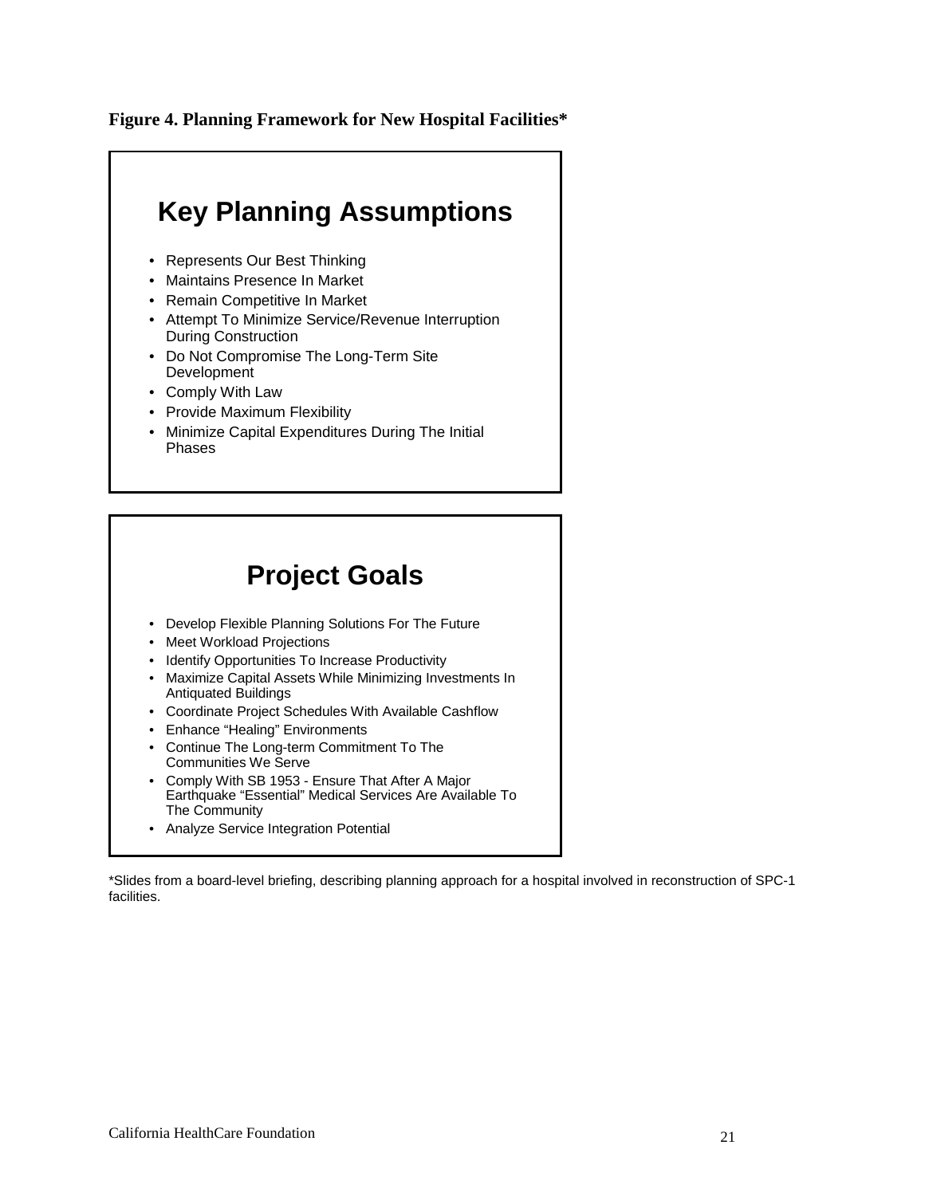**Figure 4. Planning Framework for New Hospital Facilities***

## Key Planning Assumptions

- Represents Our Best Thinking
- Maintains Presence In Market
- Remain Competitive In Market
- Attempt To Minimize Service/Revenue Interruption During Construction
- Do Not Compromise The Long-Term Site Development
- Comply With Law
- Provide Maximum Flexibility
- Minimize Capital Expenditures During The Initial Phases

## Project Goals

- Develop Flexible Planning Solutions For The Future
- Meet Workload Projections
- Identify Opportunities To Increase Productivity
- Maximize Capital Assets While Minimizing Investments In Antiquated Buildings
- Coordinate Project Schedules With Available Cashflow
- Enhance "Healing" Environments
- Continue The Long-term Commitment To The Communities We Serve
- Comply With SB 1953 - Ensure That After A Major Earthquake "Essential" Medical Services Are Available To The Community
- Analyze Service Integration Potential

*Slides from a board-level briefing, describing planning approach for a hospital involved in reconstruction of SPC-1 facilities.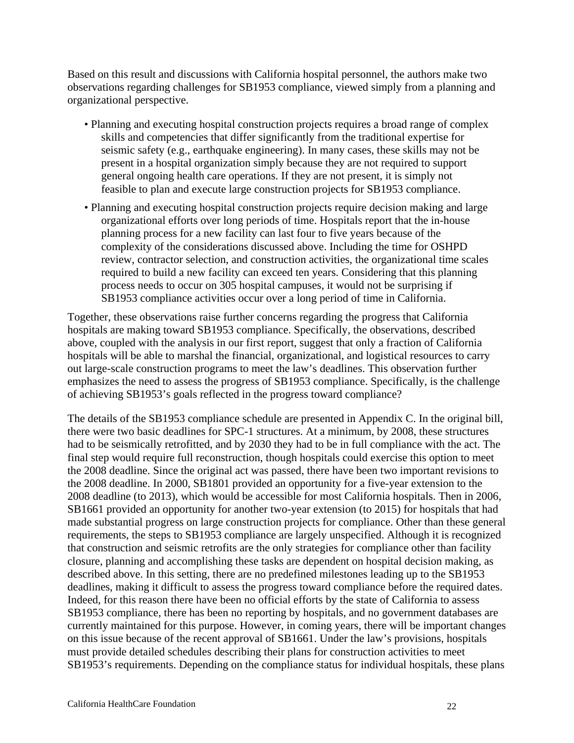Based on this result and discussions with California hospital personnel, the authors make two observations regarding challenges for SB1953 compliance, viewed simply from a planning and organizational perspective.

- Planning and executing hospital construction projects requires a broad range of complex skills and competencies that differ significantly from the traditional expertise for seismic safety (e.g., earthquake engineering). In many cases, these skills may not be present in a hospital organization simply because they are not required to support general ongoing health care operations. If they are not present, it is simply not feasible to plan and execute large construction projects for SB1953 compliance.
- Planning and executing hospital construction projects require decision making and large organizational efforts over long periods of time. Hospitals report that the in-house planning process for a new facility can last four to five years because of the complexity of the considerations discussed above. Including the time for OSHPD review, contractor selection, and construction activities, the organizational time scales required to build a new facility can exceed ten years. Considering that this planning process needs to occur on 305 hospital campuses, it would not be surprising if SB1953 compliance activities occur over a long period of time in California.

Together, these observations raise further concerns regarding the progress that California hospitals are making toward SB1953 compliance. Specifically, the observations, described above, coupled with the analysis in our first report, suggest that only a fraction of California hospitals will be able to marshal the financial, organizational, and logistical resources to carry out large-scale construction programs to meet the law's deadlines. This observation further emphasizes the need to assess the progress of SB1953 compliance. Specifically, is the challenge of achieving SB1953's goals reflected in the progress toward compliance?

The details of the SB1953 compliance schedule are presented in Appendix C. In the original bill, there were two basic deadlines for SPC-1 structures. At a minimum, by 2008, these structures had to be seismically retrofitted, and by 2030 they had to be in full compliance with the act. The final step would require full reconstruction, though hospitals could exercise this option to meet the 2008 deadline. Since the original act was passed, there have been two important revisions to the 2008 deadline. In 2000, SB1801 provided an opportunity for a five-year extension to the 2008 deadline (to 2013), which would be accessible for most California hospitals. Then in 2006, SB1661 provided an opportunity for another two-year extension (to 2015) for hospitals that had made substantial progress on large construction projects for compliance. Other than these general requirements, the steps to SB1953 compliance are largely unspecified. Although it is recognized that construction and seismic retrofits are the only strategies for compliance other than facility closure, planning and accomplishing these tasks are dependent on hospital decision making, as described above. In this setting, there are no predefined milestones leading up to the SB1953 deadlines, making it difficult to assess the progress toward compliance before the required dates. Indeed, for this reason there have been no official efforts by the state of California to assess SB1953 compliance, there has been no reporting by hospitals, and no government databases are currently maintained for this purpose. However, in coming years, there will be important changes on this issue because of the recent approval of SB1661. Under the law's provisions, hospitals must provide detailed schedules describing their plans for construction activities to meet SB1953's requirements. Depending on the compliance status for individual hospitals, these plans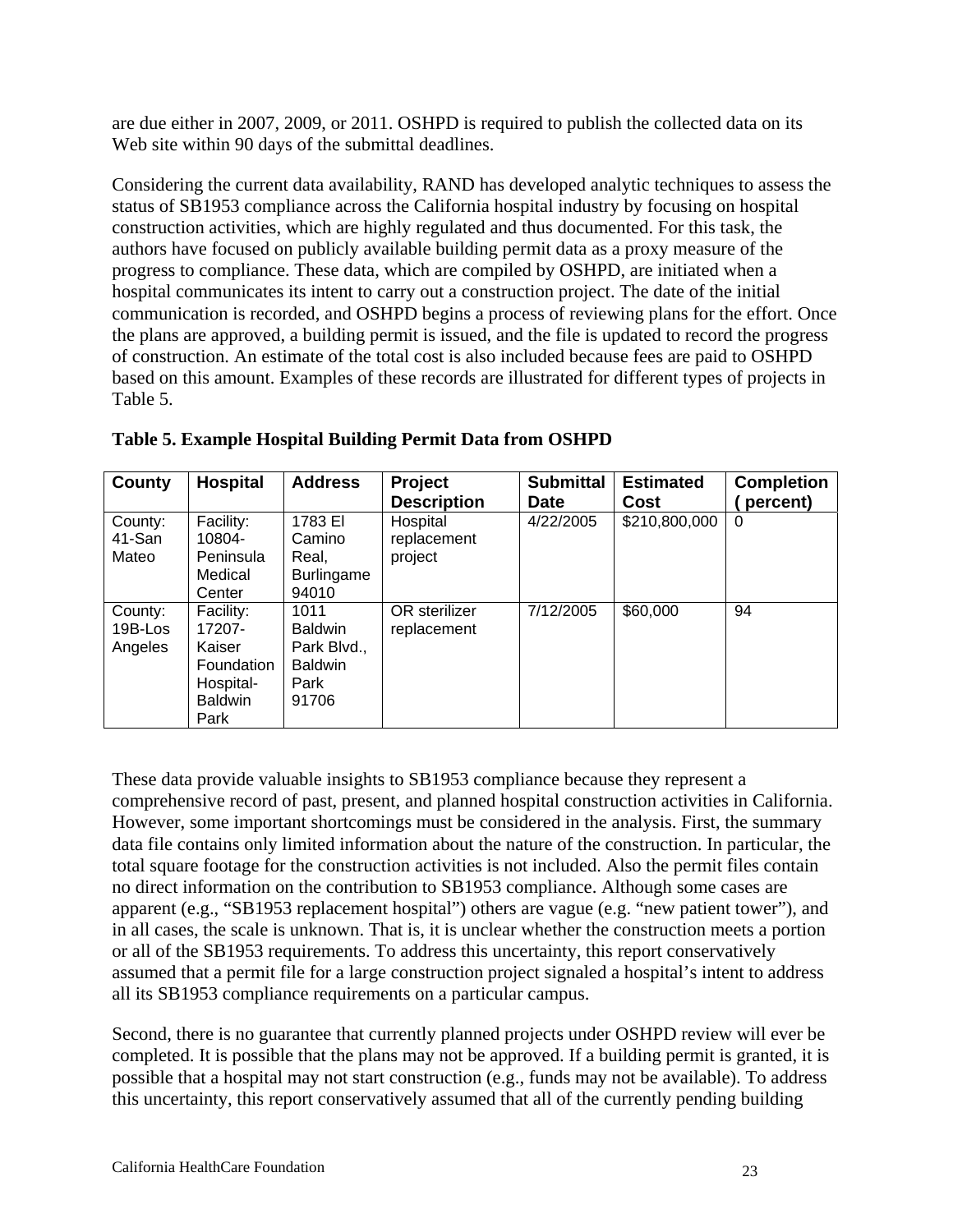are due either in 2007, 2009, or 2011. OSHPD is required to publish the collected data on its Web site within 90 days of the submittal deadlines.

Considering the current data availability, RAND has developed analytic techniques to assess the status of SB1953 compliance across the California hospital industry by focusing on hospital construction activities, which are highly regulated and thus documented. For this task, the authors have focused on publicly available building permit data as a proxy measure of the progress to compliance. These data, which are compiled by OSHPD, are initiated when a hospital communicates its intent to carry out a construction project. The date of the initial communication is recorded, and OSHPD begins a process of reviewing plans for the effort. Once the plans are approved, a building permit is issued, and the file is updated to record the progress of construction. An estimate of the total cost is also included because fees are paid to OSHPD based on this amount. Examples of these records are illustrated for different types of projects in Table 5.

**Table 5. Example Hospital Building Permit Data from OSHPD**

| County | Hospital | Address | Project Description | Submittal Date | Estimated Cost | Completion ( percent) |
|---|---|---|---|---|---|---|
| County: 41-San Mateo | Facility: 10804-Peninsula Medical Center | 1783 El Camino Real, Burlingame 94010 | Hospital replacement project | 4/22/2005 | $210,800,000 | 0 |
| County: 19B-Los Angeles | Facility: 17207-Kaiser Foundation Hospital-Baldwin Park | 1011 Baldwin Park Blvd., Baldwin Park 91706 | OR sterilizer replacement | 7/12/2005 | $60,000 | 94 |

These data provide valuable insights to SB1953 compliance because they represent a comprehensive record of past, present, and planned hospital construction activities in California. However, some important shortcomings must be considered in the analysis. First, the summary data file contains only limited information about the nature of the construction. In particular, the total square footage for the construction activities is not included. Also the permit files contain no direct information on the contribution to SB1953 compliance. Although some cases are apparent (e.g., "SB1953 replacement hospital") others are vague (e.g. "new patient tower"), and in all cases, the scale is unknown. That is, it is unclear whether the construction meets a portion or all of the SB1953 requirements. To address this uncertainty, this report conservatively assumed that a permit file for a large construction project signaled a hospital's intent to address all its SB1953 compliance requirements on a particular campus.

Second, there is no guarantee that currently planned projects under OSHPD review will ever be completed. It is possible that the plans may not be approved. If a building permit is granted, it is possible that a hospital may not start construction (e.g., funds may not be available). To address this uncertainty, this report conservatively assumed that all of the currently pending building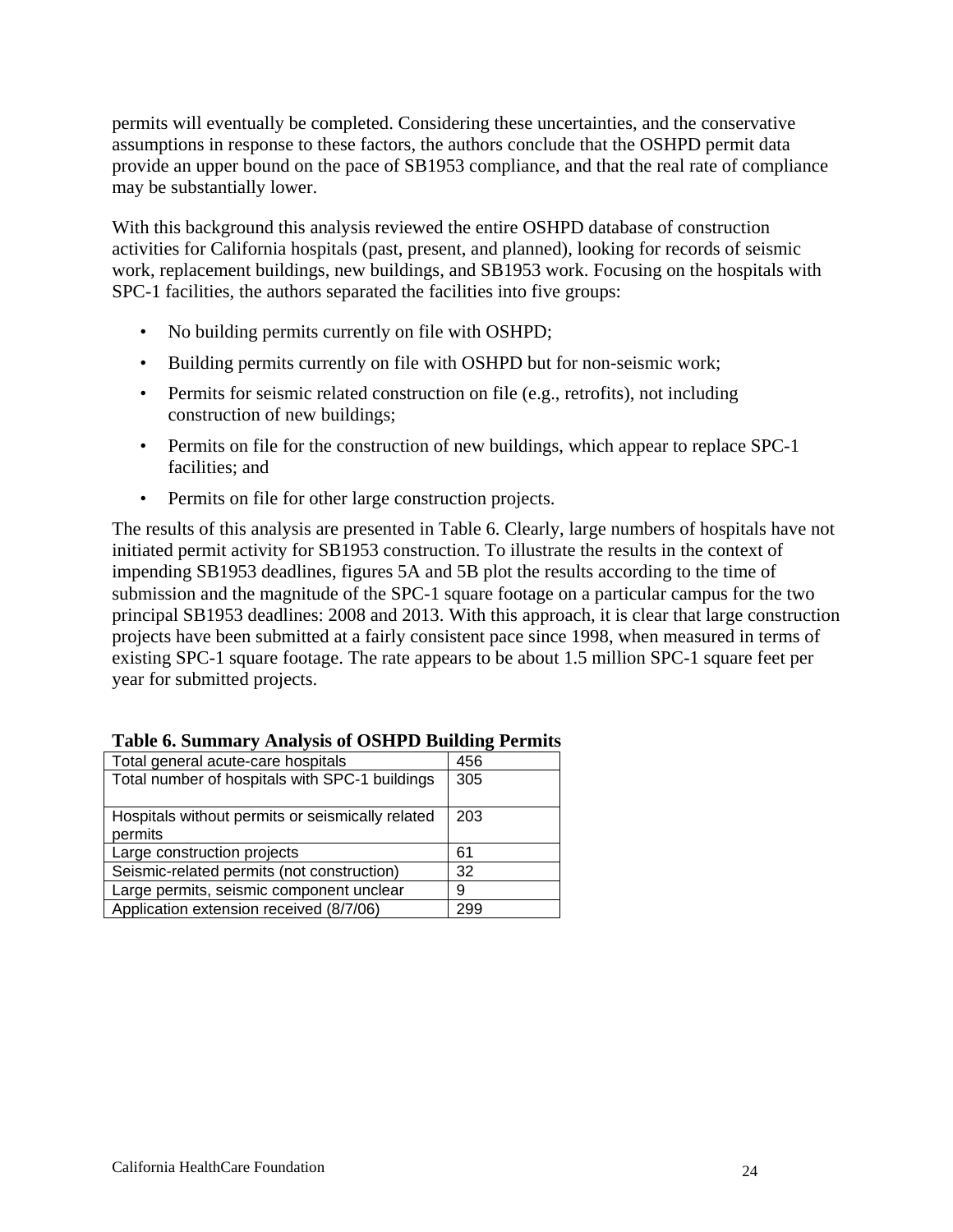permits will eventually be completed. Considering these uncertainties, and the conservative assumptions in response to these factors, the authors conclude that the OSHPD permit data provide an upper bound on the pace of SB1953 compliance, and that the real rate of compliance may be substantially lower.

With this background this analysis reviewed the entire OSHPD database of construction activities for California hospitals (past, present, and planned), looking for records of seismic work, replacement buildings, new buildings, and SB1953 work. Focusing on the hospitals with SPC-1 facilities, the authors separated the facilities into five groups:

- No building permits currently on file with OSHPD;
- Building permits currently on file with OSHPD but for non-seismic work;
- Permits for seismic related construction on file (e.g., retrofits), not including construction of new buildings;
- Permits on file for the construction of new buildings, which appear to replace SPC-1 facilities; and
- Permits on file for other large construction projects.

The results of this analysis are presented in Table 6. Clearly, large numbers of hospitals have not initiated permit activity for SB1953 construction. To illustrate the results in the context of impending SB1953 deadlines, figures 5A and 5B plot the results according to the time of submission and the magnitude of the SPC-1 square footage on a particular campus for the two principal SB1953 deadlines: 2008 and 2013. With this approach, it is clear that large construction projects have been submitted at a fairly consistent pace since 1998, when measured in terms of existing SPC-1 square footage. The rate appears to be about 1.5 million SPC-1 square feet per year for submitted projects.

**Table 6. Summary Analysis of OSHPD Building Permits**

| | |
|---|---|
| Total general acute-care hospitals | 456 |
| Total number of hospitals with SPC-1 buildings | 305 |
| Hospitals without permits or seismically related permits | 203 |
| Large construction projects | 61 |
| Seismic-related permits (not construction) | 32 |
| Large permits, seismic component unclear | 9 |
| Application extension received (8/7/06) | 299 |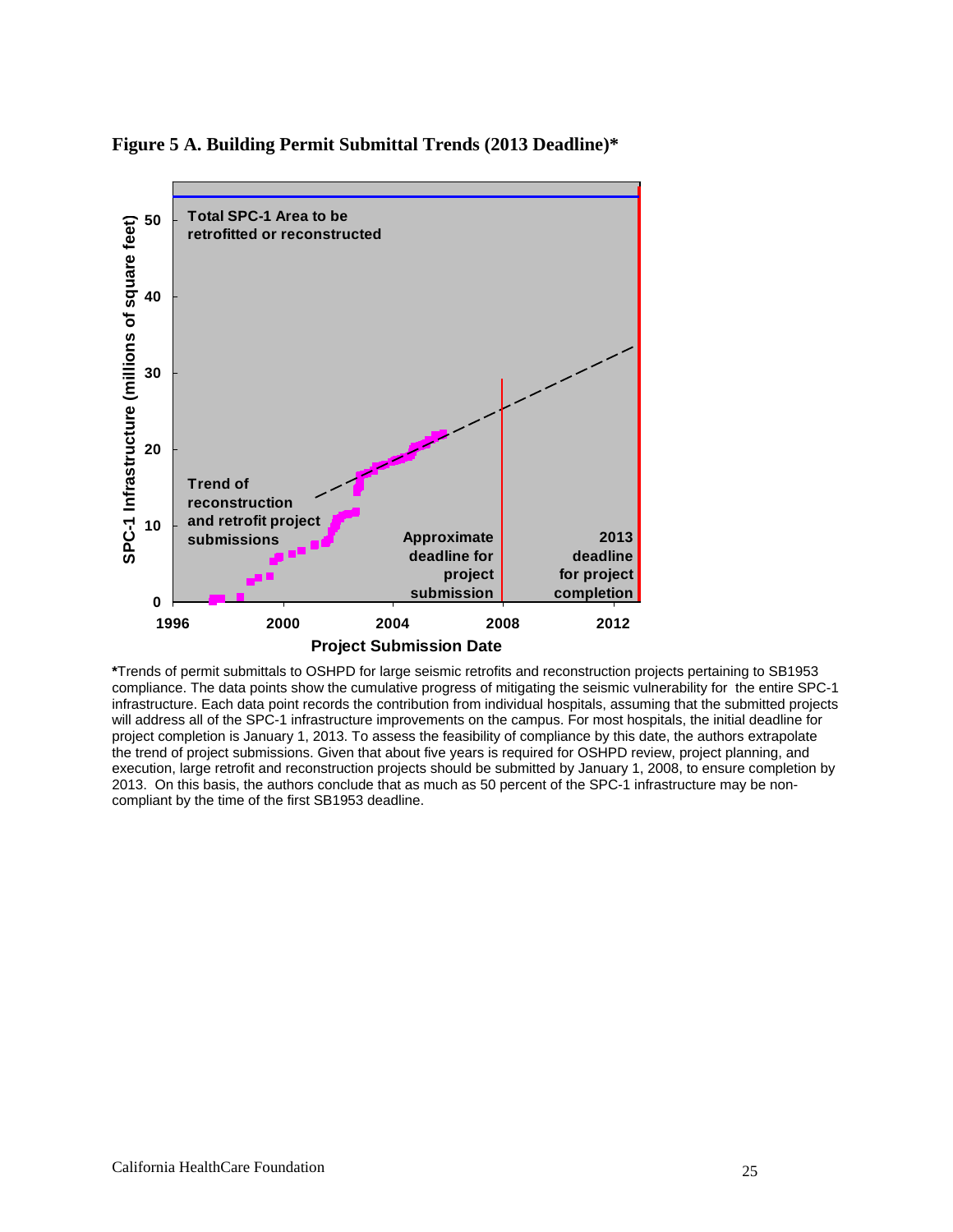**Figure 5 A. Building Permit Submittal Trends (2013 Deadline)***

**\***Trends of permit submittals to OSHPD for large seismic retrofits and reconstruction projects pertaining to SB1953 compliance. The data points show the cumulative progress of mitigating the seismic vulnerability for the entire SPC-1 infrastructure. Each data point records the contribution from individual hospitals, assuming that the submitted projects will address all of the SPC-1 infrastructure improvements on the campus. For most hospitals, the initial deadline for project completion is January 1, 2013. To assess the feasibility of compliance by this date, the authors extrapolate the trend of project submissions. Given that about five years is required for OSHPD review, project planning, and execution, large retrofit and reconstruction projects should be submitted by January 1, 2008, to ensure completion by 2013. On this basis, the authors conclude that as much as 50 percent of the SPC-1 infrastructure may be non-compliant by the time of the first SB1953 deadline.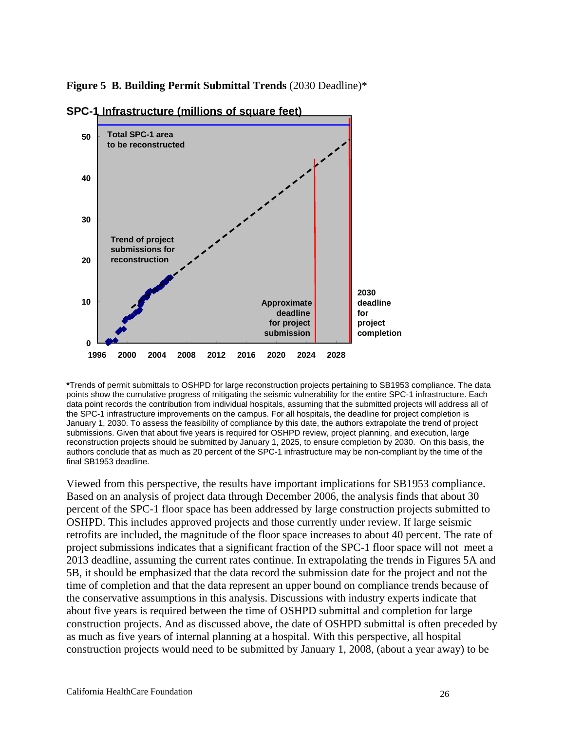**Figure 5 B. Building Permit Submittal Trends** (2030 Deadline)*

**SPC-1 Infrastructure (millions of square feet)**

*Trends of permit submittals to OSHPD for large reconstruction projects pertaining to SB1953 compliance. The data points show the cumulative progress of mitigating the seismic vulnerability for the entire SPC-1 infrastructure. Each data point records the contribution from individual hospitals, assuming that the submitted projects will address all of the SPC-1 infrastructure improvements on the campus. For all hospitals, the deadline for project completion is January 1, 2030. To assess the feasibility of compliance by this date, the authors extrapolate the trend of project submissions. Given that about five years is required for OSHPD review, project planning, and execution, large reconstruction projects should be submitted by January 1, 2025, to ensure completion by 2030. On this basis, the authors conclude that as much as 20 percent of the SPC-1 infrastructure may be non-compliant by the time of the final SB1953 deadline.

Viewed from this perspective, the results have important implications for SB1953 compliance. Based on an analysis of project data through December 2006, the analysis finds that about 30 percent of the SPC-1 floor space has been addressed by large construction projects submitted to OSHPD. This includes approved projects and those currently under review. If large seismic retrofits are included, the magnitude of the floor space increases to about 40 percent. The rate of project submissions indicates that a significant fraction of the SPC-1 floor space will not meet a 2013 deadline, assuming the current rates continue. In extrapolating the trends in Figures 5A and 5B, it should be emphasized that the data record the submission date for the project and not the time of completion and that the data represent an upper bound on compliance trends because of the conservative assumptions in this analysis. Discussions with industry experts indicate that about five years is required between the time of OSHPD submittal and completion for large construction projects. And as discussed above, the date of OSHPD submittal is often preceded by as much as five years of internal planning at a hospital. With this perspective, all hospital construction projects would need to be submitted by January 1, 2008, (about a year away) to be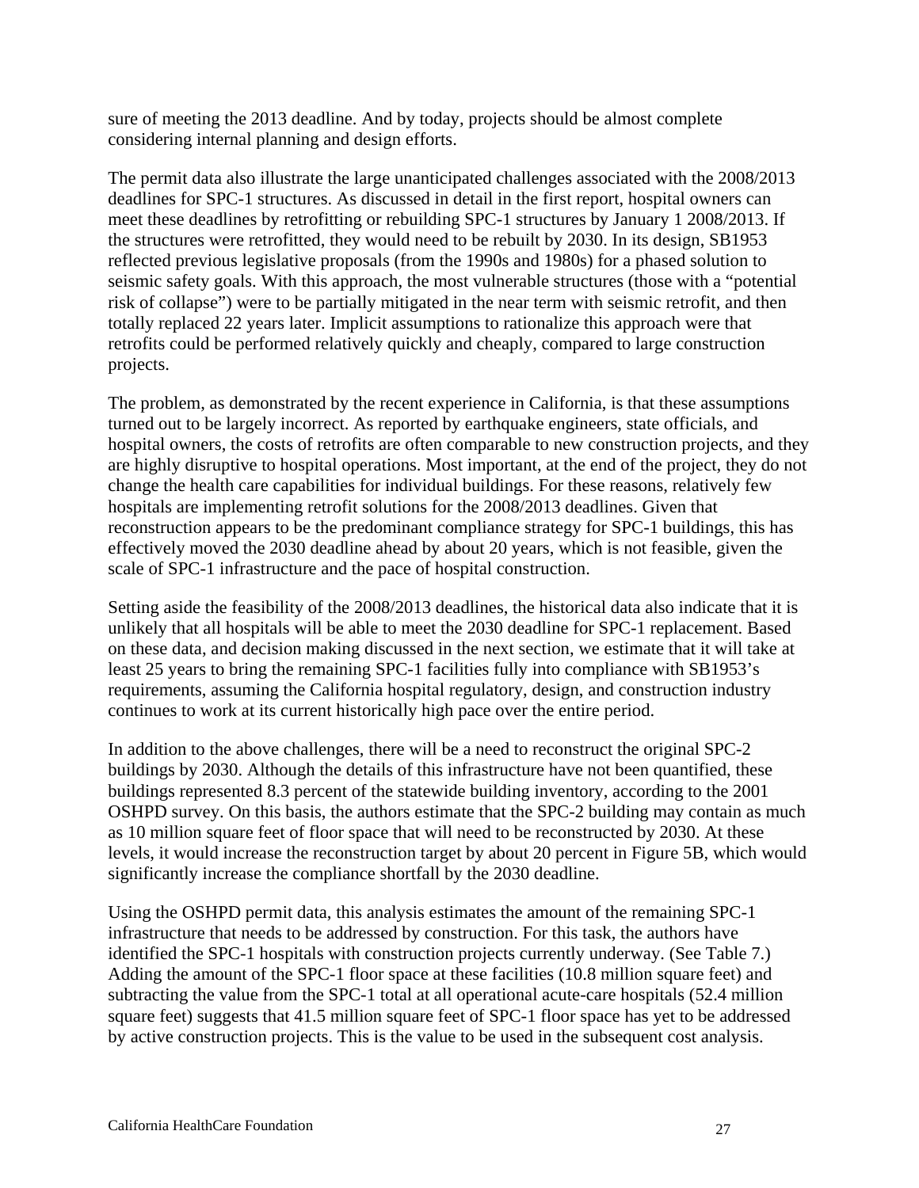sure of meeting the 2013 deadline. And by today, projects should be almost complete considering internal planning and design efforts.

The permit data also illustrate the large unanticipated challenges associated with the 2008/2013 deadlines for SPC-1 structures. As discussed in detail in the first report, hospital owners can meet these deadlines by retrofitting or rebuilding SPC-1 structures by January 1 2008/2013. If the structures were retrofitted, they would need to be rebuilt by 2030. In its design, SB1953 reflected previous legislative proposals (from the 1990s and 1980s) for a phased solution to seismic safety goals. With this approach, the most vulnerable structures (those with a "potential risk of collapse") were to be partially mitigated in the near term with seismic retrofit, and then totally replaced 22 years later. Implicit assumptions to rationalize this approach were that retrofits could be performed relatively quickly and cheaply, compared to large construction projects.

The problem, as demonstrated by the recent experience in California, is that these assumptions turned out to be largely incorrect. As reported by earthquake engineers, state officials, and hospital owners, the costs of retrofits are often comparable to new construction projects, and they are highly disruptive to hospital operations. Most important, at the end of the project, they do not change the health care capabilities for individual buildings. For these reasons, relatively few hospitals are implementing retrofit solutions for the 2008/2013 deadlines. Given that reconstruction appears to be the predominant compliance strategy for SPC-1 buildings, this has effectively moved the 2030 deadline ahead by about 20 years, which is not feasible, given the scale of SPC-1 infrastructure and the pace of hospital construction.

Setting aside the feasibility of the 2008/2013 deadlines, the historical data also indicate that it is unlikely that all hospitals will be able to meet the 2030 deadline for SPC-1 replacement. Based on these data, and decision making discussed in the next section, we estimate that it will take at least 25 years to bring the remaining SPC-1 facilities fully into compliance with SB1953's requirements, assuming the California hospital regulatory, design, and construction industry continues to work at its current historically high pace over the entire period.

In addition to the above challenges, there will be a need to reconstruct the original SPC-2 buildings by 2030. Although the details of this infrastructure have not been quantified, these buildings represented 8.3 percent of the statewide building inventory, according to the 2001 OSHPD survey. On this basis, the authors estimate that the SPC-2 building may contain as much as 10 million square feet of floor space that will need to be reconstructed by 2030. At these levels, it would increase the reconstruction target by about 20 percent in Figure 5B, which would significantly increase the compliance shortfall by the 2030 deadline.

Using the OSHPD permit data, this analysis estimates the amount of the remaining SPC-1 infrastructure that needs to be addressed by construction. For this task, the authors have identified the SPC-1 hospitals with construction projects currently underway. (See Table 7.) Adding the amount of the SPC-1 floor space at these facilities (10.8 million square feet) and subtracting the value from the SPC-1 total at all operational acute-care hospitals (52.4 million square feet) suggests that 41.5 million square feet of SPC-1 floor space has yet to be addressed by active construction projects. This is the value to be used in the subsequent cost analysis.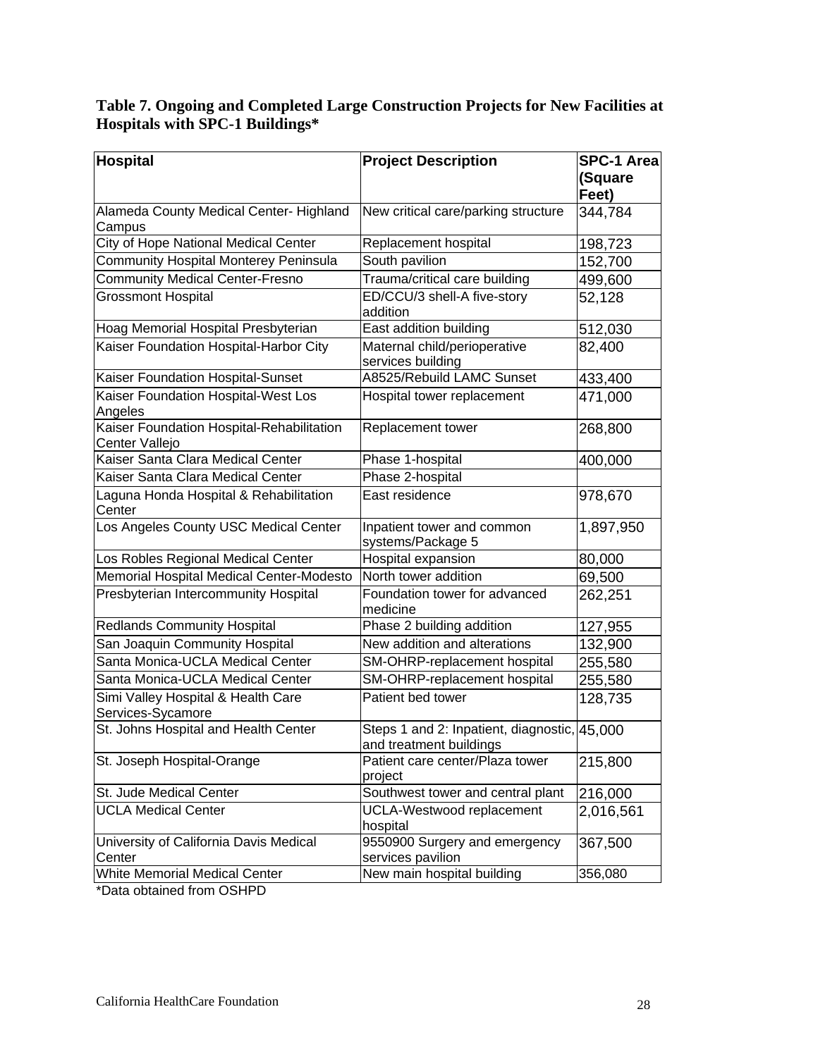**Table 7. Ongoing and Completed Large Construction Projects for New Facilities at Hospitals with SPC-1 Buildings***

| Hospital | Project Description | SPC-1 Area (Square Feet) |
|---|---|---|
| Alameda County Medical Center- Highland Campus | New critical care/parking structure | 344,784 |
| City of Hope National Medical Center | Replacement hospital | 198,723 |
| Community Hospital Monterey Peninsula | South pavilion | 152,700 |
| Community Medical Center-Fresno | Trauma/critical care building | 499,600 |
| Grossmont Hospital | ED/CCU/3 shell-A five-story addition | 52,128 |
| Hoag Memorial Hospital Presbyterian | East addition building | 512,030 |
| Kaiser Foundation Hospital-Harbor City | Maternal child/perioperative services building | 82,400 |
| Kaiser Foundation Hospital-Sunset | A8525/Rebuild LAMC Sunset | 433,400 |
| Kaiser Foundation Hospital-West Los Angeles | Hospital tower replacement | 471,000 |
| Kaiser Foundation Hospital-Rehabilitation Center Vallejo | Replacement tower | 268,800 |
| Kaiser Santa Clara Medical Center | Phase 1-hospital | 400,000 |
| Kaiser Santa Clara Medical Center | Phase 2-hospital | |
| Laguna Honda Hospital & Rehabilitation Center | East residence | 978,670 |
| Los Angeles County USC Medical Center | Inpatient tower and common systems/Package 5 | 1,897,950 |
| Los Robles Regional Medical Center | Hospital expansion | 80,000 |
| Memorial Hospital Medical Center-Modesto | North tower addition | 69,500 |
| Presbyterian Intercommunity Hospital | Foundation tower for advanced medicine | 262,251 |
| Redlands Community Hospital | Phase 2 building addition | 127,955 |
| San Joaquin Community Hospital | New addition and alterations | 132,900 |
| Santa Monica-UCLA Medical Center | SM-OHRP-replacement hospital | 255,580 |
| Santa Monica-UCLA Medical Center | SM-OHRP-replacement hospital | 255,580 |
| Simi Valley Hospital & Health Care Services-Sycamore | Patient bed tower | 128,735 |
| St. Johns Hospital and Health Center | Steps 1 and 2: Inpatient, diagnostic, and treatment buildings | 45,000 |
| St. Joseph Hospital-Orange | Patient care center/Plaza tower project | 215,800 |
| St. Jude Medical Center | Southwest tower and central plant | 216,000 |
| UCLA Medical Center | UCLA-Westwood replacement hospital | 2,016,561 |
| University of California Davis Medical Center | 9550900 Surgery and emergency services pavilion | 367,500 |
| White Memorial Medical Center | New main hospital building | 356,080 |

*Data obtained from OSHPD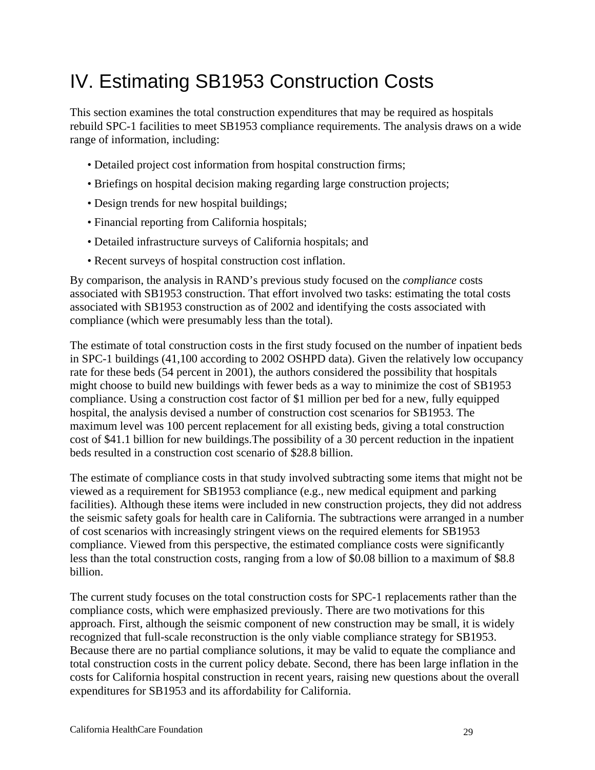# IV. Estimating SB1953 Construction Costs

This section examines the total construction expenditures that may be required as hospitals rebuild SPC-1 facilities to meet SB1953 compliance requirements. The analysis draws on a wide range of information, including:

- Detailed project cost information from hospital construction firms;
- Briefings on hospital decision making regarding large construction projects;
- Design trends for new hospital buildings;
- Financial reporting from California hospitals;
- Detailed infrastructure surveys of California hospitals; and
- Recent surveys of hospital construction cost inflation.

By comparison, the analysis in RAND's previous study focused on the *compliance* costs associated with SB1953 construction. That effort involved two tasks: estimating the total costs associated with SB1953 construction as of 2002 and identifying the costs associated with compliance (which were presumably less than the total).

The estimate of total construction costs in the first study focused on the number of inpatient beds in SPC-1 buildings (41,100 according to 2002 OSHPD data). Given the relatively low occupancy rate for these beds (54 percent in 2001), the authors considered the possibility that hospitals might choose to build new buildings with fewer beds as a way to minimize the cost of SB1953 compliance. Using a construction cost factor of $1 million per bed for a new, fully equipped hospital, the analysis devised a number of construction cost scenarios for SB1953. The maximum level was 100 percent replacement for all existing beds, giving a total construction cost of $41.1 billion for new buildings.The possibility of a 30 percent reduction in the inpatient beds resulted in a construction cost scenario of $28.8 billion.

The estimate of compliance costs in that study involved subtracting some items that might not be viewed as a requirement for SB1953 compliance (e.g., new medical equipment and parking facilities). Although these items were included in new construction projects, they did not address the seismic safety goals for health care in California. The subtractions were arranged in a number of cost scenarios with increasingly stringent views on the required elements for SB1953 compliance. Viewed from this perspective, the estimated compliance costs were significantly less than the total construction costs, ranging from a low of $0.08 billion to a maximum of $8.8 billion.

The current study focuses on the total construction costs for SPC-1 replacements rather than the compliance costs, which were emphasized previously. There are two motivations for this approach. First, although the seismic component of new construction may be small, it is widely recognized that full-scale reconstruction is the only viable compliance strategy for SB1953. Because there are no partial compliance solutions, it may be valid to equate the compliance and total construction costs in the current policy debate. Second, there has been large inflation in the costs for California hospital construction in recent years, raising new questions about the overall expenditures for SB1953 and its affordability for California.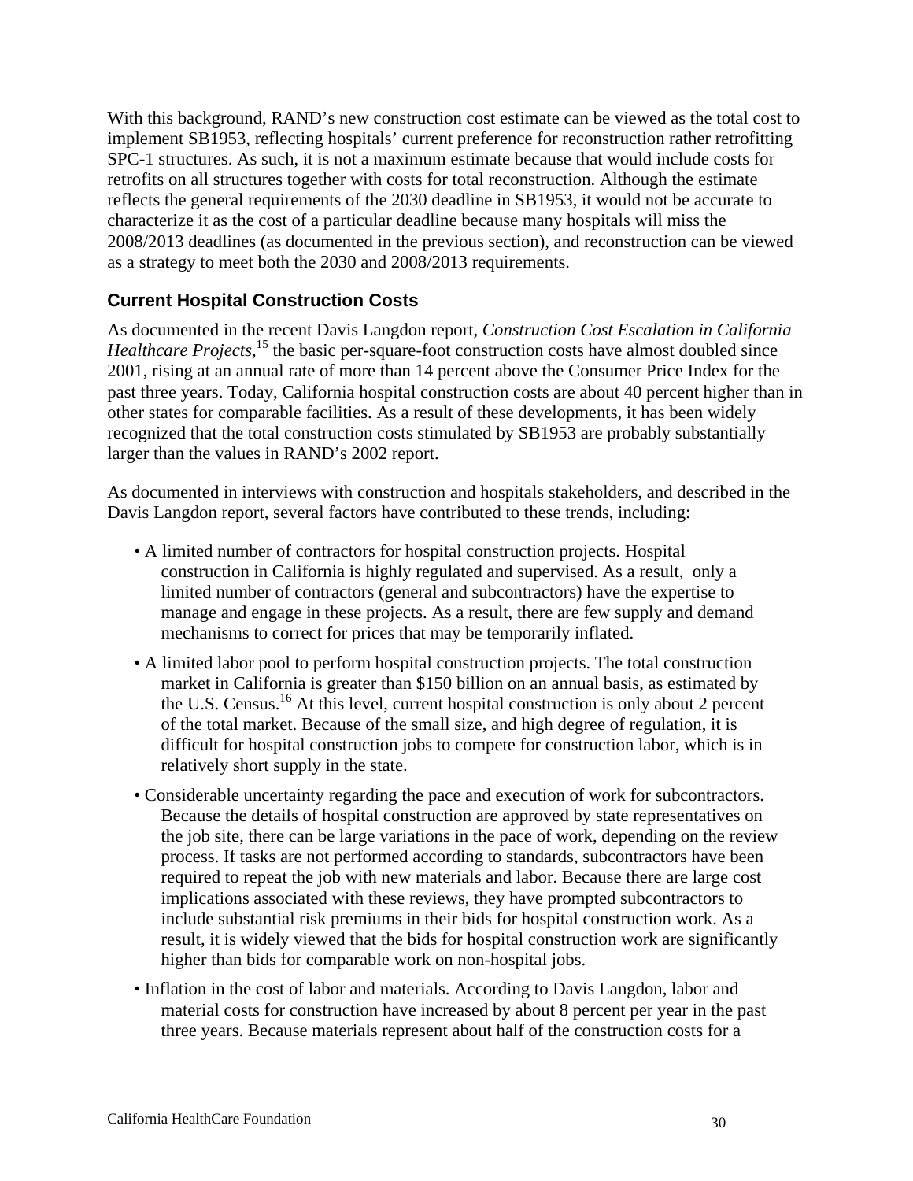With this background, RAND's new construction cost estimate can be viewed as the total cost to implement SB1953, reflecting hospitals' current preference for reconstruction rather retrofitting SPC-1 structures. As such, it is not a maximum estimate because that would include costs for retrofits on all structures together with costs for total reconstruction. Although the estimate reflects the general requirements of the 2030 deadline in SB1953, it would not be accurate to characterize it as the cost of a particular deadline because many hospitals will miss the 2008/2013 deadlines (as documented in the previous section), and reconstruction can be viewed as a strategy to meet both the 2030 and 2008/2013 requirements.

### Current Hospital Construction Costs

As documented in the recent Davis Langdon report, *Construction Cost Escalation in California Healthcare Projects,*[15] the basic per-square-foot construction costs have almost doubled since 2001, rising at an annual rate of more than 14 percent above the Consumer Price Index for the past three years. Today, California hospital construction costs are about 40 percent higher than in other states for comparable facilities. As a result of these developments, it has been widely recognized that the total construction costs stimulated by SB1953 are probably substantially larger than the values in RAND's 2002 report.

As documented in interviews with construction and hospitals stakeholders, and described in the Davis Langdon report, several factors have contributed to these trends, including:

- A limited number of contractors for hospital construction projects. Hospital construction in California is highly regulated and supervised. As a result, only a limited number of contractors (general and subcontractors) have the expertise to manage and engage in these projects. As a result, there are few supply and demand mechanisms to correct for prices that may be temporarily inflated.
- A limited labor pool to perform hospital construction projects. The total construction market in California is greater than \$150 billion on an annual basis, as estimated by the U.S. Census.[16] At this level, current hospital construction is only about 2 percent of the total market. Because of the small size, and high degree of regulation, it is difficult for hospital construction jobs to compete for construction labor, which is in relatively short supply in the state.
- Considerable uncertainty regarding the pace and execution of work for subcontractors. Because the details of hospital construction are approved by state representatives on the job site, there can be large variations in the pace of work, depending on the review process. If tasks are not performed according to standards, subcontractors have been required to repeat the job with new materials and labor. Because there are large cost implications associated with these reviews, they have prompted subcontractors to include substantial risk premiums in their bids for hospital construction work. As a result, it is widely viewed that the bids for hospital construction work are significantly higher than bids for comparable work on non-hospital jobs.
- Inflation in the cost of labor and materials. According to Davis Langdon, labor and material costs for construction have increased by about 8 percent per year in the past three years. Because materials represent about half of the construction costs for a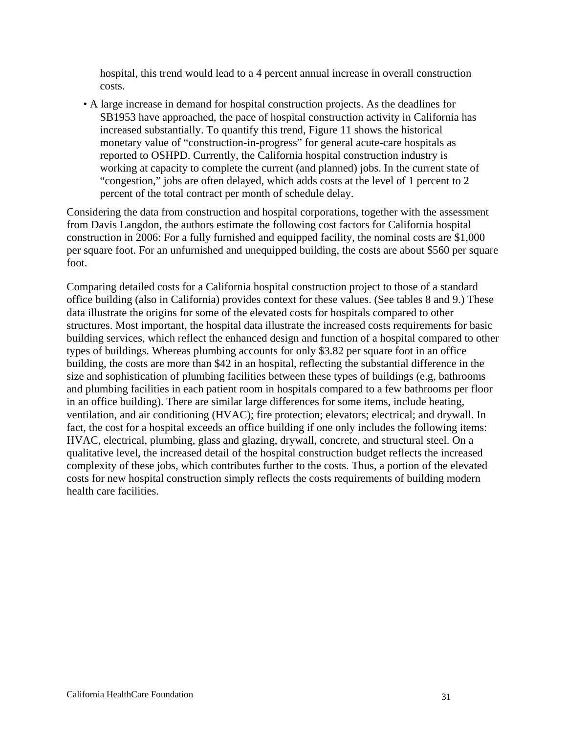hospital, this trend would lead to a 4 percent annual increase in overall construction costs.

- A large increase in demand for hospital construction projects. As the deadlines for SB1953 have approached, the pace of hospital construction activity in California has increased substantially. To quantify this trend, Figure 11 shows the historical monetary value of "construction-in-progress" for general acute-care hospitals as reported to OSHPD. Currently, the California hospital construction industry is working at capacity to complete the current (and planned) jobs. In the current state of "congestion," jobs are often delayed, which adds costs at the level of 1 percent to 2 percent of the total contract per month of schedule delay.

Considering the data from construction and hospital corporations, together with the assessment from Davis Langdon, the authors estimate the following cost factors for California hospital construction in 2006: For a fully furnished and equipped facility, the nominal costs are $1,000 per square foot. For an unfurnished and unequipped building, the costs are about $560 per square foot.

Comparing detailed costs for a California hospital construction project to those of a standard office building (also in California) provides context for these values. (See tables 8 and 9.) These data illustrate the origins for some of the elevated costs for hospitals compared to other structures. Most important, the hospital data illustrate the increased costs requirements for basic building services, which reflect the enhanced design and function of a hospital compared to other types of buildings. Whereas plumbing accounts for only $3.82 per square foot in an office building, the costs are more than $42 in an hospital, reflecting the substantial difference in the size and sophistication of plumbing facilities between these types of buildings (e.g, bathrooms and plumbing facilities in each patient room in hospitals compared to a few bathrooms per floor in an office building). There are similar large differences for some items, include heating, ventilation, and air conditioning (HVAC); fire protection; elevators; electrical; and drywall. In fact, the cost for a hospital exceeds an office building if one only includes the following items: HVAC, electrical, plumbing, glass and glazing, drywall, concrete, and structural steel. On a qualitative level, the increased detail of the hospital construction budget reflects the increased complexity of these jobs, which contributes further to the costs. Thus, a portion of the elevated costs for new hospital construction simply reflects the costs requirements of building modern health care facilities.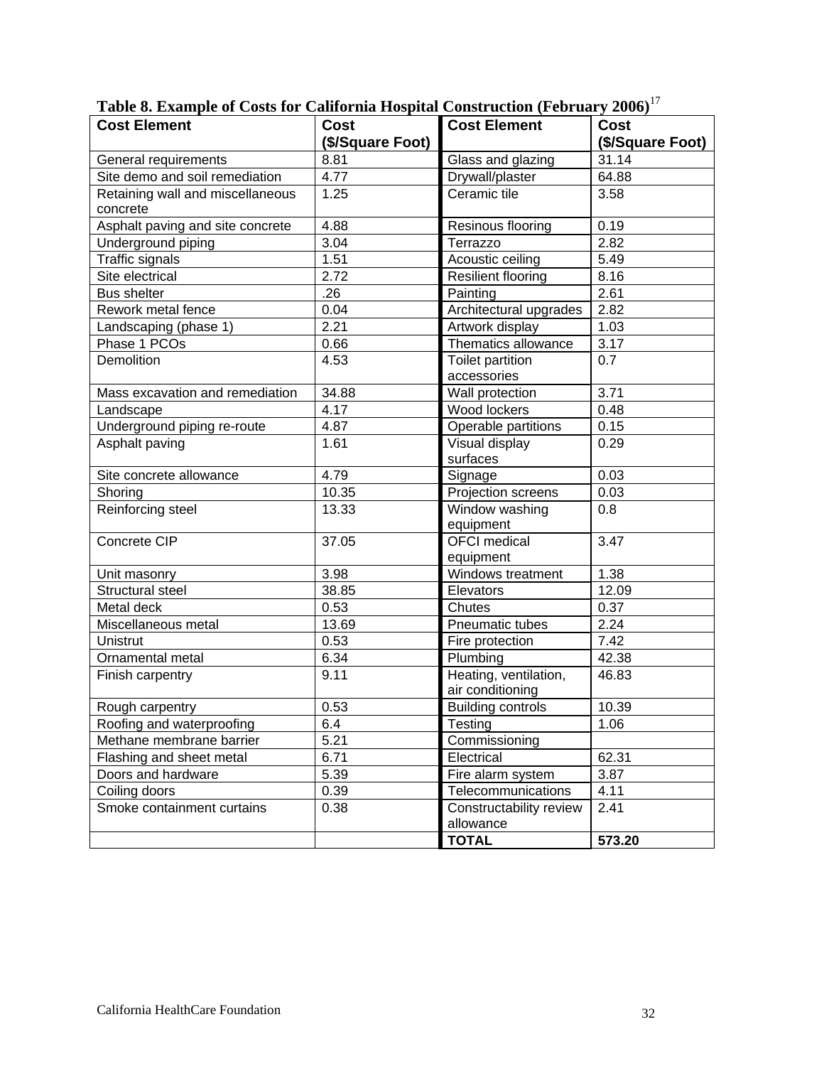**Table 8. Example of Costs for California Hospital Construction (February 2006)**[17]

| Cost Element | Cost ($/Square Foot) | Cost Element | Cost ($/Square Foot) |
|---|---|---|---|
| General requirements | 8.81 | Glass and glazing | 31.14 |
| Site demo and soil remediation | 4.77 | Drywall/plaster | 64.88 |
| Retaining wall and miscellaneous concrete | 1.25 | Ceramic tile | 3.58 |
| Asphalt paving and site concrete | 4.88 | Resinous flooring | 0.19 |
| Underground piping | 3.04 | Terrazzo | 2.82 |
| Traffic signals | 1.51 | Acoustic ceiling | 5.49 |
| Site electrical | 2.72 | Resilient flooring | 8.16 |
| Bus shelter | .26 | Painting | 2.61 |
| Rework metal fence | 0.04 | Architectural upgrades | 2.82 |
| Landscaping (phase 1) | 2.21 | Artwork display | 1.03 |
| Phase 1 PCOs | 0.66 | Thematics allowance | 3.17 |
| Demolition | 4.53 | Toilet partition accessories | 0.7 |
| Mass excavation and remediation | 34.88 | Wall protection | 3.71 |
| Landscape | 4.17 | Wood lockers | 0.48 |
| Underground piping re-route | 4.87 | Operable partitions | 0.15 |
| Asphalt paving | 1.61 | Visual display surfaces | 0.29 |
| Site concrete allowance | 4.79 | Signage | 0.03 |
| Shoring | 10.35 | Projection screens | 0.03 |
| Reinforcing steel | 13.33 | Window washing equipment | 0.8 |
| Concrete CIP | 37.05 | OFCI medical equipment | 3.47 |
| Unit masonry | 3.98 | Windows treatment | 1.38 |
| Structural steel | 38.85 | Elevators | 12.09 |
| Metal deck | 0.53 | Chutes | 0.37 |
| Miscellaneous metal | 13.69 | Pneumatic tubes | 2.24 |
| Unistrut | 0.53 | Fire protection | 7.42 |
| Ornamental metal | 6.34 | Plumbing | 42.38 |
| Finish carpentry | 9.11 | Heating, ventilation, air conditioning | 46.83 |
| Rough carpentry | 0.53 | Building controls | 10.39 |
| Roofing and waterproofing | 6.4 | Testing | 1.06 |
| Methane membrane barrier | 5.21 | Commissioning | |
| Flashing and sheet metal | 6.71 | Electrical | 62.31 |
| Doors and hardware | 5.39 | Fire alarm system | 3.87 |
| Coiling doors | 0.39 | Telecommunications | 4.11 |
| Smoke containment curtains | 0.38 | Constructability review allowance | 2.41 |
| | | **TOTAL** | **573.20** |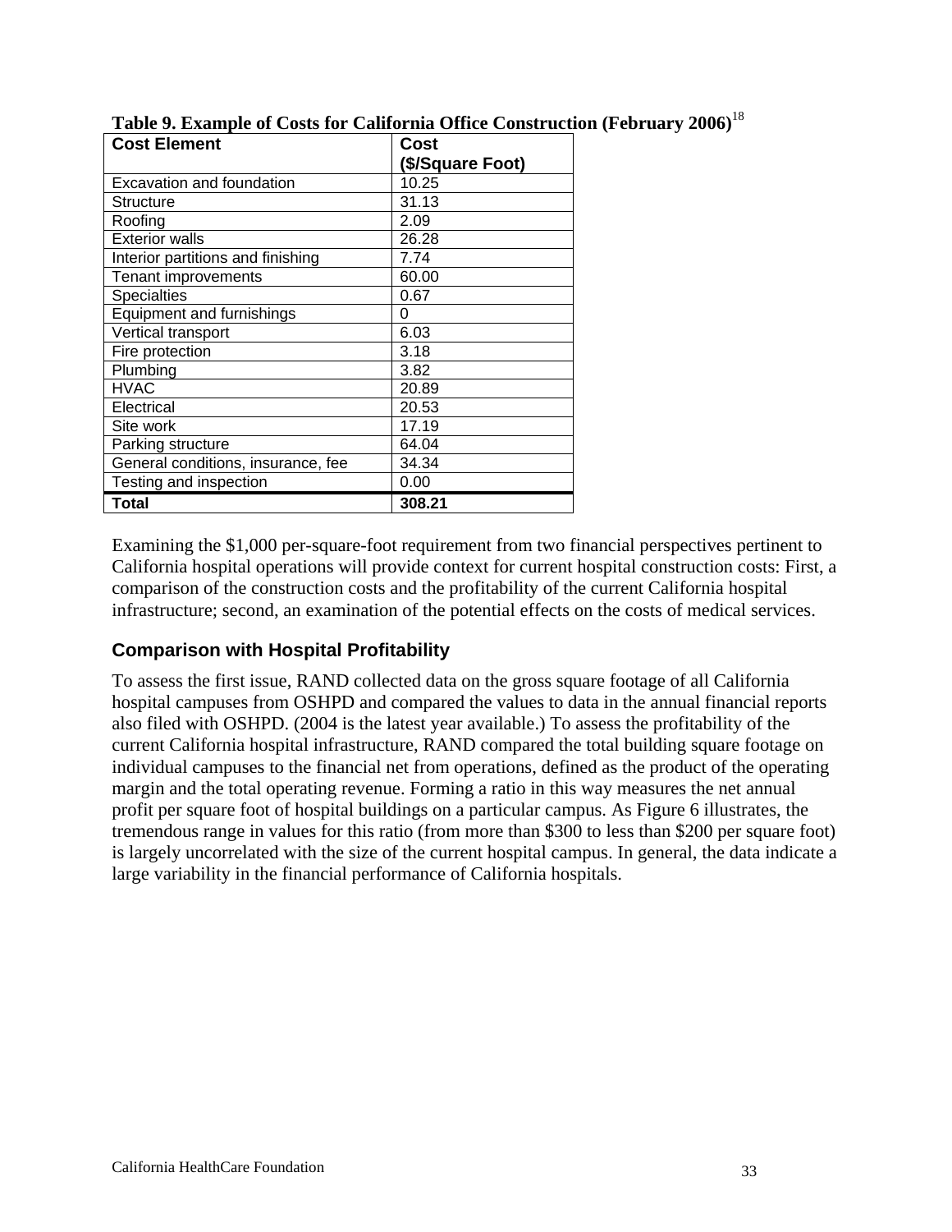**Table 9. Example of Costs for California Office Construction (February 2006)**[18]

| Cost Element | Cost ($/Square Foot) |
|---|---|
| Excavation and foundation | 10.25 |
| Structure | 31.13 |
| Roofing | 2.09 |
| Exterior walls | 26.28 |
| Interior partitions and finishing | 7.74 |
| Tenant improvements | 60.00 |
| Specialties | 0.67 |
| Equipment and furnishings | 0 |
| Vertical transport | 6.03 |
| Fire protection | 3.18 |
| Plumbing | 3.82 |
| HVAC | 20.89 |
| Electrical | 20.53 |
| Site work | 17.19 |
| Parking structure | 64.04 |
| General conditions, insurance, fee | 34.34 |
| Testing and inspection | 0.00 |
| **Total** | **308.21** |

Examining the $1,000 per-square-foot requirement from two financial perspectives pertinent to California hospital operations will provide context for current hospital construction costs: First, a comparison of the construction costs and the profitability of the current California hospital infrastructure; second, an examination of the potential effects on the costs of medical services.

## Comparison with Hospital Profitability

To assess the first issue, RAND collected data on the gross square footage of all California hospital campuses from OSHPD and compared the values to data in the annual financial reports also filed with OSHPD. (2004 is the latest year available.) To assess the profitability of the current California hospital infrastructure, RAND compared the total building square footage on individual campuses to the financial net from operations, defined as the product of the operating margin and the total operating revenue. Forming a ratio in this way measures the net annual profit per square foot of hospital buildings on a particular campus. As Figure 6 illustrates, the tremendous range in values for this ratio (from more than $300 to less than $200 per square foot) is largely uncorrelated with the size of the current hospital campus. In general, the data indicate a large variability in the financial performance of California hospitals.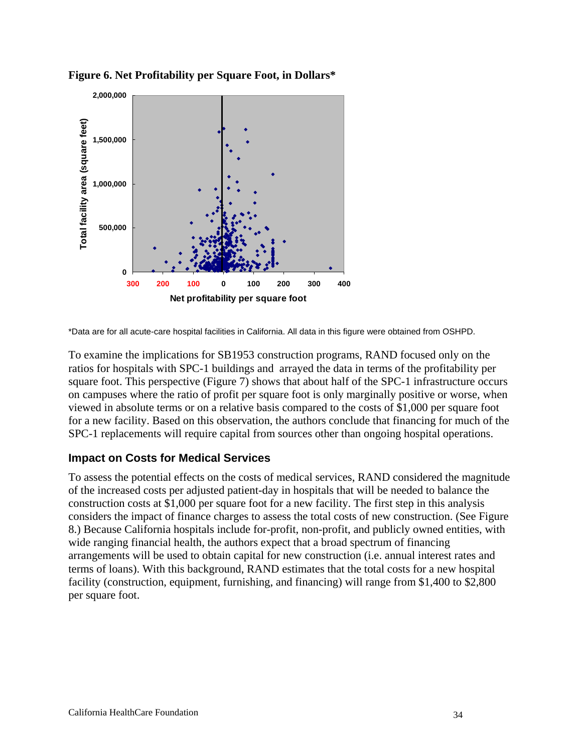**Figure 6. Net Profitability per Square Foot, in Dollars***

*Data are for all acute-care hospital facilities in California. All data in this figure were obtained from OSHPD.

To examine the implications for SB1953 construction programs, RAND focused only on the ratios for hospitals with SPC-1 buildings and arrayed the data in terms of the profitability per square foot. This perspective (Figure 7) shows that about half of the SPC-1 infrastructure occurs on campuses where the ratio of profit per square foot is only marginally positive or worse, when viewed in absolute terms or on a relative basis compared to the costs of $1,000 per square foot for a new facility. Based on this observation, the authors conclude that financing for much of the SPC-1 replacements will require capital from sources other than ongoing hospital operations.

### Impact on Costs for Medical Services

To assess the potential effects on the costs of medical services, RAND considered the magnitude of the increased costs per adjusted patient-day in hospitals that will be needed to balance the construction costs at $1,000 per square foot for a new facility. The first step in this analysis considers the impact of finance charges to assess the total costs of new construction. (See Figure 8.) Because California hospitals include for-profit, non-profit, and publicly owned entities, with wide ranging financial health, the authors expect that a broad spectrum of financing arrangements will be used to obtain capital for new construction (i.e. annual interest rates and terms of loans). With this background, RAND estimates that the total costs for a new hospital facility (construction, equipment, furnishing, and financing) will range from $1,400 to $2,800 per square foot.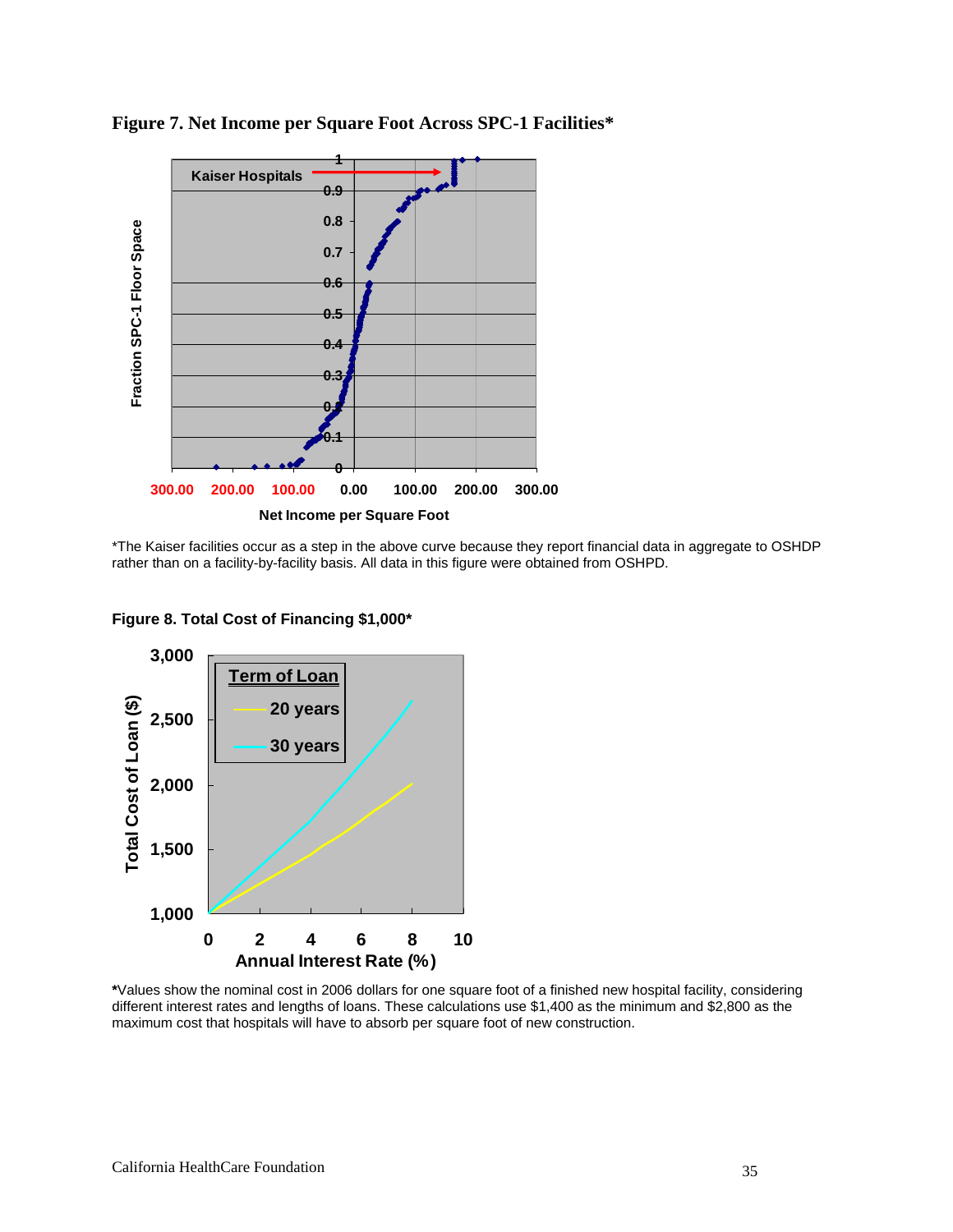**Figure 7. Net Income per Square Foot Across SPC-1 Facilities***

*The Kaiser facilities occur as a step in the above curve because they report financial data in aggregate to OSHDP rather than on a facility-by-facility basis. All data in this figure were obtained from OSHPD.

**Figure 8. Total Cost of Financing $1,000***

***Values show the nominal cost in 2006 dollars for one square foot of a finished new hospital facility, considering different interest rates and lengths of loans. These calculations use $1,400 as the minimum and $2,800 as the maximum cost that hospitals will have to absorb per square foot of new construction.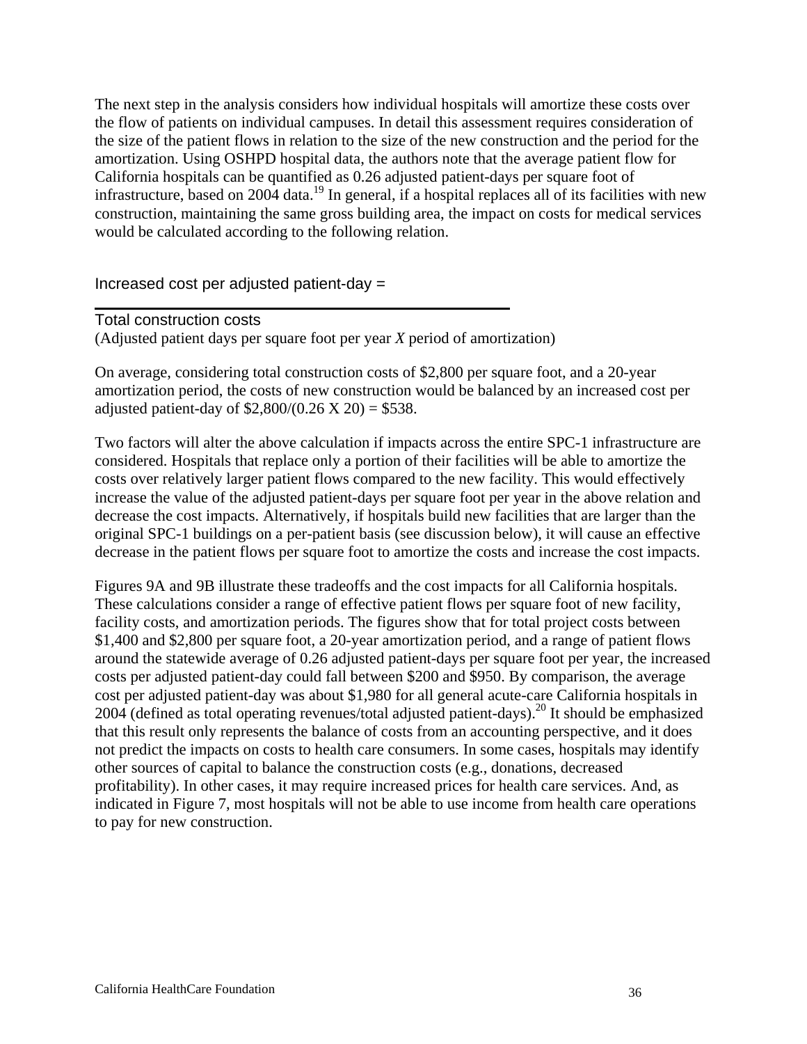The next step in the analysis considers how individual hospitals will amortize these costs over the flow of patients on individual campuses. In detail this assessment requires consideration of the size of the patient flows in relation to the size of the new construction and the period for the amortization. Using OSHPD hospital data, the authors note that the average patient flow for California hospitals can be quantified as 0.26 adjusted patient-days per square foot of infrastructure, based on 2004 data.[19] In general, if a hospital replaces all of its facilities with new construction, maintaining the same gross building area, the impact on costs for medical services would be calculated according to the following relation.

$$\text{Increased cost per adjusted patient-day} = \frac{\text{Total construction costs}}{(\text{Adjusted patient days per square foot per year } X \text{ period of amortization})}$$

On average, considering total construction costs of $2,800 per square foot, and a 20-year amortization period, the costs of new construction would be balanced by an increased cost per adjusted patient-day of $2,800/(0.26 X 20) = $538.

Two factors will alter the above calculation if impacts across the entire SPC-1 infrastructure are considered. Hospitals that replace only a portion of their facilities will be able to amortize the costs over relatively larger patient flows compared to the new facility. This would effectively increase the value of the adjusted patient-days per square foot per year in the above relation and decrease the cost impacts. Alternatively, if hospitals build new facilities that are larger than the original SPC-1 buildings on a per-patient basis (see discussion below), it will cause an effective decrease in the patient flows per square foot to amortize the costs and increase the cost impacts.

Figures 9A and 9B illustrate these tradeoffs and the cost impacts for all California hospitals. These calculations consider a range of effective patient flows per square foot of new facility, facility costs, and amortization periods. The figures show that for total project costs between $1,400 and $2,800 per square foot, a 20-year amortization period, and a range of patient flows around the statewide average of 0.26 adjusted patient-days per square foot per year, the increased costs per adjusted patient-day could fall between $200 and $950. By comparison, the average cost per adjusted patient-day was about $1,980 for all general acute-care California hospitals in 2004 (defined as total operating revenues/total adjusted patient-days).[20] It should be emphasized that this result only represents the balance of costs from an accounting perspective, and it does not predict the impacts on costs to health care consumers. In some cases, hospitals may identify other sources of capital to balance the construction costs (e.g., donations, decreased profitability). In other cases, it may require increased prices for health care services. And, as indicated in Figure 7, most hospitals will not be able to use income from health care operations to pay for new construction.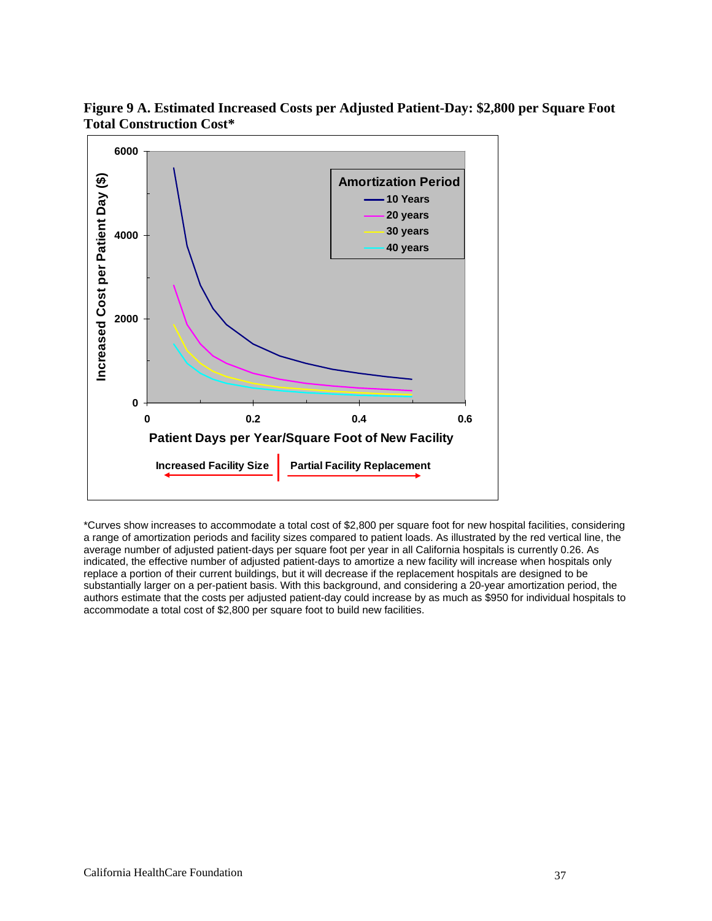**Figure 9 A. Estimated Increased Costs per Adjusted Patient-Day: $2,800 per Square Foot Total Construction Cost***

*Curves show increases to accommodate a total cost of $2,800 per square foot for new hospital facilities, considering a range of amortization periods and facility sizes compared to patient loads. As illustrated by the red vertical line, the average number of adjusted patient-days per square foot per year in all California hospitals is currently 0.26. As indicated, the effective number of adjusted patient-days to amortize a new facility will increase when hospitals only replace a portion of their current buildings, but it will decrease if the replacement hospitals are designed to be substantially larger on a per-patient basis. With this background, and considering a 20-year amortization period, the authors estimate that the costs per adjusted patient-day could increase by as much as $950 for individual hospitals to accommodate a total cost of $2,800 per square foot to build new facilities.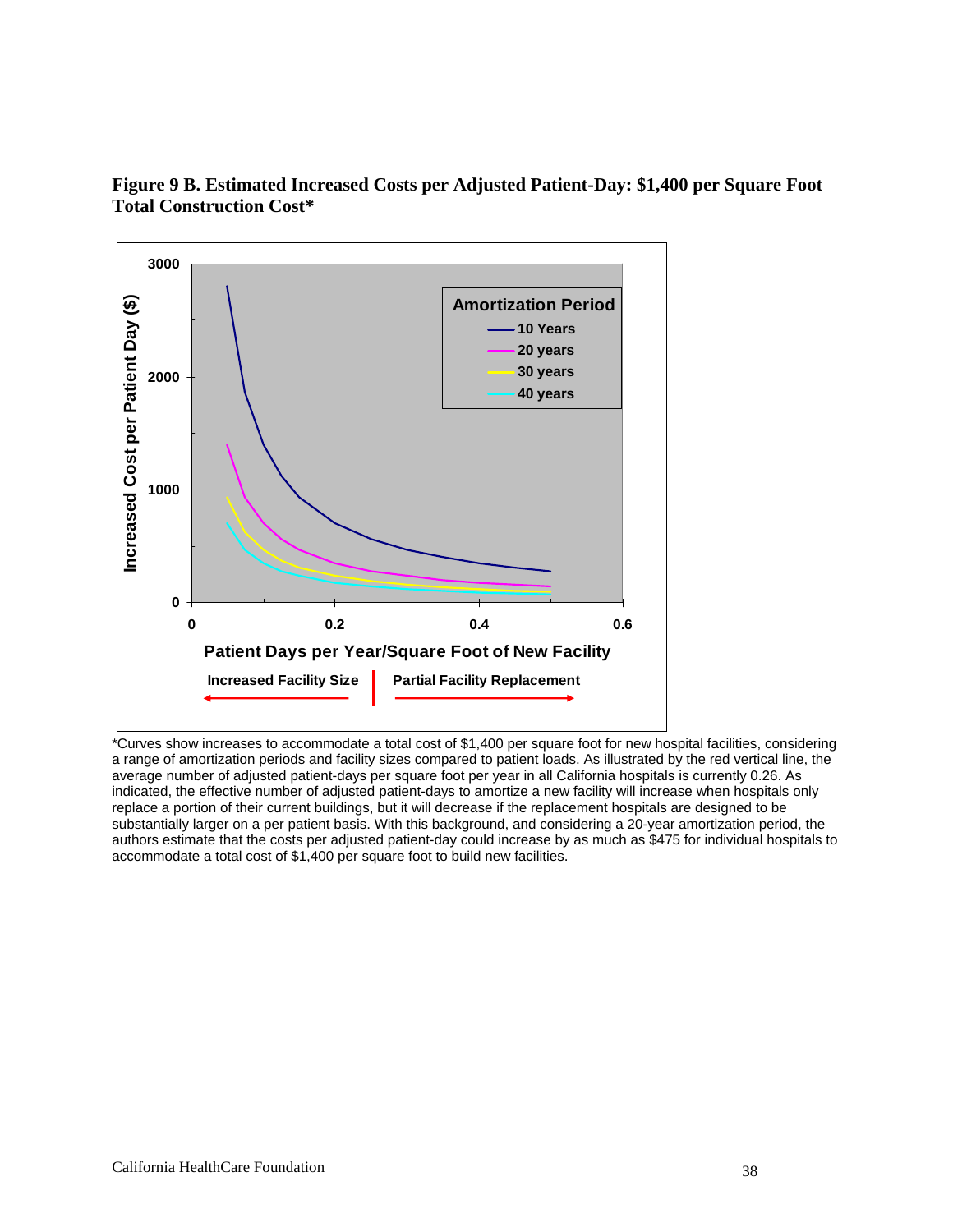**Figure 9 B. Estimated Increased Costs per Adjusted Patient-Day: $1,400 per Square Foot Total Construction Cost***

*Curves show increases to accommodate a total cost of $1,400 per square foot for new hospital facilities, considering a range of amortization periods and facility sizes compared to patient loads. As illustrated by the red vertical line, the average number of adjusted patient-days per square foot per year in all California hospitals is currently 0.26. As indicated, the effective number of adjusted patient-days to amortize a new facility will increase when hospitals only replace a portion of their current buildings, but it will decrease if the replacement hospitals are designed to be substantially larger on a per patient basis. With this background, and considering a 20-year amortization period, the authors estimate that the costs per adjusted patient-day could increase by as much as $475 for individual hospitals to accommodate a total cost of $1,400 per square foot to build new facilities.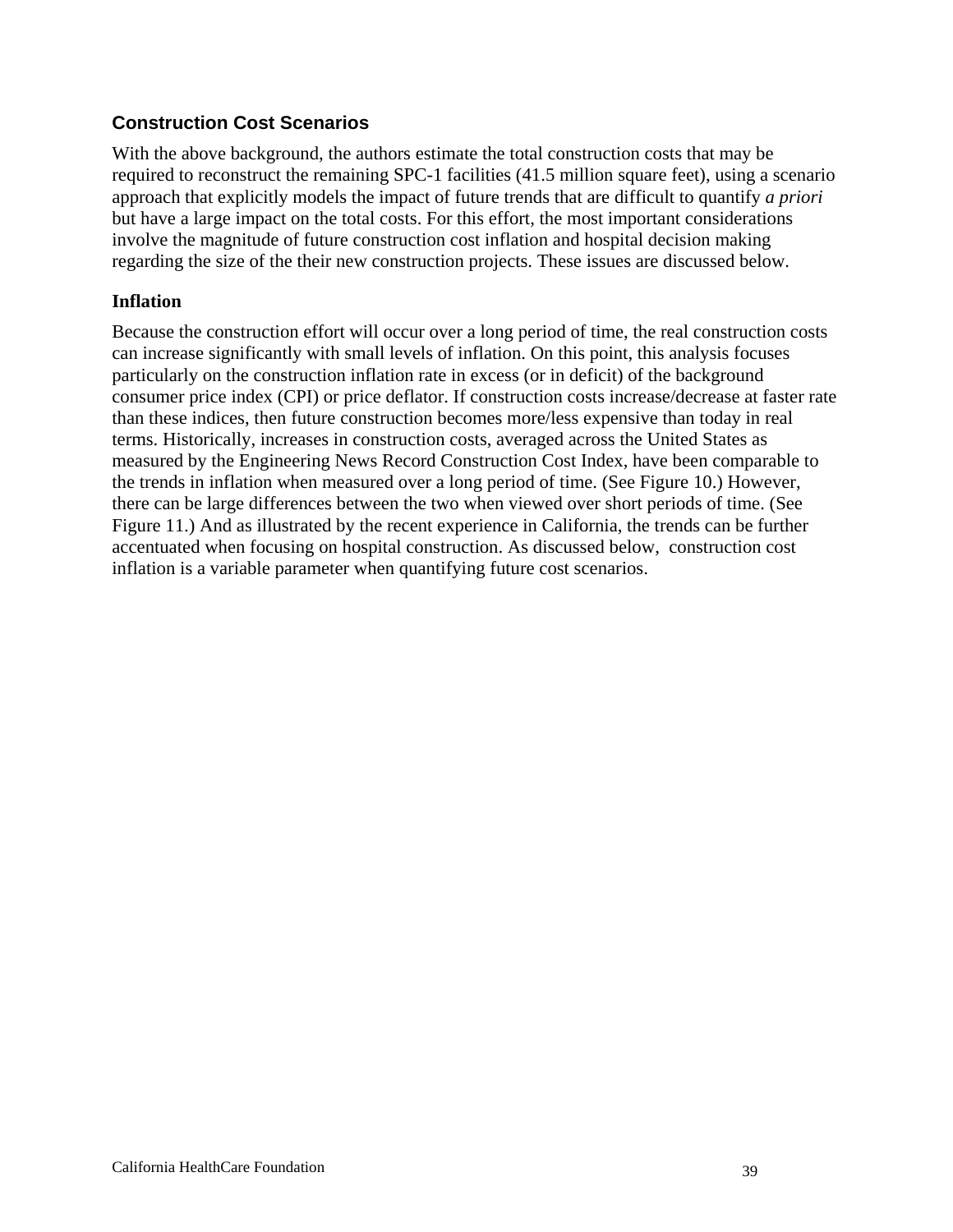## Construction Cost Scenarios

With the above background, the authors estimate the total construction costs that may be required to reconstruct the remaining SPC-1 facilities (41.5 million square feet), using a scenario approach that explicitly models the impact of future trends that are difficult to quantify *a priori* but have a large impact on the total costs. For this effort, the most important considerations involve the magnitude of future construction cost inflation and hospital decision making regarding the size of the their new construction projects. These issues are discussed below.

### Inflation

Because the construction effort will occur over a long period of time, the real construction costs can increase significantly with small levels of inflation. On this point, this analysis focuses particularly on the construction inflation rate in excess (or in deficit) of the background consumer price index (CPI) or price deflator. If construction costs increase/decrease at faster rate than these indices, then future construction becomes more/less expensive than today in real terms. Historically, increases in construction costs, averaged across the United States as measured by the Engineering News Record Construction Cost Index, have been comparable to the trends in inflation when measured over a long period of time. (See Figure 10.) However, there can be large differences between the two when viewed over short periods of time. (See Figure 11.) And as illustrated by the recent experience in California, the trends can be further accentuated when focusing on hospital construction. As discussed below, construction cost inflation is a variable parameter when quantifying future cost scenarios.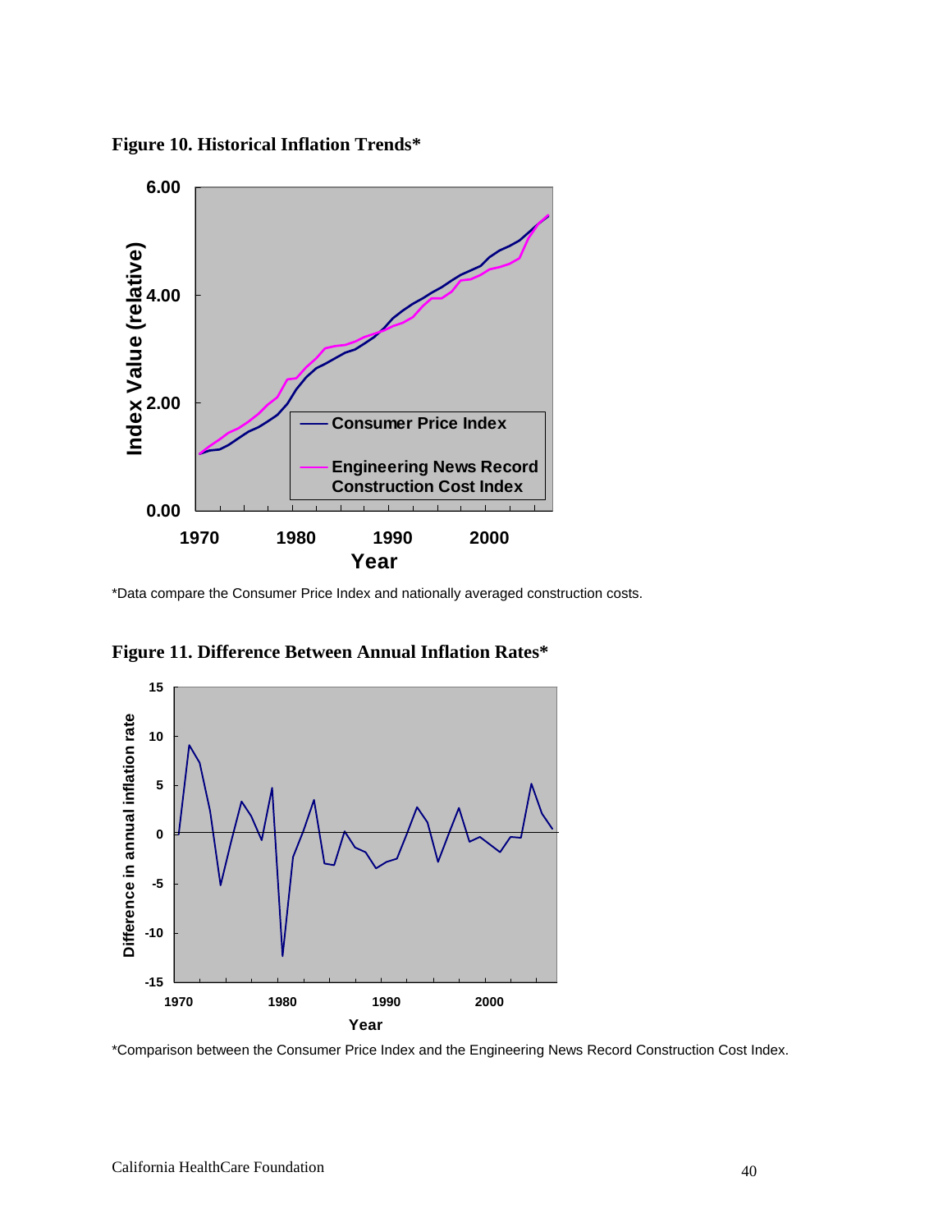**Figure 10. Historical Inflation Trends***

*Data compare the Consumer Price Index and nationally averaged construction costs.

**Figure 11. Difference Between Annual Inflation Rates***

*Comparison between the Consumer Price Index and the Engineering News Record Construction Cost Index.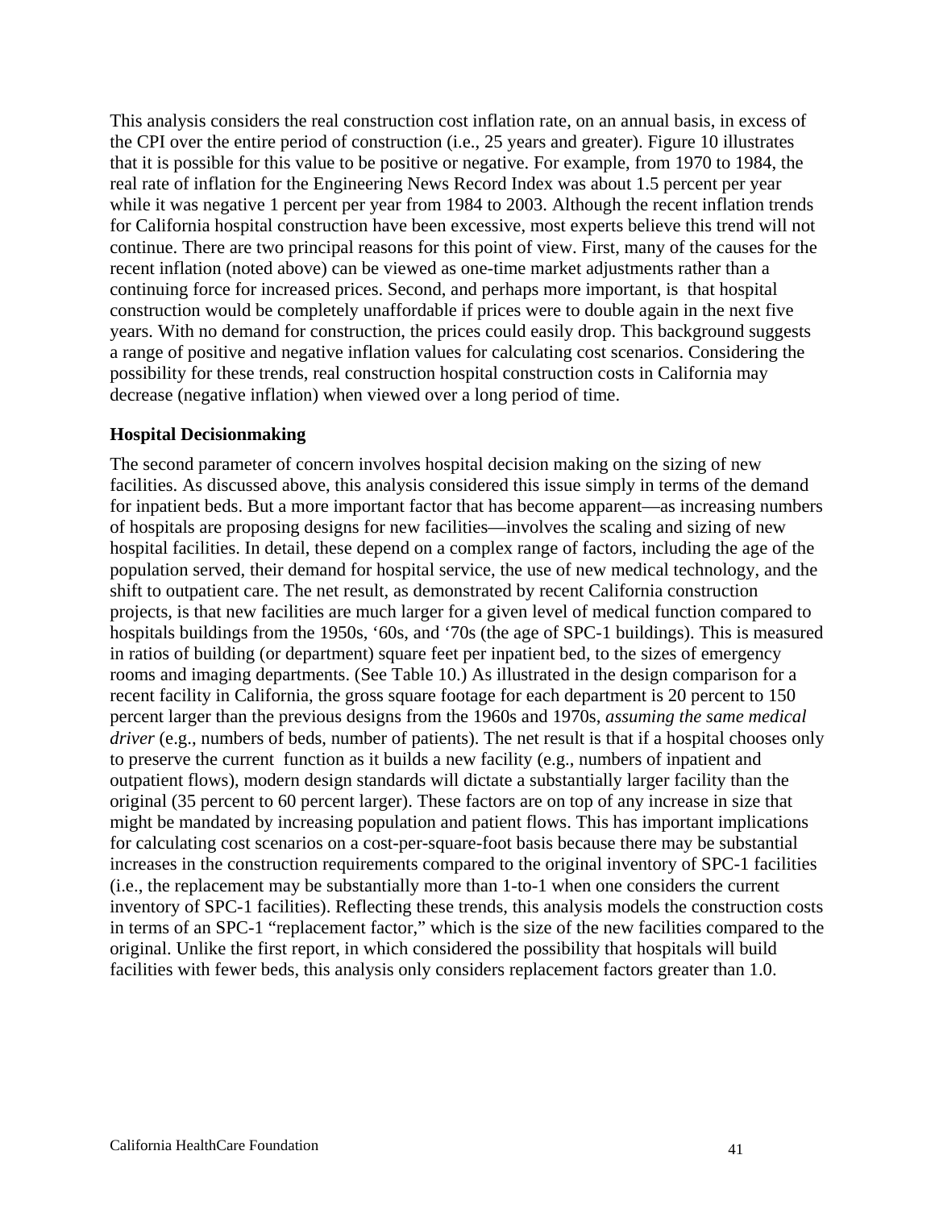This analysis considers the real construction cost inflation rate, on an annual basis, in excess of the CPI over the entire period of construction (i.e., 25 years and greater). Figure 10 illustrates that it is possible for this value to be positive or negative. For example, from 1970 to 1984, the real rate of inflation for the Engineering News Record Index was about 1.5 percent per year while it was negative 1 percent per year from 1984 to 2003. Although the recent inflation trends for California hospital construction have been excessive, most experts believe this trend will not continue. There are two principal reasons for this point of view. First, many of the causes for the recent inflation (noted above) can be viewed as one-time market adjustments rather than a continuing force for increased prices. Second, and perhaps more important, is that hospital construction would be completely unaffordable if prices were to double again in the next five years. With no demand for construction, the prices could easily drop. This background suggests a range of positive and negative inflation values for calculating cost scenarios. Considering the possibility for these trends, real construction hospital construction costs in California may decrease (negative inflation) when viewed over a long period of time.

### Hospital Decisionmaking

The second parameter of concern involves hospital decision making on the sizing of new facilities. As discussed above, this analysis considered this issue simply in terms of the demand for inpatient beds. But a more important factor that has become apparent—as increasing numbers of hospitals are proposing designs for new facilities—involves the scaling and sizing of new hospital facilities. In detail, these depend on a complex range of factors, including the age of the population served, their demand for hospital service, the use of new medical technology, and the shift to outpatient care. The net result, as demonstrated by recent California construction projects, is that new facilities are much larger for a given level of medical function compared to hospitals buildings from the 1950s, '60s, and '70s (the age of SPC-1 buildings). This is measured in ratios of building (or department) square feet per inpatient bed, to the sizes of emergency rooms and imaging departments. (See Table 10.) As illustrated in the design comparison for a recent facility in California, the gross square footage for each department is 20 percent to 150 percent larger than the previous designs from the 1960s and 1970s, *assuming the same medical driver* (e.g., numbers of beds, number of patients). The net result is that if a hospital chooses only to preserve the current function as it builds a new facility (e.g., numbers of inpatient and outpatient flows), modern design standards will dictate a substantially larger facility than the original (35 percent to 60 percent larger). These factors are on top of any increase in size that might be mandated by increasing population and patient flows. This has important implications for calculating cost scenarios on a cost-per-square-foot basis because there may be substantial increases in the construction requirements compared to the original inventory of SPC-1 facilities (i.e., the replacement may be substantially more than 1-to-1 when one considers the current inventory of SPC-1 facilities). Reflecting these trends, this analysis models the construction costs in terms of an SPC-1 "replacement factor," which is the size of the new facilities compared to the original. Unlike the first report, in which considered the possibility that hospitals will build facilities with fewer beds, this analysis only considers replacement factors greater than 1.0.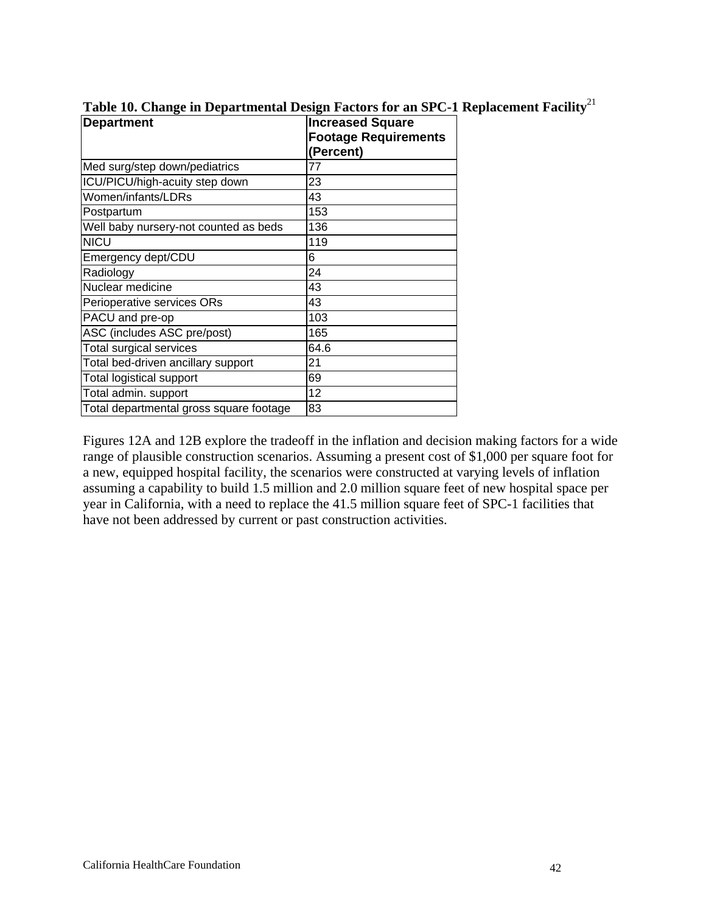**Table 10. Change in Departmental Design Factors for an SPC-1 Replacement Facility**[21]

| Department | Increased Square Footage Requirements (Percent) |
|---|---|
| Med surg/step down/pediatrics | 77 |
| ICU/PICU/high-acuity step down | 23 |
| Women/infants/LDRs | 43 |
| Postpartum | 153 |
| Well baby nursery-not counted as beds | 136 |
| NICU | 119 |
| Emergency dept/CDU | 6 |
| Radiology | 24 |
| Nuclear medicine | 43 |
| Perioperative services ORs | 43 |
| PACU and pre-op | 103 |
| ASC (includes ASC pre/post) | 165 |
| Total surgical services | 64.6 |
| Total bed-driven ancillary support | 21 |
| Total logistical support | 69 |
| Total admin. support | 12 |
| Total departmental gross square footage | 83 |

Figures 12A and 12B explore the tradeoff in the inflation and decision making factors for a wide range of plausible construction scenarios. Assuming a present cost of $1,000 per square foot for a new, equipped hospital facility, the scenarios were constructed at varying levels of inflation assuming a capability to build 1.5 million and 2.0 million square feet of new hospital space per year in California, with a need to replace the 41.5 million square feet of SPC-1 facilities that have not been addressed by current or past construction activities.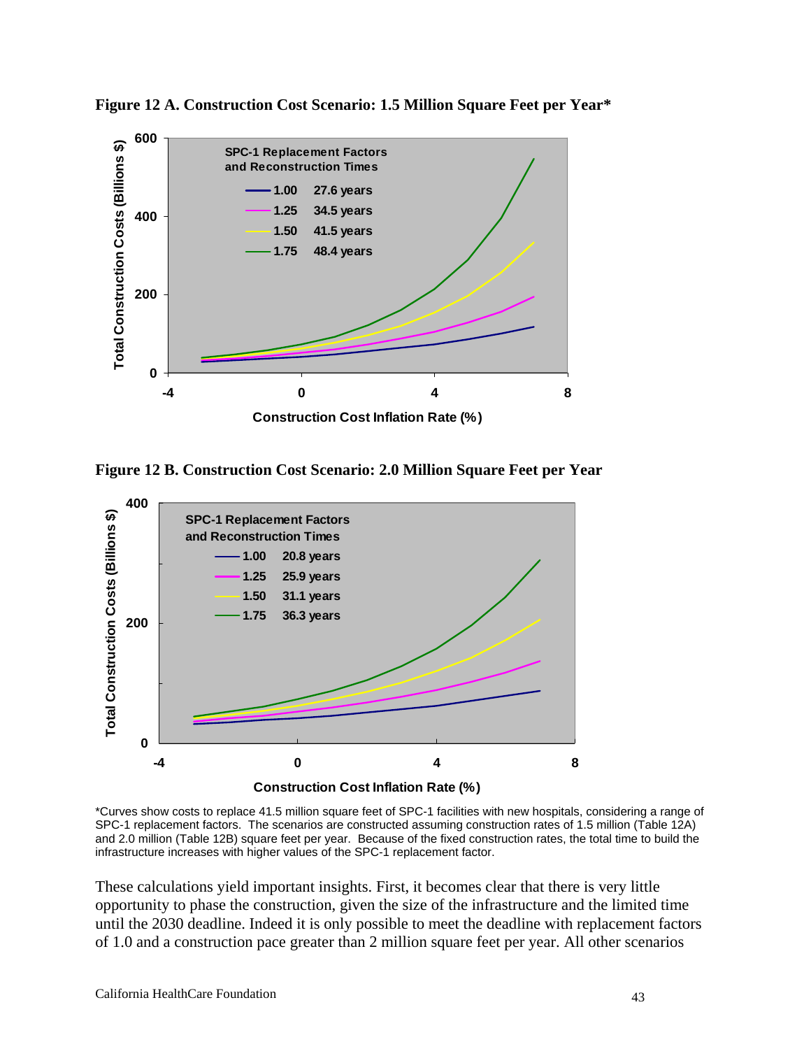**Figure 12 A. Construction Cost Scenario: 1.5 Million Square Feet per Year***

**Figure 12 B. Construction Cost Scenario: 2.0 Million Square Feet per Year**

*Curves show costs to replace 41.5 million square feet of SPC-1 facilities with new hospitals, considering a range of SPC-1 replacement factors. The scenarios are constructed assuming construction rates of 1.5 million (Table 12A) and 2.0 million (Table 12B) square feet per year. Because of the fixed construction rates, the total time to build the infrastructure increases with higher values of the SPC-1 replacement factor.

These calculations yield important insights. First, it becomes clear that there is very little opportunity to phase the construction, given the size of the infrastructure and the limited time until the 2030 deadline. Indeed it is only possible to meet the deadline with replacement factors of 1.0 and a construction pace greater than 2 million square feet per year. All other scenarios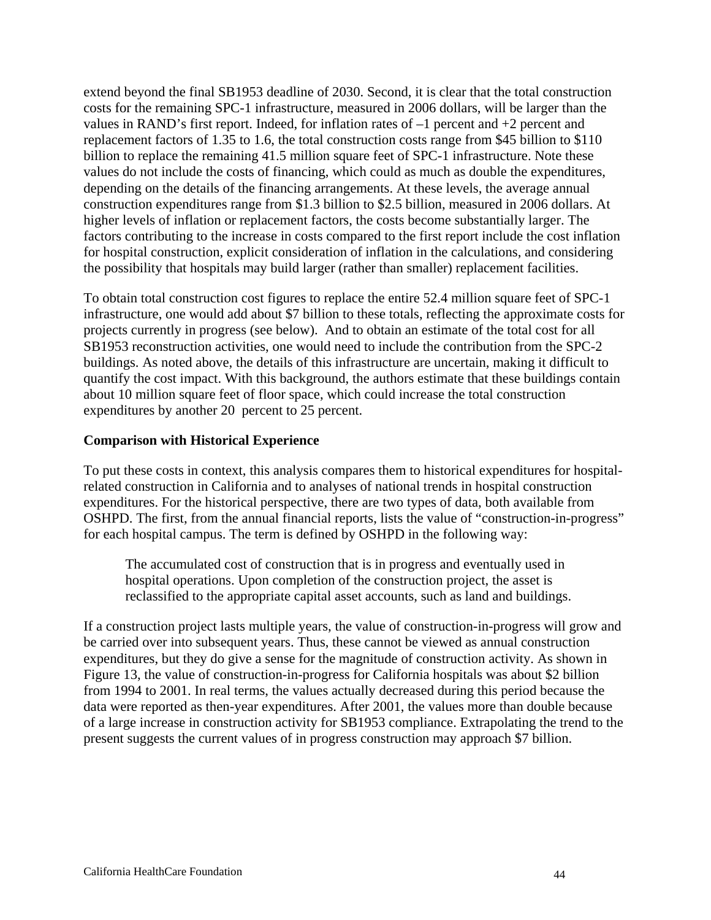extend beyond the final SB1953 deadline of 2030. Second, it is clear that the total construction costs for the remaining SPC-1 infrastructure, measured in 2006 dollars, will be larger than the values in RAND's first report. Indeed, for inflation rates of –1 percent and +2 percent and replacement factors of 1.35 to 1.6, the total construction costs range from $45 billion to $110 billion to replace the remaining 41.5 million square feet of SPC-1 infrastructure. Note these values do not include the costs of financing, which could as much as double the expenditures, depending on the details of the financing arrangements. At these levels, the average annual construction expenditures range from $1.3 billion to $2.5 billion, measured in 2006 dollars. At higher levels of inflation or replacement factors, the costs become substantially larger. The factors contributing to the increase in costs compared to the first report include the cost inflation for hospital construction, explicit consideration of inflation in the calculations, and considering the possibility that hospitals may build larger (rather than smaller) replacement facilities.

To obtain total construction cost figures to replace the entire 52.4 million square feet of SPC-1 infrastructure, one would add about $7 billion to these totals, reflecting the approximate costs for projects currently in progress (see below). And to obtain an estimate of the total cost for all SB1953 reconstruction activities, one would need to include the contribution from the SPC-2 buildings. As noted above, the details of this infrastructure are uncertain, making it difficult to quantify the cost impact. With this background, the authors estimate that these buildings contain about 10 million square feet of floor space, which could increase the total construction expenditures by another 20 percent to 25 percent.

### Comparison with Historical Experience

To put these costs in context, this analysis compares them to historical expenditures for hospital-related construction in California and to analyses of national trends in hospital construction expenditures. For the historical perspective, there are two types of data, both available from OSHPD. The first, from the annual financial reports, lists the value of "construction-in-progress" for each hospital campus. The term is defined by OSHPD in the following way:

> The accumulated cost of construction that is in progress and eventually used in hospital operations. Upon completion of the construction project, the asset is reclassified to the appropriate capital asset accounts, such as land and buildings.

If a construction project lasts multiple years, the value of construction-in-progress will grow and be carried over into subsequent years. Thus, these cannot be viewed as annual construction expenditures, but they do give a sense for the magnitude of construction activity. As shown in Figure 13, the value of construction-in-progress for California hospitals was about $2 billion from 1994 to 2001. In real terms, the values actually decreased during this period because the data were reported as then-year expenditures. After 2001, the values more than double because of a large increase in construction activity for SB1953 compliance. Extrapolating the trend to the present suggests the current values of in progress construction may approach $7 billion.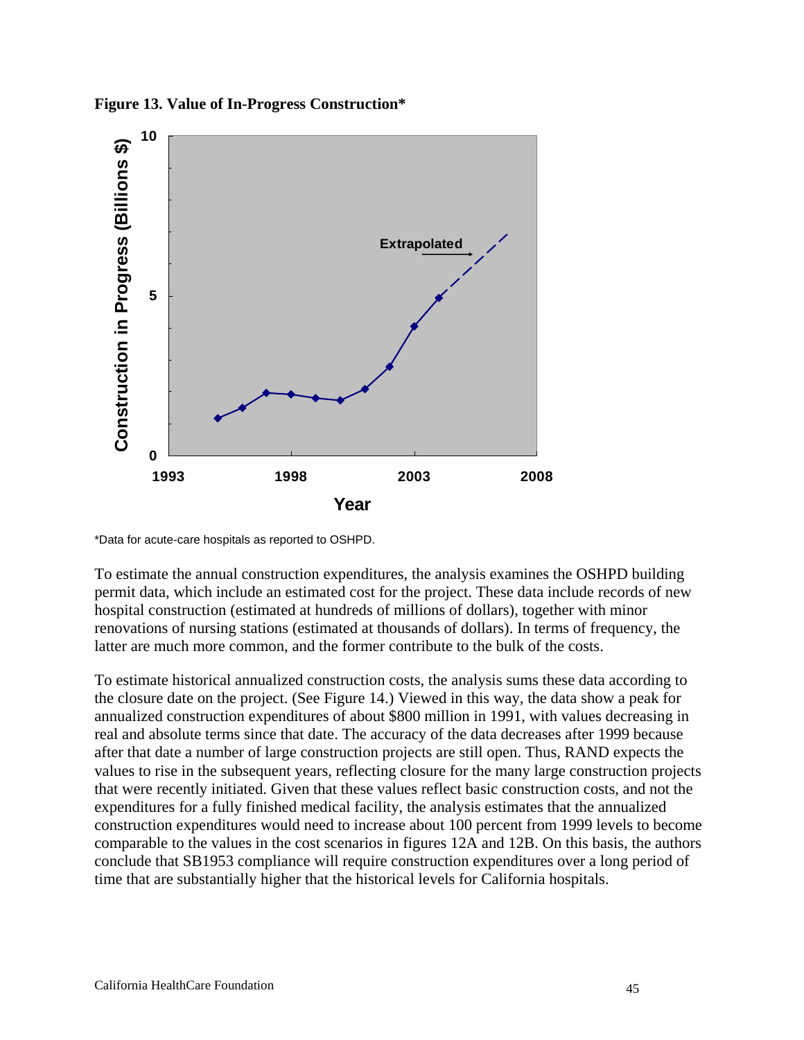**Figure 13. Value of In-Progress Construction***

*Data for acute-care hospitals as reported to OSHPD.

To estimate the annual construction expenditures, the analysis examines the OSHPD building permit data, which include an estimated cost for the project. These data include records of new hospital construction (estimated at hundreds of millions of dollars), together with minor renovations of nursing stations (estimated at thousands of dollars). In terms of frequency, the latter are much more common, and the former contribute to the bulk of the costs.

To estimate historical annualized construction costs, the analysis sums these data according to the closure date on the project. (See Figure 14.) Viewed in this way, the data show a peak for annualized construction expenditures of about $800 million in 1991, with values decreasing in real and absolute terms since that date. The accuracy of the data decreases after 1999 because after that date a number of large construction projects are still open. Thus, RAND expects the values to rise in the subsequent years, reflecting closure for the many large construction projects that were recently initiated. Given that these values reflect basic construction costs, and not the expenditures for a fully finished medical facility, the analysis estimates that the annualized construction expenditures would need to increase about 100 percent from 1999 levels to become comparable to the values in the cost scenarios in figures 12A and 12B. On this basis, the authors conclude that SB1953 compliance will require construction expenditures over a long period of time that are substantially higher that the historical levels for California hospitals.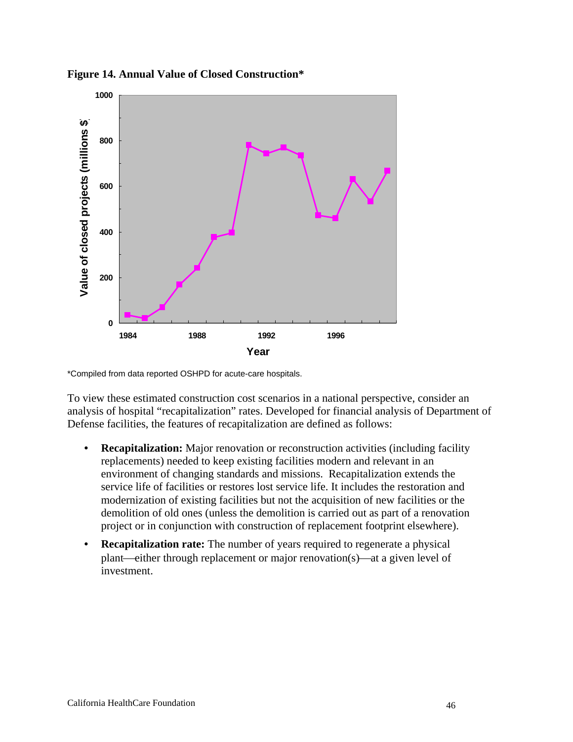**Figure 14. Annual Value of Closed Construction***

*Compiled from data reported OSHPD for acute-care hospitals.

To view these estimated construction cost scenarios in a national perspective, consider an analysis of hospital "recapitalization" rates. Developed for financial analysis of Department of Defense facilities, the features of recapitalization are defined as follows:

- **Recapitalization:** Major renovation or reconstruction activities (including facility replacements) needed to keep existing facilities modern and relevant in an environment of changing standards and missions. Recapitalization extends the service life of facilities or restores lost service life. It includes the restoration and modernization of existing facilities but not the acquisition of new facilities or the demolition of old ones (unless the demolition is carried out as part of a renovation project or in conjunction with construction of replacement footprint elsewhere).
- **Recapitalization rate:** The number of years required to regenerate a physical plant—either through replacement or major renovation(s)—at a given level of investment.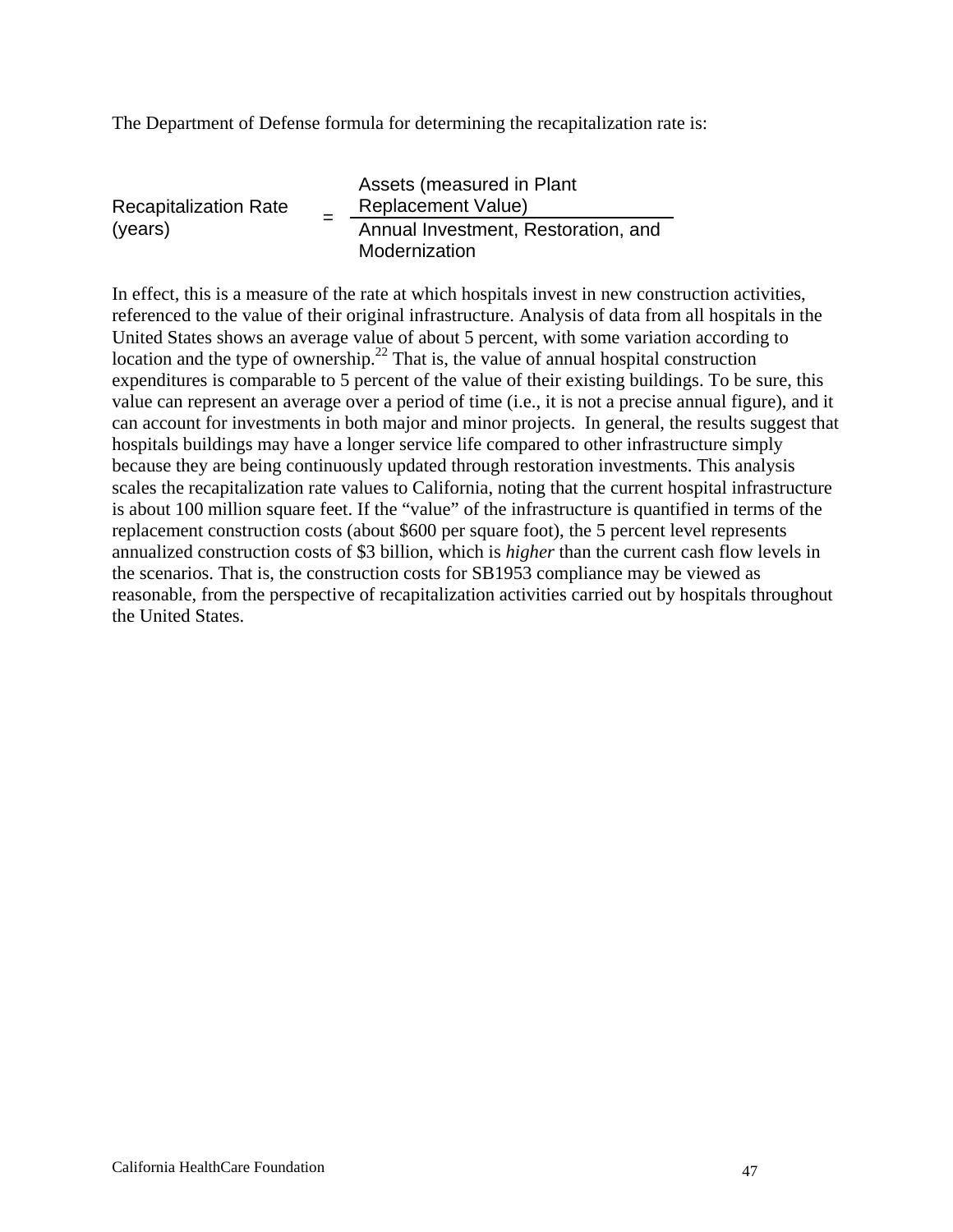The Department of Defense formula for determining the recapitalization rate is:

$$\text{Recapitalization Rate (years)} = \frac{\text{Assets (measured in Plant Replacement Value)}}{\text{Annual Investment, Restoration, and Modernization}}$$

In effect, this is a measure of the rate at which hospitals invest in new construction activities, referenced to the value of their original infrastructure. Analysis of data from all hospitals in the United States shows an average value of about 5 percent, with some variation according to location and the type of ownership.[22] That is, the value of annual hospital construction expenditures is comparable to 5 percent of the value of their existing buildings. To be sure, this value can represent an average over a period of time (i.e., it is not a precise annual figure), and it can account for investments in both major and minor projects. In general, the results suggest that hospitals buildings may have a longer service life compared to other infrastructure simply because they are being continuously updated through restoration investments. This analysis scales the recapitalization rate values to California, noting that the current hospital infrastructure is about 100 million square feet. If the "value" of the infrastructure is quantified in terms of the replacement construction costs (about $600 per square foot), the 5 percent level represents annualized construction costs of $3 billion, which is *higher* than the current cash flow levels in the scenarios. That is, the construction costs for SB1953 compliance may be viewed as reasonable, from the perspective of recapitalization activities carried out by hospitals throughout the United States.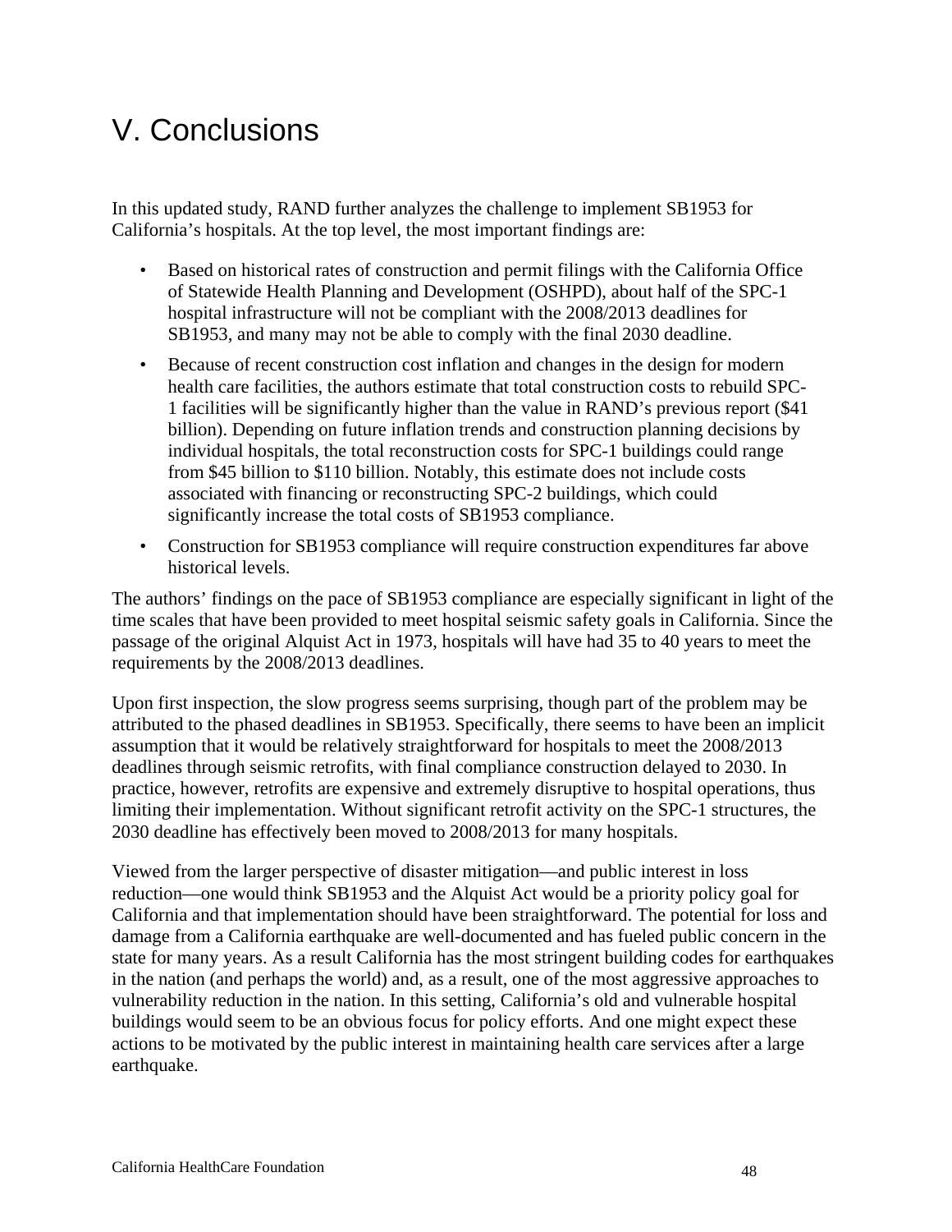# V. Conclusions

In this updated study, RAND further analyzes the challenge to implement SB1953 for California's hospitals. At the top level, the most important findings are:

- Based on historical rates of construction and permit filings with the California Office of Statewide Health Planning and Development (OSHPD), about half of the SPC-1 hospital infrastructure will not be compliant with the 2008/2013 deadlines for SB1953, and many may not be able to comply with the final 2030 deadline.
- Because of recent construction cost inflation and changes in the design for modern health care facilities, the authors estimate that total construction costs to rebuild SPC-1 facilities will be significantly higher than the value in RAND's previous report ($41 billion). Depending on future inflation trends and construction planning decisions by individual hospitals, the total reconstruction costs for SPC-1 buildings could range from $45 billion to $110 billion. Notably, this estimate does not include costs associated with financing or reconstructing SPC-2 buildings, which could significantly increase the total costs of SB1953 compliance.
- Construction for SB1953 compliance will require construction expenditures far above historical levels.

The authors' findings on the pace of SB1953 compliance are especially significant in light of the time scales that have been provided to meet hospital seismic safety goals in California. Since the passage of the original Alquist Act in 1973, hospitals will have had 35 to 40 years to meet the requirements by the 2008/2013 deadlines.

Upon first inspection, the slow progress seems surprising, though part of the problem may be attributed to the phased deadlines in SB1953. Specifically, there seems to have been an implicit assumption that it would be relatively straightforward for hospitals to meet the 2008/2013 deadlines through seismic retrofits, with final compliance construction delayed to 2030. In practice, however, retrofits are expensive and extremely disruptive to hospital operations, thus limiting their implementation. Without significant retrofit activity on the SPC-1 structures, the 2030 deadline has effectively been moved to 2008/2013 for many hospitals.

Viewed from the larger perspective of disaster mitigation—and public interest in loss reduction—one would think SB1953 and the Alquist Act would be a priority policy goal for California and that implementation should have been straightforward. The potential for loss and damage from a California earthquake are well-documented and has fueled public concern in the state for many years. As a result California has the most stringent building codes for earthquakes in the nation (and perhaps the world) and, as a result, one of the most aggressive approaches to vulnerability reduction in the nation. In this setting, California's old and vulnerable hospital buildings would seem to be an obvious focus for policy efforts. And one might expect these actions to be motivated by the public interest in maintaining health care services after a large earthquake.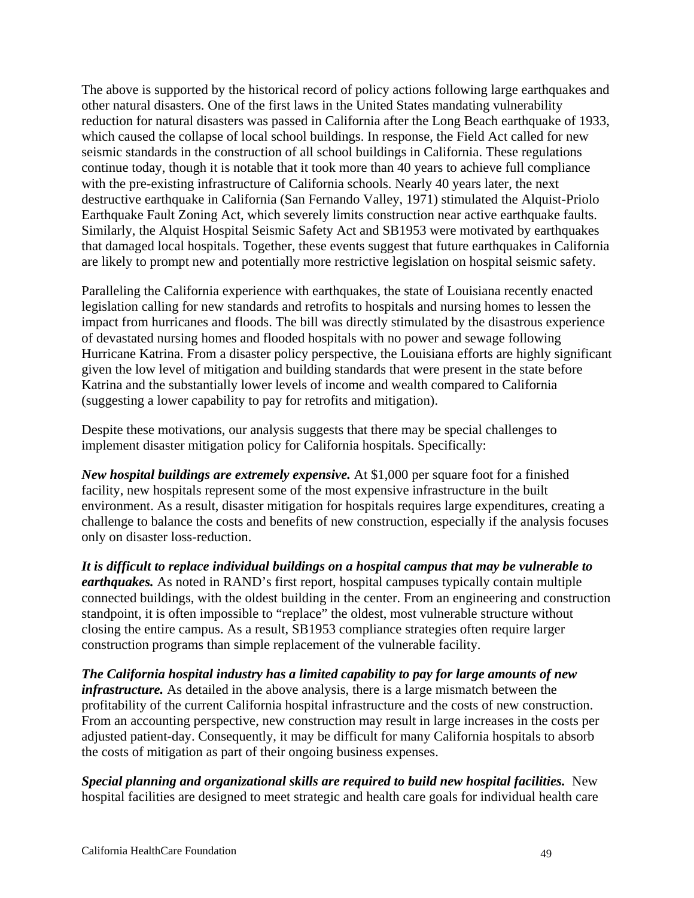The above is supported by the historical record of policy actions following large earthquakes and other natural disasters. One of the first laws in the United States mandating vulnerability reduction for natural disasters was passed in California after the Long Beach earthquake of 1933, which caused the collapse of local school buildings. In response, the Field Act called for new seismic standards in the construction of all school buildings in California. These regulations continue today, though it is notable that it took more than 40 years to achieve full compliance with the pre-existing infrastructure of California schools. Nearly 40 years later, the next destructive earthquake in California (San Fernando Valley, 1971) stimulated the Alquist-Priolo Earthquake Fault Zoning Act, which severely limits construction near active earthquake faults. Similarly, the Alquist Hospital Seismic Safety Act and SB1953 were motivated by earthquakes that damaged local hospitals. Together, these events suggest that future earthquakes in California are likely to prompt new and potentially more restrictive legislation on hospital seismic safety.

Paralleling the California experience with earthquakes, the state of Louisiana recently enacted legislation calling for new standards and retrofits to hospitals and nursing homes to lessen the impact from hurricanes and floods. The bill was directly stimulated by the disastrous experience of devastated nursing homes and flooded hospitals with no power and sewage following Hurricane Katrina. From a disaster policy perspective, the Louisiana efforts are highly significant given the low level of mitigation and building standards that were present in the state before Katrina and the substantially lower levels of income and wealth compared to California (suggesting a lower capability to pay for retrofits and mitigation).

Despite these motivations, our analysis suggests that there may be special challenges to implement disaster mitigation policy for California hospitals. Specifically:

***New hospital buildings are extremely expensive.*** At $1,000 per square foot for a finished facility, new hospitals represent some of the most expensive infrastructure in the built environment. As a result, disaster mitigation for hospitals requires large expenditures, creating a challenge to balance the costs and benefits of new construction, especially if the analysis focuses only on disaster loss-reduction.

***It is difficult to replace individual buildings on a hospital campus that may be vulnerable to earthquakes.*** As noted in RAND's first report, hospital campuses typically contain multiple connected buildings, with the oldest building in the center. From an engineering and construction standpoint, it is often impossible to "replace" the oldest, most vulnerable structure without closing the entire campus. As a result, SB1953 compliance strategies often require larger construction programs than simple replacement of the vulnerable facility.

***The California hospital industry has a limited capability to pay for large amounts of new infrastructure.*** As detailed in the above analysis, there is a large mismatch between the profitability of the current California hospital infrastructure and the costs of new construction. From an accounting perspective, new construction may result in large increases in the costs per adjusted patient-day. Consequently, it may be difficult for many California hospitals to absorb the costs of mitigation as part of their ongoing business expenses.

***Special planning and organizational skills are required to build new hospital facilities.*** New hospital facilities are designed to meet strategic and health care goals for individual health care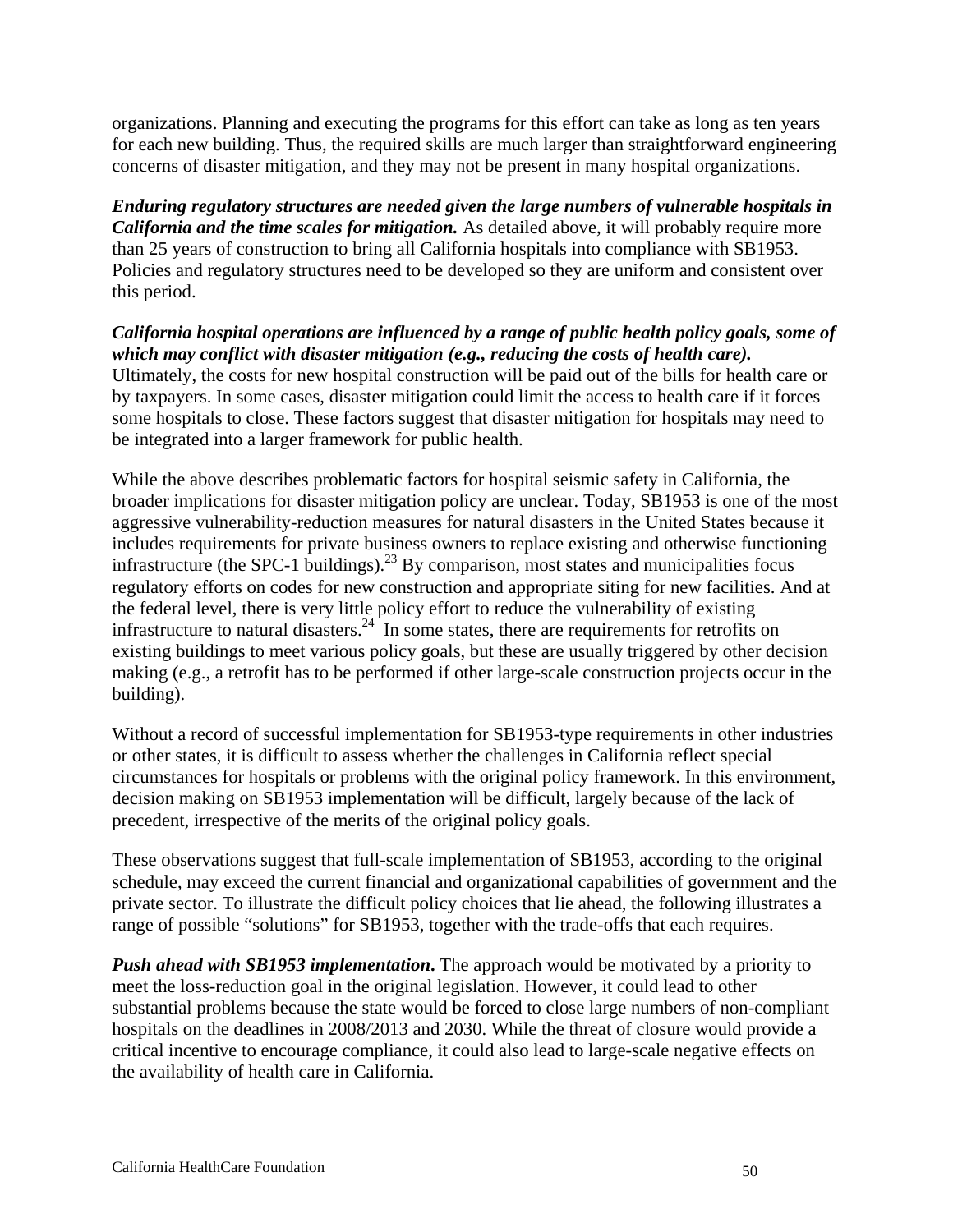organizations. Planning and executing the programs for this effort can take as long as ten years for each new building. Thus, the required skills are much larger than straightforward engineering concerns of disaster mitigation, and they may not be present in many hospital organizations.

***Enduring regulatory structures are needed given the large numbers of vulnerable hospitals in California and the time scales for mitigation.*** As detailed above, it will probably require more than 25 years of construction to bring all California hospitals into compliance with SB1953. Policies and regulatory structures need to be developed so they are uniform and consistent over this period.

***California hospital operations are influenced by a range of public health policy goals, some of which may conflict with disaster mitigation (e.g., reducing the costs of health care).*** Ultimately, the costs for new hospital construction will be paid out of the bills for health care or by taxpayers. In some cases, disaster mitigation could limit the access to health care if it forces some hospitals to close. These factors suggest that disaster mitigation for hospitals may need to be integrated into a larger framework for public health.

While the above describes problematic factors for hospital seismic safety in California, the broader implications for disaster mitigation policy are unclear. Today, SB1953 is one of the most aggressive vulnerability-reduction measures for natural disasters in the United States because it includes requirements for private business owners to replace existing and otherwise functioning infrastructure (the SPC-1 buildings).[23] By comparison, most states and municipalities focus regulatory efforts on codes for new construction and appropriate siting for new facilities. And at the federal level, there is very little policy effort to reduce the vulnerability of existing infrastructure to natural disasters.[24] In some states, there are requirements for retrofits on existing buildings to meet various policy goals, but these are usually triggered by other decision making (e.g., a retrofit has to be performed if other large-scale construction projects occur in the building).

Without a record of successful implementation for SB1953-type requirements in other industries or other states, it is difficult to assess whether the challenges in California reflect special circumstances for hospitals or problems with the original policy framework. In this environment, decision making on SB1953 implementation will be difficult, largely because of the lack of precedent, irrespective of the merits of the original policy goals.

These observations suggest that full-scale implementation of SB1953, according to the original schedule, may exceed the current financial and organizational capabilities of government and the private sector. To illustrate the difficult policy choices that lie ahead, the following illustrates a range of possible "solutions" for SB1953, together with the trade-offs that each requires.

***Push ahead with SB1953 implementation.*** The approach would be motivated by a priority to meet the loss-reduction goal in the original legislation. However, it could lead to other substantial problems because the state would be forced to close large numbers of non-compliant hospitals on the deadlines in 2008/2013 and 2030. While the threat of closure would provide a critical incentive to encourage compliance, it could also lead to large-scale negative effects on the availability of health care in California.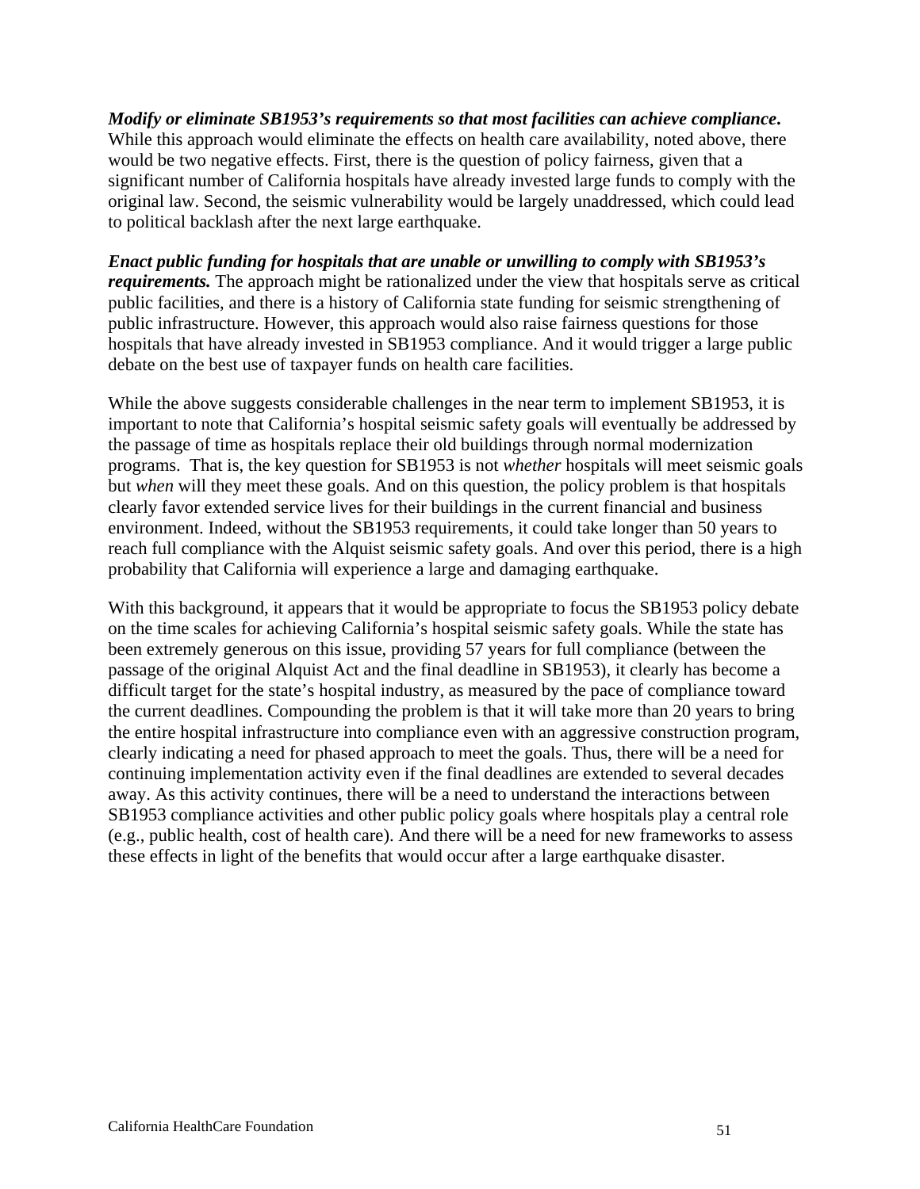***Modify or eliminate SB1953's requirements so that most facilities can achieve compliance.*** While this approach would eliminate the effects on health care availability, noted above, there would be two negative effects. First, there is the question of policy fairness, given that a significant number of California hospitals have already invested large funds to comply with the original law. Second, the seismic vulnerability would be largely unaddressed, which could lead to political backlash after the next large earthquake.

***Enact public funding for hospitals that are unable or unwilling to comply with SB1953's requirements.*** The approach might be rationalized under the view that hospitals serve as critical public facilities, and there is a history of California state funding for seismic strengthening of public infrastructure. However, this approach would also raise fairness questions for those hospitals that have already invested in SB1953 compliance. And it would trigger a large public debate on the best use of taxpayer funds on health care facilities.

While the above suggests considerable challenges in the near term to implement SB1953, it is important to note that California's hospital seismic safety goals will eventually be addressed by the passage of time as hospitals replace their old buildings through normal modernization programs. That is, the key question for SB1953 is not *whether* hospitals will meet seismic goals but *when* will they meet these goals. And on this question, the policy problem is that hospitals clearly favor extended service lives for their buildings in the current financial and business environment. Indeed, without the SB1953 requirements, it could take longer than 50 years to reach full compliance with the Alquist seismic safety goals. And over this period, there is a high probability that California will experience a large and damaging earthquake.

With this background, it appears that it would be appropriate to focus the SB1953 policy debate on the time scales for achieving California's hospital seismic safety goals. While the state has been extremely generous on this issue, providing 57 years for full compliance (between the passage of the original Alquist Act and the final deadline in SB1953), it clearly has become a difficult target for the state's hospital industry, as measured by the pace of compliance toward the current deadlines. Compounding the problem is that it will take more than 20 years to bring the entire hospital infrastructure into compliance even with an aggressive construction program, clearly indicating a need for phased approach to meet the goals. Thus, there will be a need for continuing implementation activity even if the final deadlines are extended to several decades away. As this activity continues, there will be a need to understand the interactions between SB1953 compliance activities and other public policy goals where hospitals play a central role (e.g., public health, cost of health care). And there will be a need for new frameworks to assess these effects in light of the benefits that would occur after a large earthquake disaster.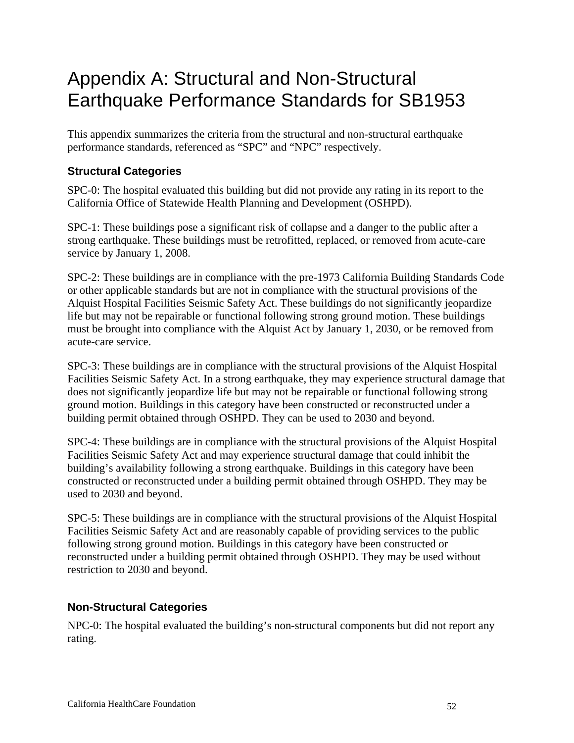# Appendix A: Structural and Non-Structural Earthquake Performance Standards for SB1953

This appendix summarizes the criteria from the structural and non-structural earthquake performance standards, referenced as “SPC” and “NPC” respectively.

### Structural Categories

SPC-0: The hospital evaluated this building but did not provide any rating in its report to the California Office of Statewide Health Planning and Development (OSHPD).

SPC-1: These buildings pose a significant risk of collapse and a danger to the public after a strong earthquake. These buildings must be retrofitted, replaced, or removed from acute-care service by January 1, 2008.

SPC-2: These buildings are in compliance with the pre-1973 California Building Standards Code or other applicable standards but are not in compliance with the structural provisions of the Alquist Hospital Facilities Seismic Safety Act. These buildings do not significantly jeopardize life but may not be repairable or functional following strong ground motion. These buildings must be brought into compliance with the Alquist Act by January 1, 2030, or be removed from acute-care service.

SPC-3: These buildings are in compliance with the structural provisions of the Alquist Hospital Facilities Seismic Safety Act. In a strong earthquake, they may experience structural damage that does not significantly jeopardize life but may not be repairable or functional following strong ground motion. Buildings in this category have been constructed or reconstructed under a building permit obtained through OSHPD. They can be used to 2030 and beyond.

SPC-4: These buildings are in compliance with the structural provisions of the Alquist Hospital Facilities Seismic Safety Act and may experience structural damage that could inhibit the building’s availability following a strong earthquake. Buildings in this category have been constructed or reconstructed under a building permit obtained through OSHPD. They may be used to 2030 and beyond.

SPC-5: These buildings are in compliance with the structural provisions of the Alquist Hospital Facilities Seismic Safety Act and are reasonably capable of providing services to the public following strong ground motion. Buildings in this category have been constructed or reconstructed under a building permit obtained through OSHPD. They may be used without restriction to 2030 and beyond.

### Non-Structural Categories

NPC-0: The hospital evaluated the building’s non-structural components but did not report any rating.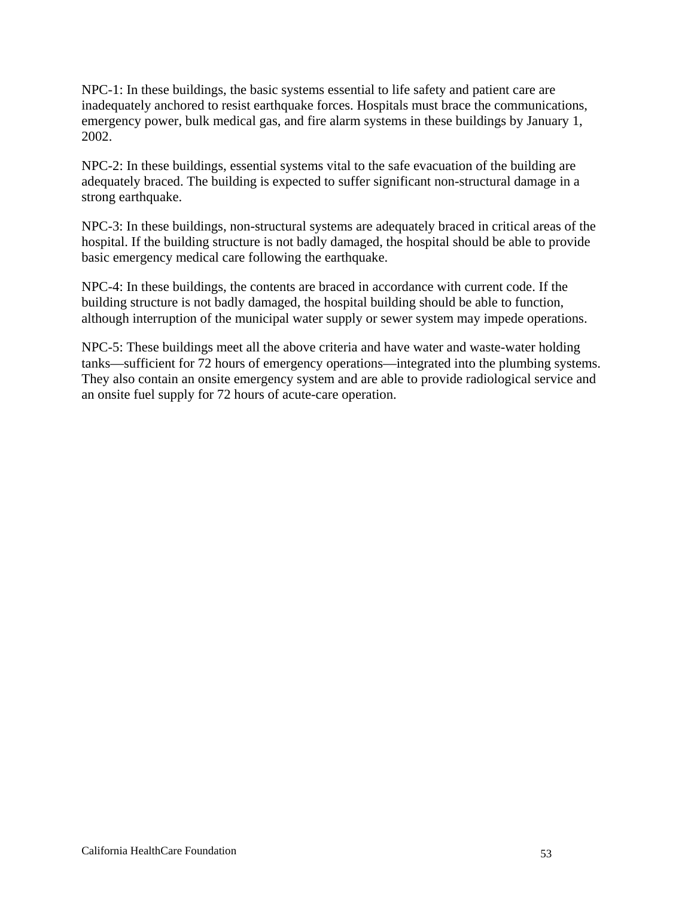NPC-1: In these buildings, the basic systems essential to life safety and patient care are inadequately anchored to resist earthquake forces. Hospitals must brace the communications, emergency power, bulk medical gas, and fire alarm systems in these buildings by January 1, 2002.

NPC-2: In these buildings, essential systems vital to the safe evacuation of the building are adequately braced. The building is expected to suffer significant non-structural damage in a strong earthquake.

NPC-3: In these buildings, non-structural systems are adequately braced in critical areas of the hospital. If the building structure is not badly damaged, the hospital should be able to provide basic emergency medical care following the earthquake.

NPC-4: In these buildings, the contents are braced in accordance with current code. If the building structure is not badly damaged, the hospital building should be able to function, although interruption of the municipal water supply or sewer system may impede operations.

NPC-5: These buildings meet all the above criteria and have water and waste-water holding tanks—sufficient for 72 hours of emergency operations—integrated into the plumbing systems. They also contain an onsite emergency system and are able to provide radiological service and an onsite fuel supply for 72 hours of acute-care operation.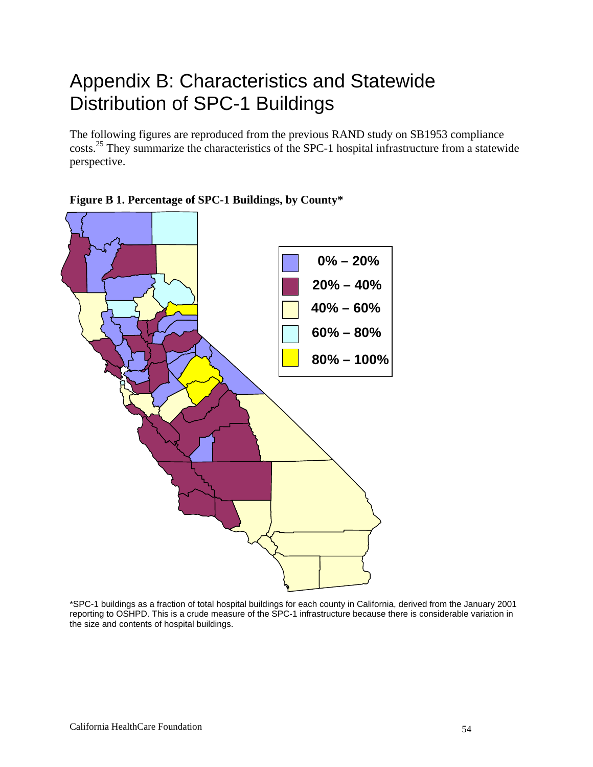# Appendix B: Characteristics and Statewide Distribution of SPC-1 Buildings

The following figures are reproduced from the previous RAND study on SB1953 compliance costs.[25] They summarize the characteristics of the SPC-1 hospital infrastructure from a statewide perspective.

**Figure B 1. Percentage of SPC-1 Buildings, by County***

*SPC-1 buildings as a fraction of total hospital buildings for each county in California, derived from the January 2001 reporting to OSHPD. This is a crude measure of the SPC-1 infrastructure because there is considerable variation in the size and contents of hospital buildings.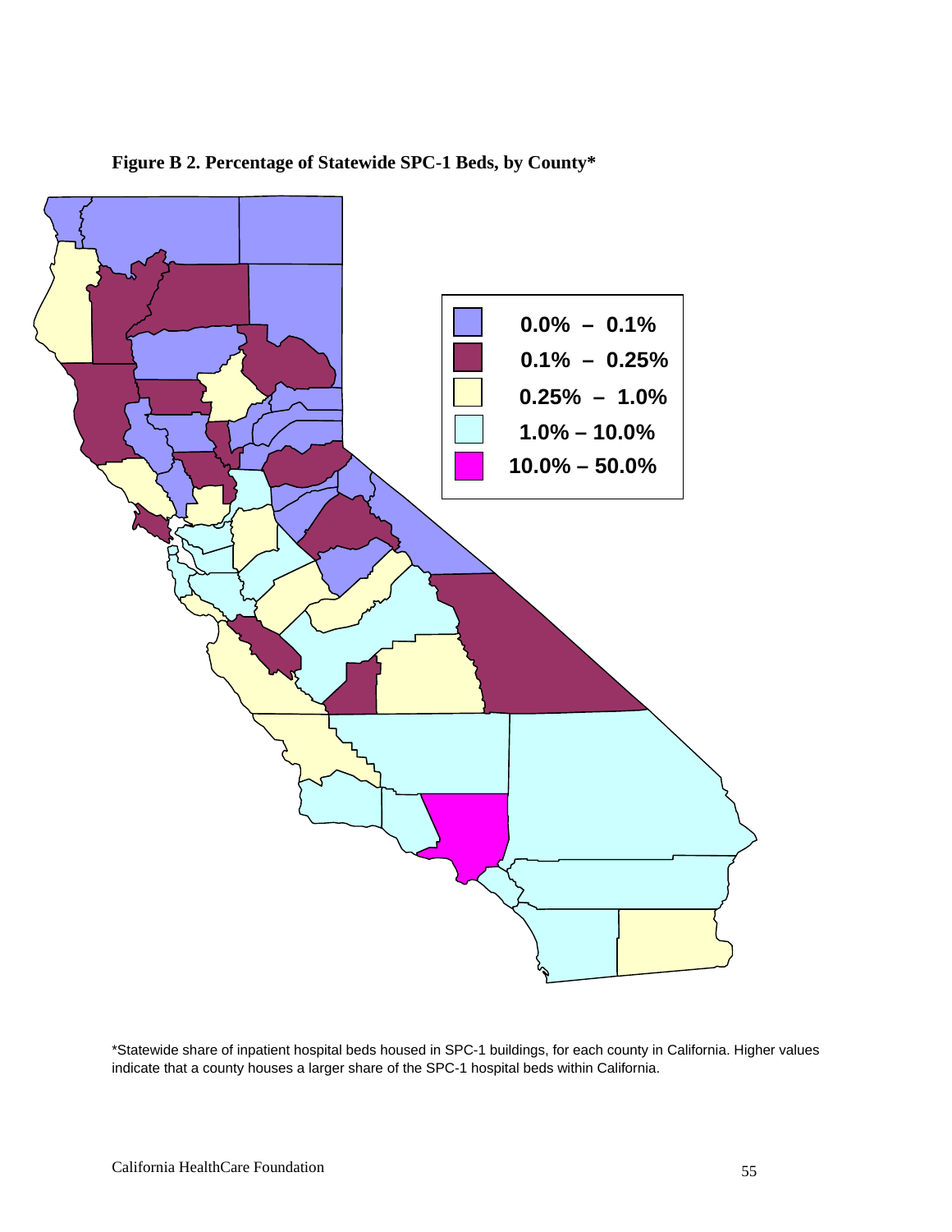**Figure B 2. Percentage of Statewide SPC-1 Beds, by County***

0.0% – 0.1%
0.1% – 0.25%
0.25% – 1.0%
1.0% – 10.0%
10.0% – 50.0%

*Statewide share of inpatient hospital beds housed in SPC-1 buildings, for each county in California. Higher values indicate that a county houses a larger share of the SPC-1 hospital beds within California.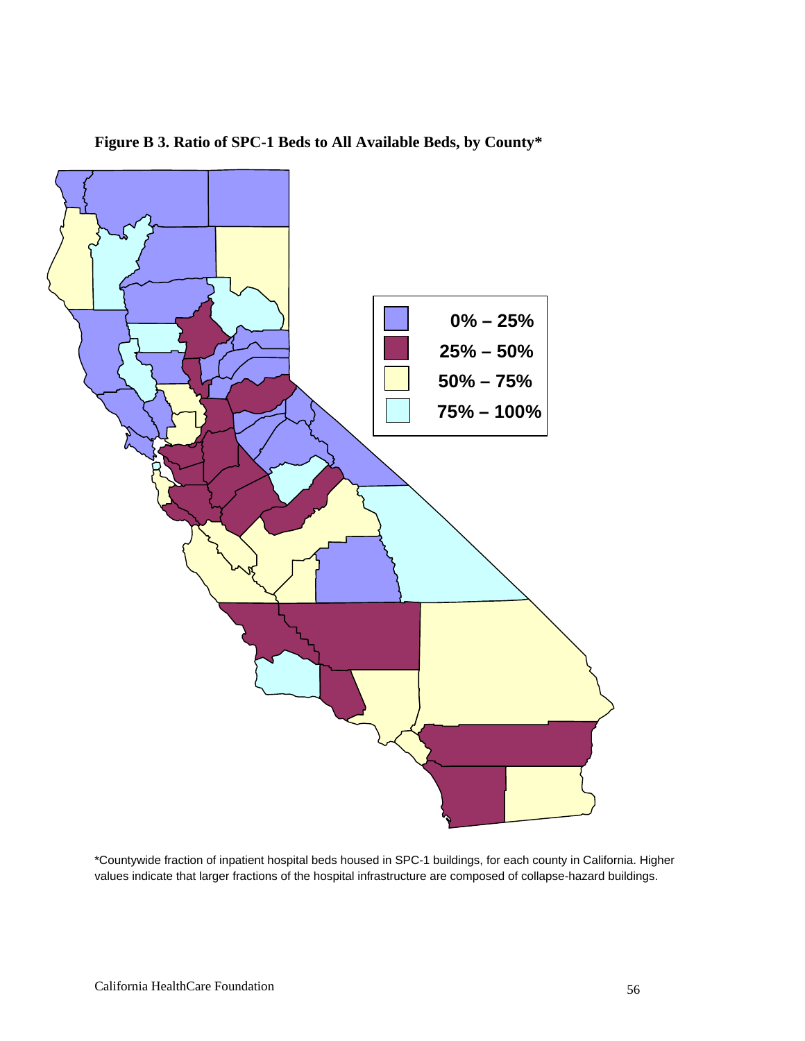**Figure B 3. Ratio of SPC-1 Beds to All Available Beds, by County***

0% – 25%
25% – 50%
50% – 75%
75% – 100%

*Countywide fraction of inpatient hospital beds housed in SPC-1 buildings, for each county in California. Higher values indicate that larger fractions of the hospital infrastructure are composed of collapse-hazard buildings.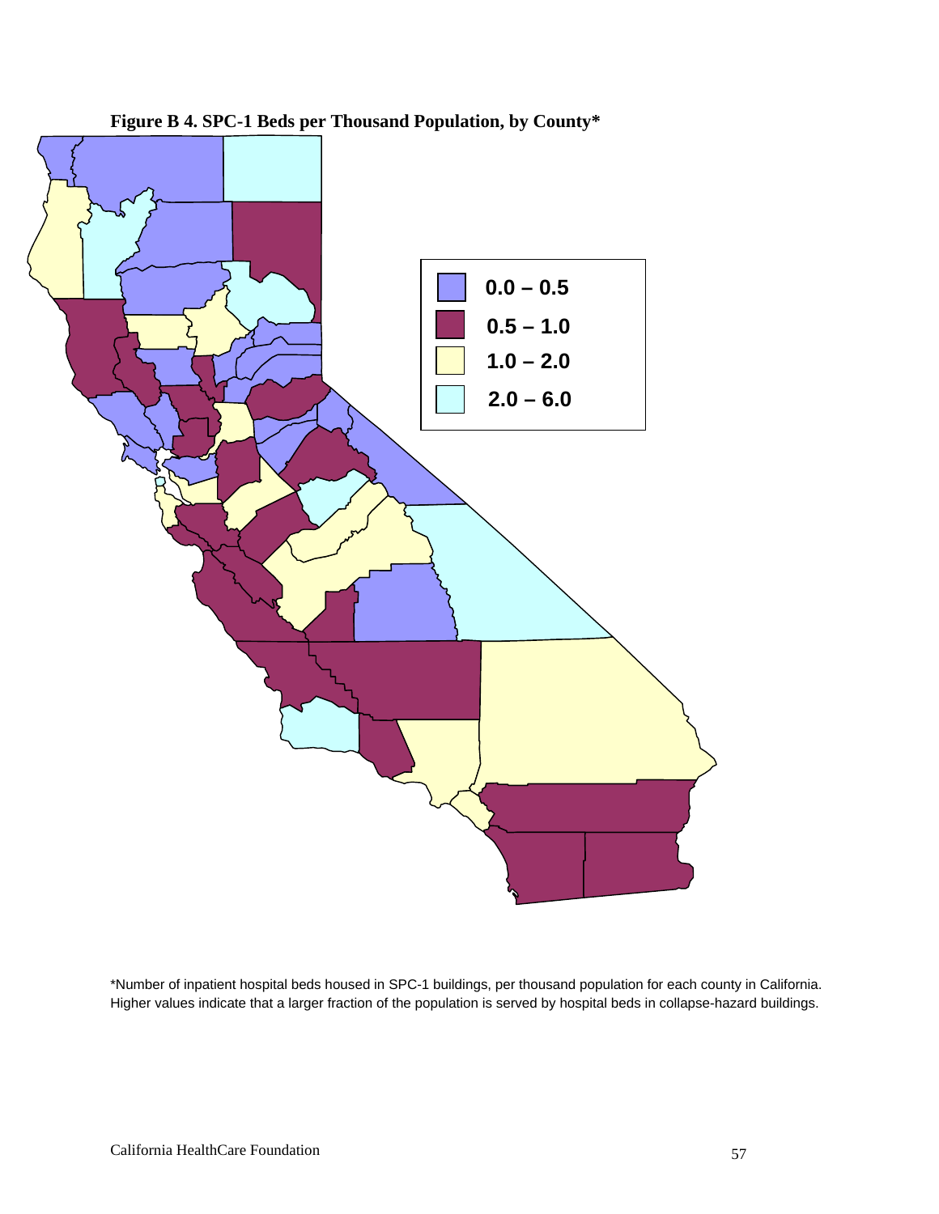**Figure B 4. SPC-1 Beds per Thousand Population, by County***

0.0 – 0.5

0.5 – 1.0

1.0 – 2.0

2.0 – 6.0

*Number of inpatient hospital beds housed in SPC-1 buildings, per thousand population for each county in California. Higher values indicate that a larger fraction of the population is served by hospital beds in collapse-hazard buildings.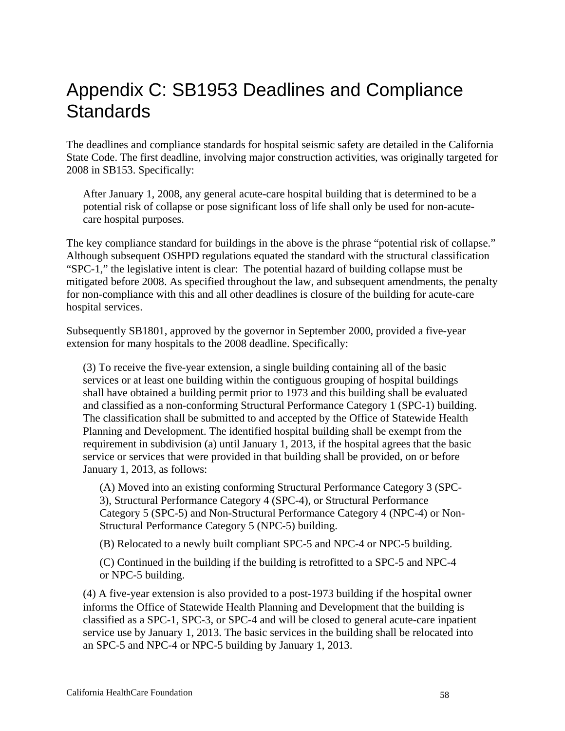# Appendix C: SB1953 Deadlines and Compliance Standards

The deadlines and compliance standards for hospital seismic safety are detailed in the California State Code. The first deadline, involving major construction activities, was originally targeted for 2008 in SB153. Specifically:

> After January 1, 2008, any general acute-care hospital building that is determined to be a potential risk of collapse or pose significant loss of life shall only be used for non-acute-care hospital purposes.

The key compliance standard for buildings in the above is the phrase "potential risk of collapse." Although subsequent OSHPD regulations equated the standard with the structural classification "SPC-1," the legislative intent is clear: The potential hazard of building collapse must be mitigated before 2008. As specified throughout the law, and subsequent amendments, the penalty for non-compliance with this and all other deadlines is closure of the building for acute-care hospital services.

Subsequently SB1801, approved by the governor in September 2000, provided a five-year extension for many hospitals to the 2008 deadline. Specifically:

> (3) To receive the five-year extension, a single building containing all of the basic services or at least one building within the contiguous grouping of hospital buildings shall have obtained a building permit prior to 1973 and this building shall be evaluated and classified as a non-conforming Structural Performance Category 1 (SPC-1) building. The classification shall be submitted to and accepted by the Office of Statewide Health Planning and Development. The identified hospital building shall be exempt from the requirement in subdivision (a) until January 1, 2013, if the hospital agrees that the basic service or services that were provided in that building shall be provided, on or before January 1, 2013, as follows:
>
> > (A) Moved into an existing conforming Structural Performance Category 3 (SPC-3), Structural Performance Category 4 (SPC-4), or Structural Performance Category 5 (SPC-5) and Non-Structural Performance Category 4 (NPC-4) or Non-Structural Performance Category 5 (NPC-5) building.
> >
> > (B) Relocated to a newly built compliant SPC-5 and NPC-4 or NPC-5 building.
> >
> > (C) Continued in the building if the building is retrofitted to a SPC-5 and NPC-4 or NPC-5 building.
>
> (4) A five-year extension is also provided to a post-1973 building if the hospital owner informs the Office of Statewide Health Planning and Development that the building is classified as a SPC-1, SPC-3, or SPC-4 and will be closed to general acute-care inpatient service use by January 1, 2013. The basic services in the building shall be relocated into an SPC-5 and NPC-4 or NPC-5 building by January 1, 2013.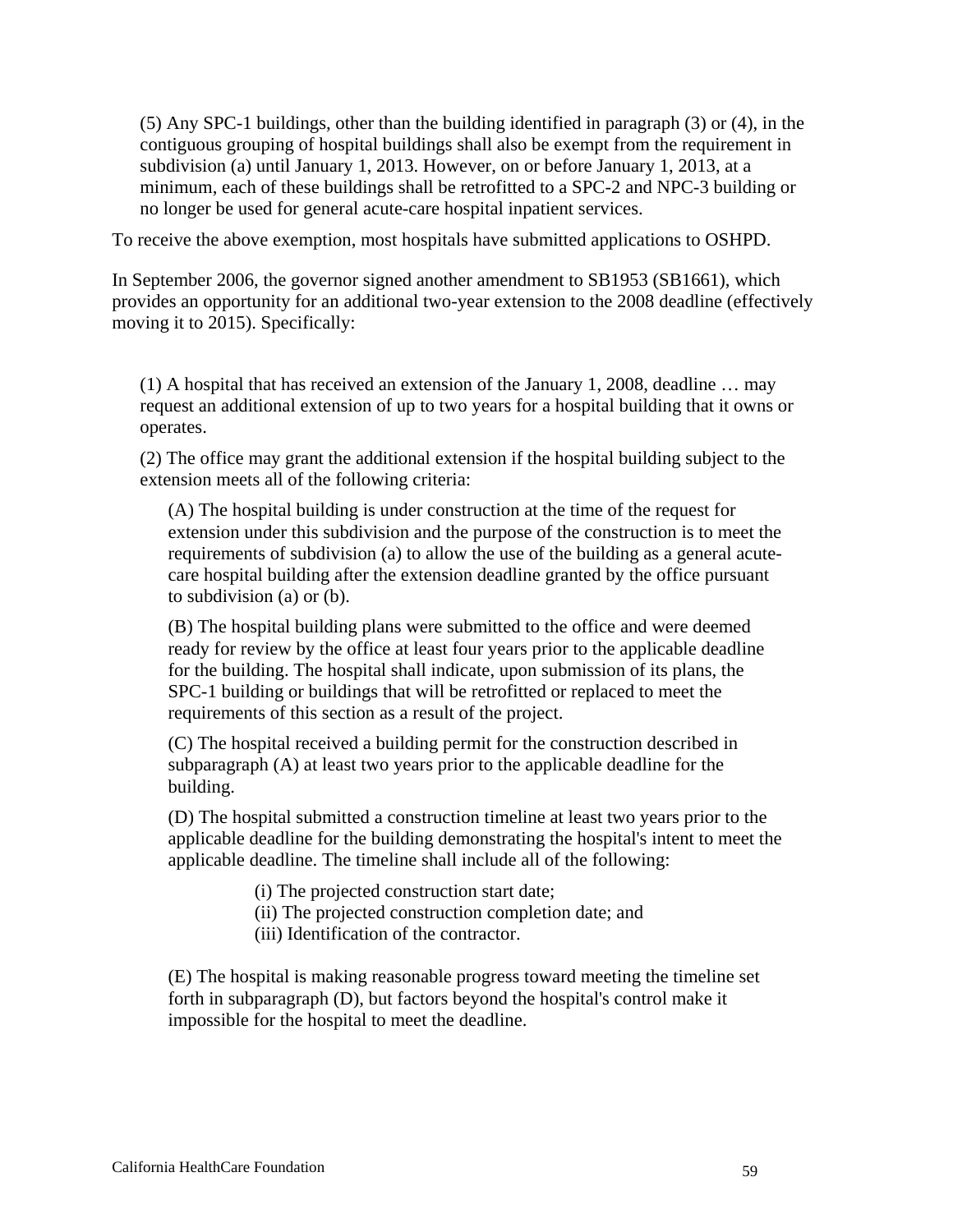(5) Any SPC-1 buildings, other than the building identified in paragraph (3) or (4), in the contiguous grouping of hospital buildings shall also be exempt from the requirement in subdivision (a) until January 1, 2013. However, on or before January 1, 2013, at a minimum, each of these buildings shall be retrofitted to a SPC-2 and NPC-3 building or no longer be used for general acute-care hospital inpatient services.

To receive the above exemption, most hospitals have submitted applications to OSHPD.

In September 2006, the governor signed another amendment to SB1953 (SB1661), which provides an opportunity for an additional two-year extension to the 2008 deadline (effectively moving it to 2015). Specifically:

(1) A hospital that has received an extension of the January 1, 2008, deadline … may request an additional extension of up to two years for a hospital building that it owns or operates.

(2) The office may grant the additional extension if the hospital building subject to the extension meets all of the following criteria:

(A) The hospital building is under construction at the time of the request for extension under this subdivision and the purpose of the construction is to meet the requirements of subdivision (a) to allow the use of the building as a general acute-care hospital building after the extension deadline granted by the office pursuant to subdivision (a) or (b).

(B) The hospital building plans were submitted to the office and were deemed ready for review by the office at least four years prior to the applicable deadline for the building. The hospital shall indicate, upon submission of its plans, the SPC-1 building or buildings that will be retrofitted or replaced to meet the requirements of this section as a result of the project.

(C) The hospital received a building permit for the construction described in subparagraph (A) at least two years prior to the applicable deadline for the building.

(D) The hospital submitted a construction timeline at least two years prior to the applicable deadline for the building demonstrating the hospital's intent to meet the applicable deadline. The timeline shall include all of the following:

(i) The projected construction start date;
(ii) The projected construction completion date; and
(iii) Identification of the contractor.

(E) The hospital is making reasonable progress toward meeting the timeline set forth in subparagraph (D), but factors beyond the hospital's control make it impossible for the hospital to meet the deadline.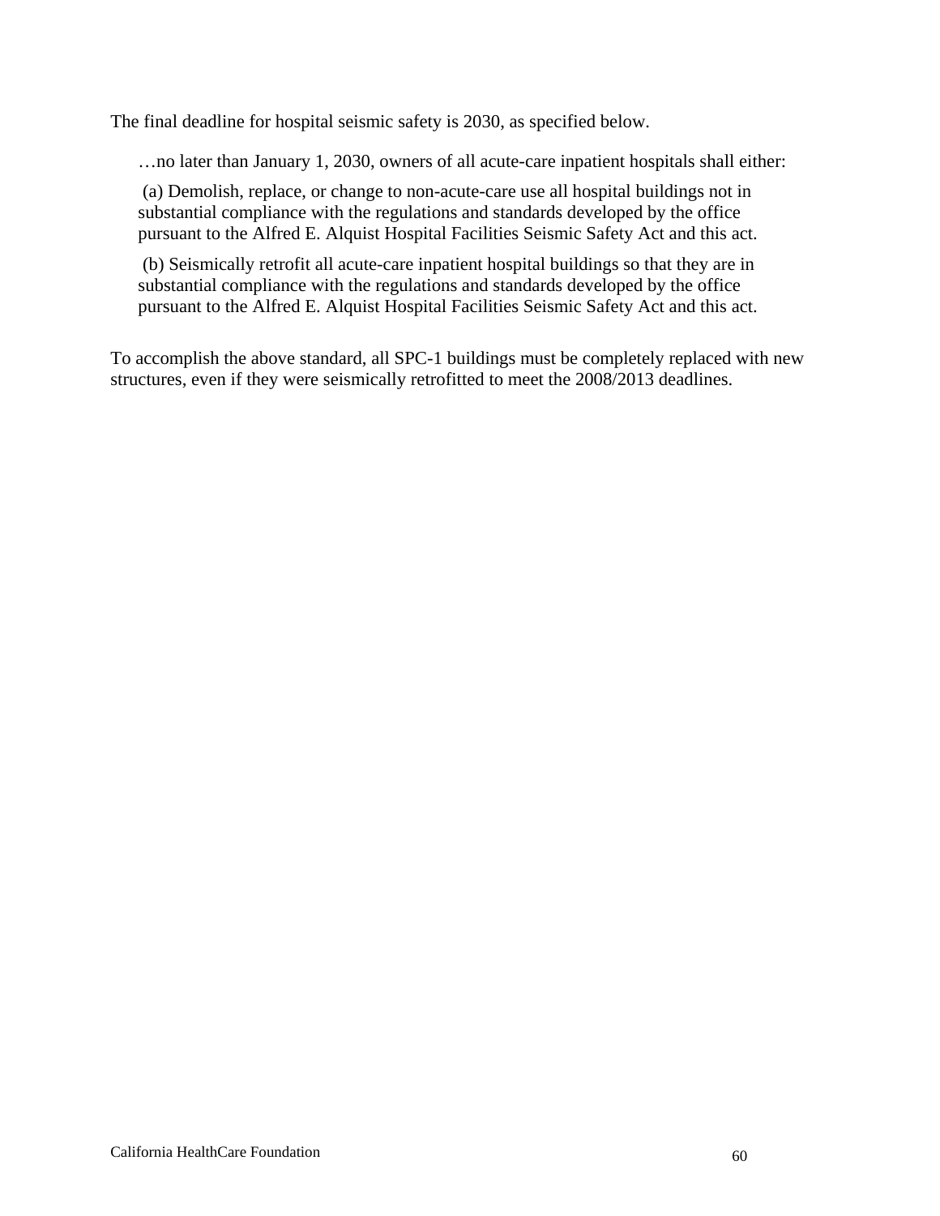The final deadline for hospital seismic safety is 2030, as specified below.

> …no later than January 1, 2030, owners of all acute-care inpatient hospitals shall either:
>
> (a) Demolish, replace, or change to non-acute-care use all hospital buildings not in substantial compliance with the regulations and standards developed by the office pursuant to the Alfred E. Alquist Hospital Facilities Seismic Safety Act and this act.
>
> (b) Seismically retrofit all acute-care inpatient hospital buildings so that they are in substantial compliance with the regulations and standards developed by the office pursuant to the Alfred E. Alquist Hospital Facilities Seismic Safety Act and this act.

To accomplish the above standard, all SPC-1 buildings must be completely replaced with new structures, even if they were seismically retrofitted to meet the 2008/2013 deadlines.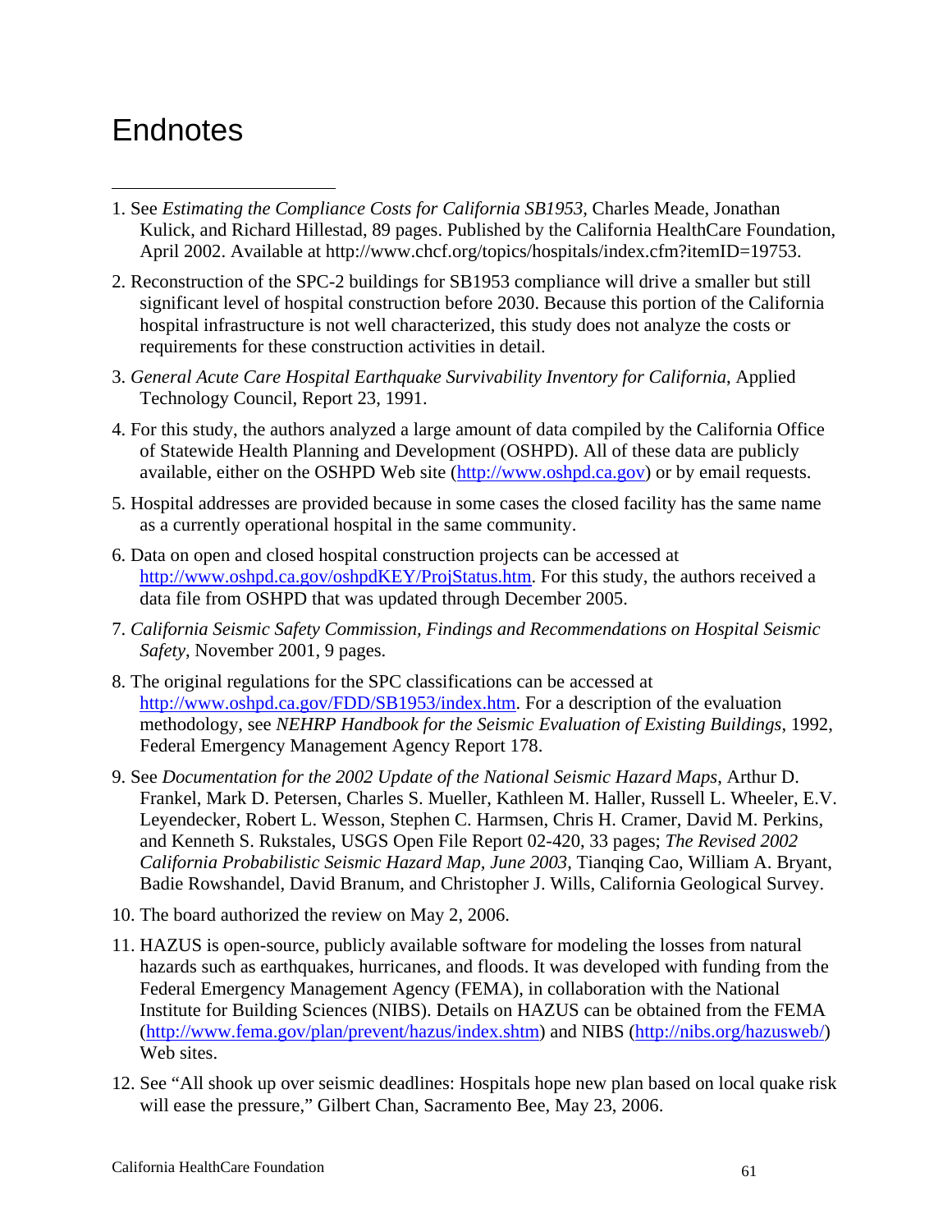# Endnotes

1. See *Estimating the Compliance Costs for California SB1953*, Charles Meade, Jonathan Kulick, and Richard Hillestad, 89 pages. Published by the California HealthCare Foundation, April 2002. Available at http://www.chcf.org/topics/hospitals/index.cfm?itemID=19753.

2. Reconstruction of the SPC-2 buildings for SB1953 compliance will drive a smaller but still significant level of hospital construction before 2030. Because this portion of the California hospital infrastructure is not well characterized, this study does not analyze the costs or requirements for these construction activities in detail.

3. *General Acute Care Hospital Earthquake Survivability Inventory for California*, Applied Technology Council, Report 23, 1991.

4. For this study, the authors analyzed a large amount of data compiled by the California Office of Statewide Health Planning and Development (OSHPD). All of these data are publicly available, either on the OSHPD Web site (http://www.oshpd.ca.gov) or by email requests.

5. Hospital addresses are provided because in some cases the closed facility has the same name as a currently operational hospital in the same community.

6. Data on open and closed hospital construction projects can be accessed at http://www.oshpd.ca.gov/oshpdKEY/ProjStatus.htm. For this study, the authors received a data file from OSHPD that was updated through December 2005.

7. *California Seismic Safety Commission, Findings and Recommendations on Hospital Seismic Safety*, November 2001, 9 pages.

8. The original regulations for the SPC classifications can be accessed at http://www.oshpd.ca.gov/FDD/SB1953/index.htm. For a description of the evaluation methodology, see *NEHRP Handbook for the Seismic Evaluation of Existing Buildings*, 1992, Federal Emergency Management Agency Report 178.

9. See *Documentation for the 2002 Update of the National Seismic Hazard Maps*, Arthur D. Frankel, Mark D. Petersen, Charles S. Mueller, Kathleen M. Haller, Russell L. Wheeler, E.V. Leyendecker, Robert L. Wesson, Stephen C. Harmsen, Chris H. Cramer, David M. Perkins, and Kenneth S. Rukstales, USGS Open File Report 02-420, 33 pages; *The Revised 2002 California Probabilistic Seismic Hazard Map, June 2003*, Tianqing Cao, William A. Bryant, Badie Rowshandel, David Branum, and Christopher J. Wills, California Geological Survey.

10. The board authorized the review on May 2, 2006.

11. HAZUS is open-source, publicly available software for modeling the losses from natural hazards such as earthquakes, hurricanes, and floods. It was developed with funding from the Federal Emergency Management Agency (FEMA), in collaboration with the National Institute for Building Sciences (NIBS). Details on HAZUS can be obtained from the FEMA (http://www.fema.gov/plan/prevent/hazus/index.shtm) and NIBS (http://nibs.org/hazusweb/) Web sites.

12. See "All shook up over seismic deadlines: Hospitals hope new plan based on local quake risk will ease the pressure," Gilbert Chan, Sacramento Bee, May 23, 2006.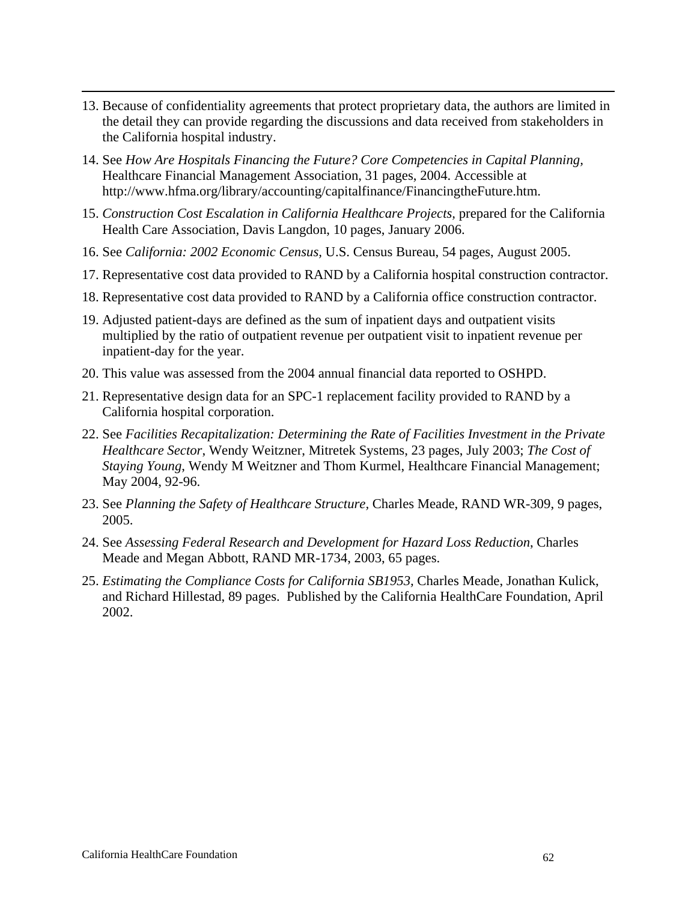13. Because of confidentiality agreements that protect proprietary data, the authors are limited in the detail they can provide regarding the discussions and data received from stakeholders in the California hospital industry.

14. See *How Are Hospitals Financing the Future? Core Competencies in Capital Planning*, Healthcare Financial Management Association, 31 pages, 2004. Accessible at http://www.hfma.org/library/accounting/capitalfinance/FinancingtheFuture.htm.

15. *Construction Cost Escalation in California Healthcare Projects*, prepared for the California Health Care Association, Davis Langdon, 10 pages, January 2006.

16. See *California: 2002 Economic Census*, U.S. Census Bureau, 54 pages, August 2005.

17. Representative cost data provided to RAND by a California hospital construction contractor.

18. Representative cost data provided to RAND by a California office construction contractor.

19. Adjusted patient-days are defined as the sum of inpatient days and outpatient visits multiplied by the ratio of outpatient revenue per outpatient visit to inpatient revenue per inpatient-day for the year.

20. This value was assessed from the 2004 annual financial data reported to OSHPD.

21. Representative design data for an SPC-1 replacement facility provided to RAND by a California hospital corporation.

22. See *Facilities Recapitalization: Determining the Rate of Facilities Investment in the Private Healthcare Sector*, Wendy Weitzner, Mitretek Systems, 23 pages, July 2003; *The Cost of Staying Young*, Wendy M Weitzner and Thom Kurmel, Healthcare Financial Management; May 2004, 92-96.

23. See *Planning the Safety of Healthcare Structure,* Charles Meade, RAND WR-309, 9 pages, 2005.

24. See *Assessing Federal Research and Development for Hazard Loss Reduction*, Charles Meade and Megan Abbott, RAND MR-1734, 2003, 65 pages.

25. *Estimating the Compliance Costs for California SB1953,* Charles Meade, Jonathan Kulick, and Richard Hillestad, 89 pages. Published by the California HealthCare Foundation, April 2002.